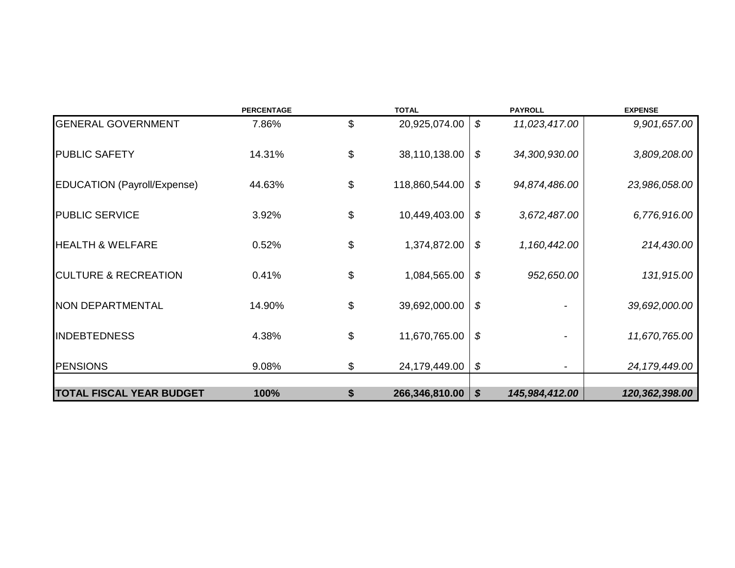| | PERCENTAGE | TOTAL | PAYROLL | EXPENSE |
|---|---|---|---|---|
| GENERAL GOVERNMENT | 7.86% | $ 20,925,074.00 | *$ 11,023,417.00* | *9,901,657.00* |
| PUBLIC SAFETY | 14.31% | $ 38,110,138.00 | *$ 34,300,930.00* | *3,809,208.00* |
| EDUCATION (Payroll/Expense) | 44.63% | $ 118,860,544.00 | *$ 94,874,486.00* | *23,986,058.00* |
| PUBLIC SERVICE | 3.92% | $ 10,449,403.00 | *$ 3,672,487.00* | *6,776,916.00* |
| HEALTH & WELFARE | 0.52% | $ 1,374,872.00 | *$ 1,160,442.00* | *214,430.00* |
| CULTURE & RECREATION | 0.41% | $ 1,084,565.00 | *$ 952,650.00* | *131,915.00* |
| NON DEPARTMENTAL | 14.90% | $ 39,692,000.00 | *$ -* | *39,692,000.00* |
| INDEBTEDNESS | 4.38% | $ 11,670,765.00 | *$ -* | *11,670,765.00* |
| PENSIONS | 9.08% | $ 24,179,449.00 | *$ -* | *24,179,449.00* |
| **TOTAL FISCAL YEAR BUDGET** | **100%** | **$ 266,346,810.00** | ***$ 145,984,412.00*** | ***120,362,398.00*** |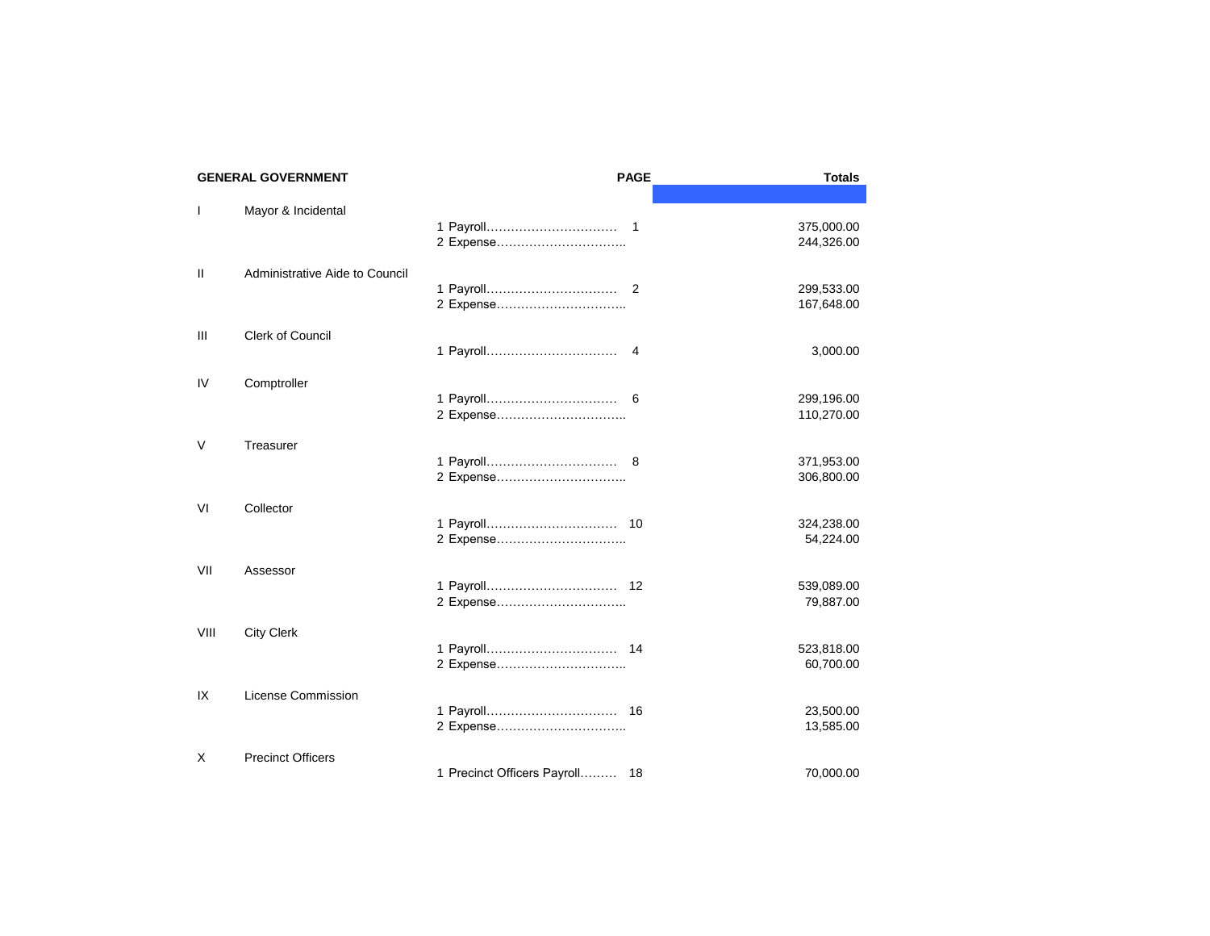| GENERAL GOVERNMENT | | | PAGE | Totals |
|---|---|---|---|---|
| I | Mayor & Incidental | | | |
| | | 1 Payroll……………………………… | 1 | 375,000.00 |
| | | 2 Expense…………………………….. | | 244,326.00 |
| II | Administrative Aide to Council | | | |
| | | 1 Payroll……………………………… | 2 | 299,533.00 |
| | | 2 Expense…………………………….. | | 167,648.00 |
| III | Clerk of Council | | | |
| | | 1 Payroll……………………………… | 4 | 3,000.00 |
| IV | Comptroller | | | |
| | | 1 Payroll……………………………… | 6 | 299,196.00 |
| | | 2 Expense…………………………….. | | 110,270.00 |
| V | Treasurer | | | |
| | | 1 Payroll……………………………… | 8 | 371,953.00 |
| | | 2 Expense…………………………….. | | 306,800.00 |
| VI | Collector | | | |
| | | 1 Payroll……………………………… | 10 | 324,238.00 |
| | | 2 Expense…………………………….. | | 54,224.00 |
| VII | Assessor | | | |
| | | 1 Payroll……………………………… | 12 | 539,089.00 |
| | | 2 Expense…………………………….. | | 79,887.00 |
| VIII | City Clerk | | | |
| | | 1 Payroll……………………………… | 14 | 523,818.00 |
| | | 2 Expense…………………………….. | | 60,700.00 |
| IX | License Commission | | | |
| | | 1 Payroll……………………………… | 16 | 23,500.00 |
| | | 2 Expense…………………………….. | | 13,585.00 |
| X | Precinct Officers | | | |
| | | 1 Precinct Officers Payroll……… | 18 | 70,000.00 |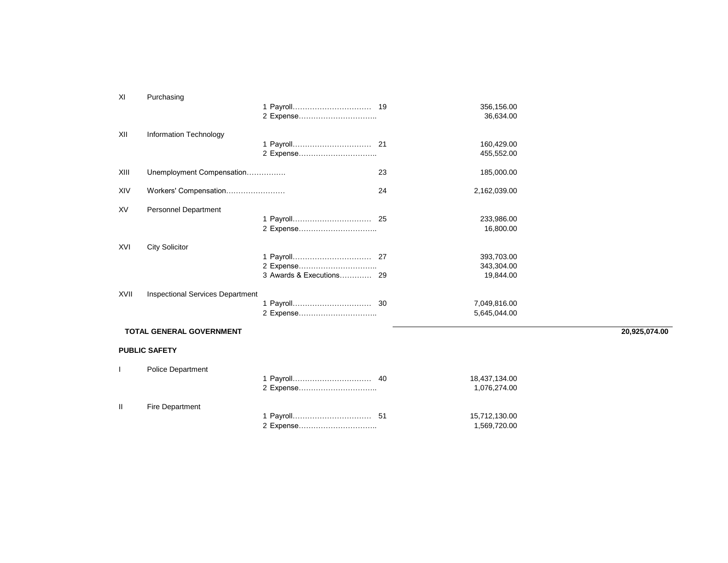| | | | | | |
|---|---|---|---|---|---|
| XI | Purchasing | | | | |
| | | 1 Payroll……………………………… | 19 | 356,156.00 | |
| | | 2 Expense………………………….. | | 36,634.00 | |
| XII | Information Technology | | | | |
| | | 1 Payroll……………………………… | 21 | 160,429.00 | |
| | | 2 Expense………………………….. | | 455,552.00 | |
| XIII | Unemployment Compensation……………. | | 23 | 185,000.00 | |
| XIV | Workers' Compensation……………………. | | 24 | 2,162,039.00 | |
| XV | Personnel Department | | | | |
| | | 1 Payroll……………………………… | 25 | 233,986.00 | |
| | | 2 Expense………………………….. | | 16,800.00 | |
| XVI | City Solicitor | | | | |
| | | 1 Payroll……………………………… | 27 | 393,703.00 | |
| | | 2 Expense………………………….. | | 343,304.00 | |
| | | 3 Awards & Executions………… | 29 | 19,844.00 | |
| XVII | Inspectional Services Department | | | | |
| | | 1 Payroll……………………………… | 30 | 7,049,816.00 | |
| | | 2 Expense………………………….. | | 5,645,044.00 | |
| **TOTAL GENERAL GOVERNMENT** | | | | | **20,925,074.00** |

**PUBLIC SAFETY**

| | | | | | |
|---|---|---|---|---|---|
| I | Police Department | | | | |
| | | 1 Payroll……………………………… | 40 | 18,437,134.00 | |
| | | 2 Expense………………………….. | | 1,076,274.00 | |
| II | Fire Department | | | | |
| | | 1 Payroll……………………………… | 51 | 15,712,130.00 | |
| | | 2 Expense………………………….. | | 1,569,720.00 | |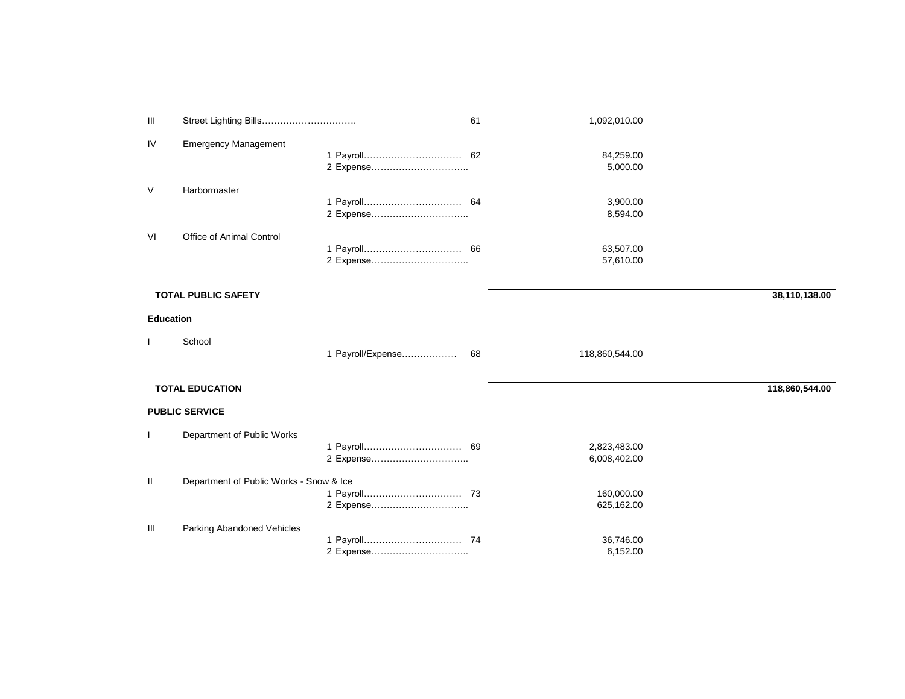| | | | | | |
|---|---|---|---|---|---|
| III | Street Lighting Bills.............................. | | 61 | 1,092,010.00 | |
| IV | Emergency Management | | | | |
| | | 1 Payroll................................ | 62 | 84,259.00 | |
| | | 2 Expense................................ | | 5,000.00 | |
| V | Harbormaster | | | | |
| | | 1 Payroll................................ | 64 | 3,900.00 | |
| | | 2 Expense................................ | | 8,594.00 | |
| VI | Office of Animal Control | | | | |
| | | 1 Payroll................................ | 66 | 63,507.00 | |
| | | 2 Expense................................ | | 57,610.00 | |
| **TOTAL PUBLIC SAFETY** | | | | | **38,110,138.00** |
| **Education** | | | | | |
| I | School | | | | |
| | | 1 Payroll/Expense.................. | 68 | 118,860,544.00 | |
| **TOTAL EDUCATION** | | | | | **118,860,544.00** |
| **PUBLIC SERVICE** | | | | | |
| I | Department of Public Works | | | | |
| | | 1 Payroll................................ | 69 | 2,823,483.00 | |
| | | 2 Expense................................ | | 6,008,402.00 | |
| II | Department of Public Works - Snow & Ice | | | | |
| | | 1 Payroll................................ | 73 | 160,000.00 | |
| | | 2 Expense................................ | | 625,162.00 | |
| III | Parking Abandoned Vehicles | | | | |
| | | 1 Payroll................................ | 74 | 36,746.00 | |
| | | 2 Expense................................ | | 6,152.00 | |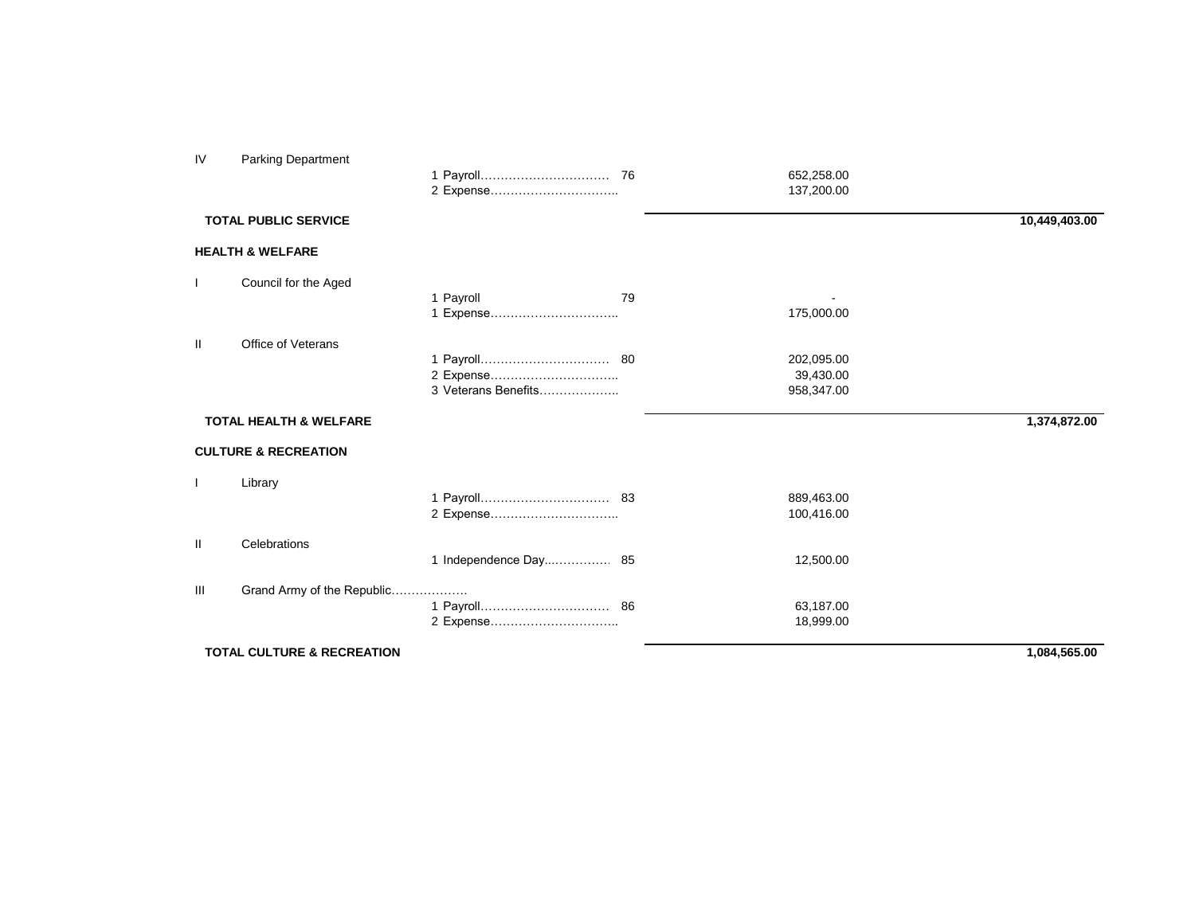| | | | | | |
|---|---|---|---|---|---|
| IV | Parking Department | | | | |
| | | 1 Payroll……………………………. | 76 | 652,258.00 | |
| | | 2 Expense………………………….. | | 137,200.00 | |
| | **TOTAL PUBLIC SERVICE** | | | | **10,449,403.00** |
| | | | | | |
| **HEALTH & WELFARE** | | | | | |
| | | | | | |
| I | Council for the Aged | | | | |
| | | 1 Payroll | 79 | - | |
| | | 1 Expense………………………….. | | 175,000.00 | |
| | | | | | |
| II | Office of Veterans | | | | |
| | | 1 Payroll……………………………. | 80 | 202,095.00 | |
| | | 2 Expense………………………….. | | 39,430.00 | |
| | | 3 Veterans Benefits……………….. | | 958,347.00 | |
| | **TOTAL HEALTH & WELFARE** | | | | **1,374,872.00** |
| | | | | | |
| **CULTURE & RECREATION** | | | | | |
| | | | | | |
| I | Library | | | | |
| | | 1 Payroll……………………………. | 83 | 889,463.00 | |
| | | 2 Expense………………………….. | | 100,416.00 | |
| | | | | | |
| II | Celebrations | | | | |
| | | 1 Independence Day..…………… | 85 | 12,500.00 | |
| | | | | | |
| III | Grand Army of the Republic………………. | | | | |
| | | 1 Payroll……………………………. | 86 | 63,187.00 | |
| | | 2 Expense………………………….. | | 18,999.00 | |
| | **TOTAL CULTURE & RECREATION** | | | | **1,084,565.00** |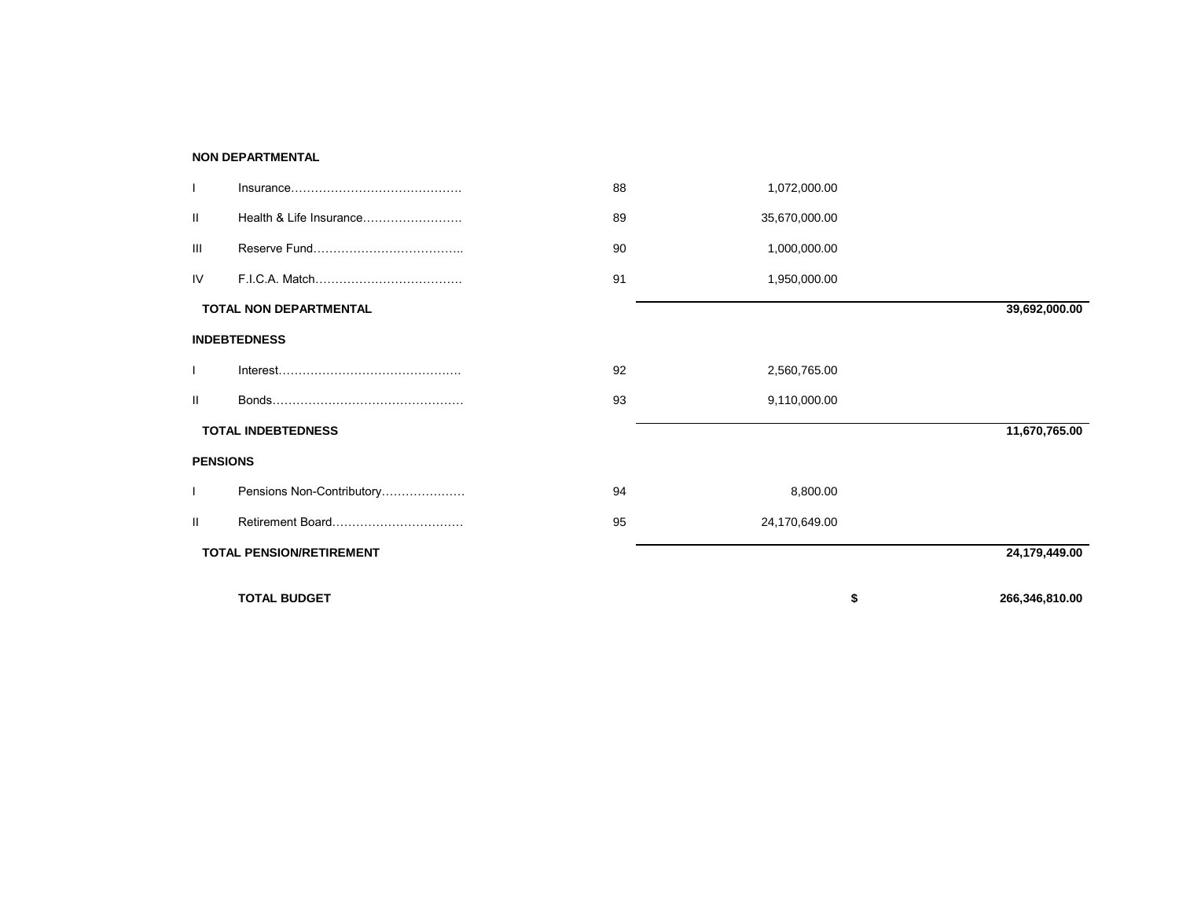| | | | | |
|---|---|---|---|---|
| **NON DEPARTMENTAL** | | | | |
| I | Insurance………………………………………. | 88 | 1,072,000.00 | |
| II | Health & Life Insurance……………………. | 89 | 35,670,000.00 | |
| III | Reserve Fund……………………………….. | 90 | 1,000,000.00 | |
| IV | F.I.C.A. Match………………………………. | 91 | 1,950,000.00 | |
| **TOTAL NON DEPARTMENTAL** | | | | **39,692,000.00** |
| **INDEBTEDNESS** | | | | |
| I | Interest………………………………………. | 92 | 2,560,765.00 | |
| II | Bonds…………………………………………. | 93 | 9,110,000.00 | |
| **TOTAL INDEBTEDNESS** | | | | **11,670,765.00** |
| **PENSIONS** | | | | |
| I | Pensions Non-Contributory………………… | 94 | 8,800.00 | |
| II | Retirement Board…………………………… | 95 | 24,170,649.00 | |
| **TOTAL PENSION/RETIREMENT** | | | | **24,179,449.00** |
| | **TOTAL BUDGET** | | **$** | **266,346,810.00** |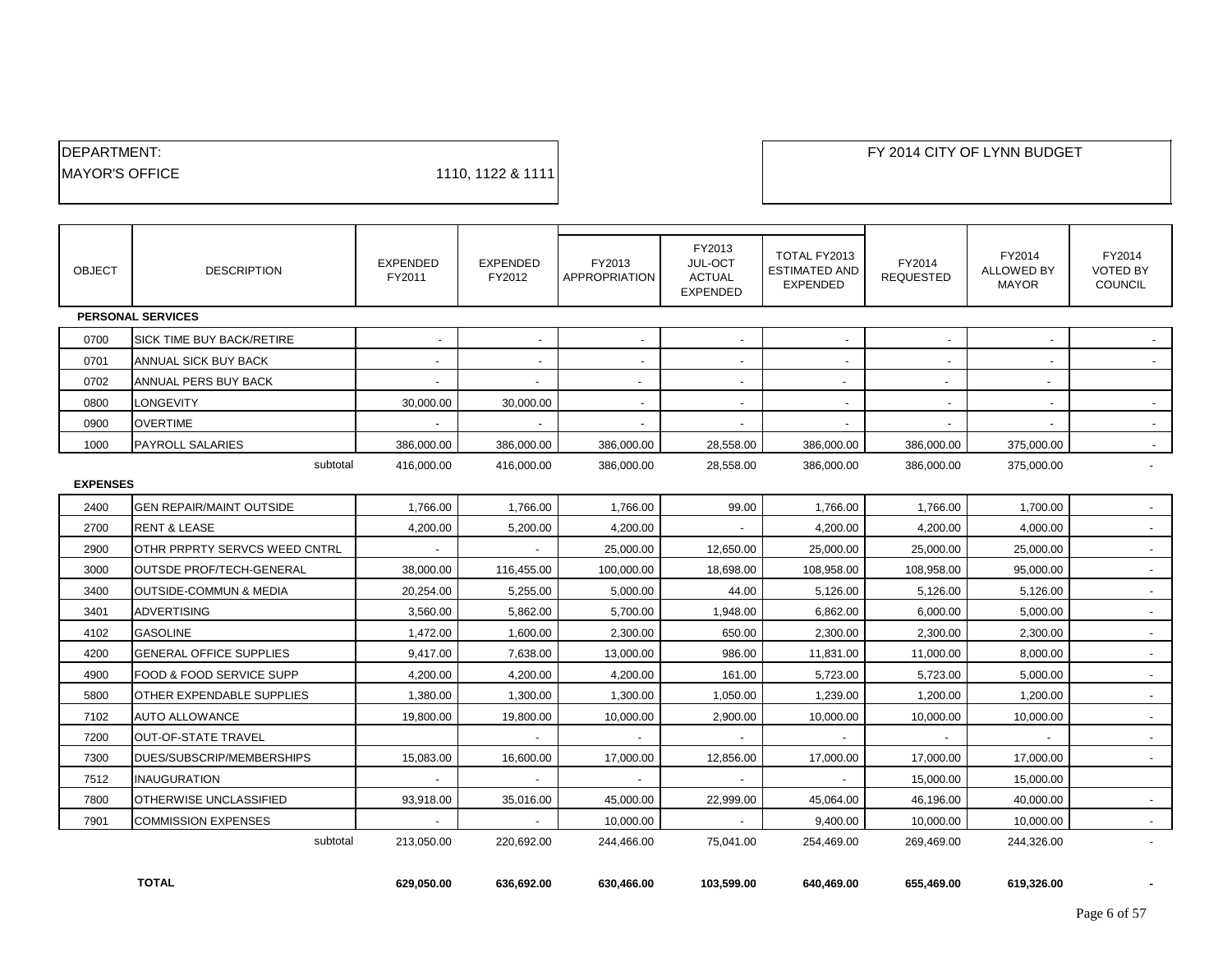DEPARTMENT:
MAYOR'S OFFICE 1110, 1122 & 1111

FY 2014 CITY OF LYNN BUDGET

| OBJECT | DESCRIPTION | EXPENDED FY2011 | EXPENDED FY2012 | FY2013 APPROPRIATION | FY2013 JUL-OCT ACTUAL EXPENDED | TOTAL FY2013 ESTIMATED AND EXPENDED | FY2014 REQUESTED | FY2014 ALLOWED BY MAYOR | FY2014 VOTED BY COUNCIL |
|---|---|---|---|---|---|---|---|---|---|
| **PERSONAL SERVICES** | | | | | | | | | |
| 0700 | SICK TIME BUY BACK/RETIRE | - | - | - | - | - | - | - | - |
| 0701 | ANNUAL SICK BUY BACK | - | - | - | - | - | - | - | - |
| 0702 | ANNUAL PERS BUY BACK | - | - | - | - | - | - | - | |
| 0800 | LONGEVITY | 30,000.00 | 30,000.00 | - | - | - | - | - | - |
| 0900 | OVERTIME | - | - | - | - | - | - | - | - |
| 1000 | PAYROLL SALARIES | 386,000.00 | 386,000.00 | 386,000.00 | 28,558.00 | 386,000.00 | 386,000.00 | 375,000.00 | - |
| | subtotal | 416,000.00 | 416,000.00 | 386,000.00 | 28,558.00 | 386,000.00 | 386,000.00 | 375,000.00 | - |
| **EXPENSES** | | | | | | | | | |
| 2400 | GEN REPAIR/MAINT OUTSIDE | 1,766.00 | 1,766.00 | 1,766.00 | 99.00 | 1,766.00 | 1,766.00 | 1,700.00 | - |
| 2700 | RENT & LEASE | 4,200.00 | 5,200.00 | 4,200.00 | - | 4,200.00 | 4,200.00 | 4,000.00 | - |
| 2900 | OTHR PRPRTY SERVCS WEED CNTRL | - | - | 25,000.00 | 12,650.00 | 25,000.00 | 25,000.00 | 25,000.00 | - |
| 3000 | OUTSDE PROF/TECH-GENERAL | 38,000.00 | 116,455.00 | 100,000.00 | 18,698.00 | 108,958.00 | 108,958.00 | 95,000.00 | - |
| 3400 | OUTSIDE-COMMUN & MEDIA | 20,254.00 | 5,255.00 | 5,000.00 | 44.00 | 5,126.00 | 5,126.00 | 5,126.00 | - |
| 3401 | ADVERTISING | 3,560.00 | 5,862.00 | 5,700.00 | 1,948.00 | 6,862.00 | 6,000.00 | 5,000.00 | - |
| 4102 | GASOLINE | 1,472.00 | 1,600.00 | 2,300.00 | 650.00 | 2,300.00 | 2,300.00 | 2,300.00 | - |
| 4200 | GENERAL OFFICE SUPPLIES | 9,417.00 | 7,638.00 | 13,000.00 | 986.00 | 11,831.00 | 11,000.00 | 8,000.00 | - |
| 4900 | FOOD & FOOD SERVICE SUPP | 4,200.00 | 4,200.00 | 4,200.00 | 161.00 | 5,723.00 | 5,723.00 | 5,000.00 | - |
| 5800 | OTHER EXPENDABLE SUPPLIES | 1,380.00 | 1,300.00 | 1,300.00 | 1,050.00 | 1,239.00 | 1,200.00 | 1,200.00 | - |
| 7102 | AUTO ALLOWANCE | 19,800.00 | 19,800.00 | 10,000.00 | 2,900.00 | 10,000.00 | 10,000.00 | 10,000.00 | - |
| 7200 | OUT-OF-STATE TRAVEL | | - | - | - | - | - | - | - |
| 7300 | DUES/SUBSCRIP/MEMBERSHIPS | 15,083.00 | 16,600.00 | 17,000.00 | 12,856.00 | 17,000.00 | 17,000.00 | 17,000.00 | - |
| 7512 | INAUGURATION | - | - | - | - | - | 15,000.00 | 15,000.00 | |
| 7800 | OTHERWISE UNCLASSIFIED | 93,918.00 | 35,016.00 | 45,000.00 | 22,999.00 | 45,064.00 | 46,196.00 | 40,000.00 | - |
| 7901 | COMMISSION EXPENSES | - | - | 10,000.00 | - | 9,400.00 | 10,000.00 | 10,000.00 | - |
| | subtotal | 213,050.00 | 220,692.00 | 244,466.00 | 75,041.00 | 254,469.00 | 269,469.00 | 244,326.00 | - |
| | **TOTAL** | **629,050.00** | **636,692.00** | **630,466.00** | **103,599.00** | **640,469.00** | **655,469.00** | **619,326.00** | **-** |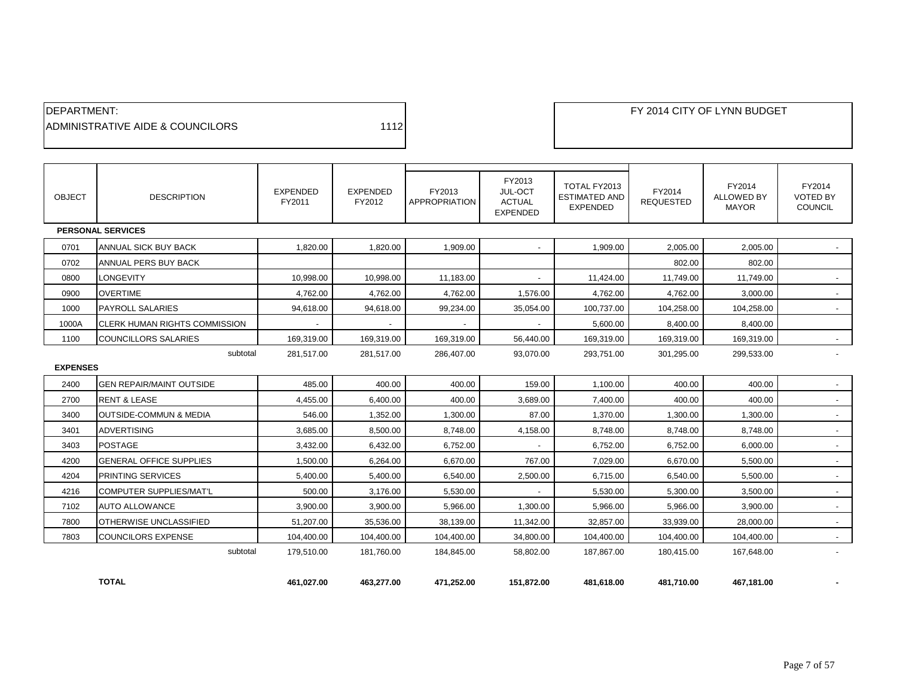DEPARTMENT:
ADMINISTRATIVE AIDE & COUNCILORS 1112

FY 2014 CITY OF LYNN BUDGET

| OBJECT | DESCRIPTION | EXPENDED FY2011 | EXPENDED FY2012 | FY2013 APPROPRIATION | FY2013 JUL-OCT ACTUAL EXPENDED | TOTAL FY2013 ESTIMATED AND EXPENDED | FY2014 REQUESTED | FY2014 ALLOWED BY MAYOR | FY2014 VOTED BY COUNCIL |
|---|---|---|---|---|---|---|---|---|---|
| **PERSONAL SERVICES** | | | | | | | | | |
| 0701 | ANNUAL SICK BUY BACK | 1,820.00 | 1,820.00 | 1,909.00 | - | 1,909.00 | 2,005.00 | 2,005.00 | - |
| 0702 | ANNUAL PERS BUY BACK | | | | | | 802.00 | 802.00 | |
| 0800 | LONGEVITY | 10,998.00 | 10,998.00 | 11,183.00 | - | 11,424.00 | 11,749.00 | 11,749.00 | - |
| 0900 | OVERTIME | 4,762.00 | 4,762.00 | 4,762.00 | 1,576.00 | 4,762.00 | 4,762.00 | 3,000.00 | - |
| 1000 | PAYROLL SALARIES | 94,618.00 | 94,618.00 | 99,234.00 | 35,054.00 | 100,737.00 | 104,258.00 | 104,258.00 | - |
| 1000A | CLERK HUMAN RIGHTS COMMISSION | - | - | - | - | 5,600.00 | 8,400.00 | 8,400.00 | |
| 1100 | COUNCILLORS SALARIES | 169,319.00 | 169,319.00 | 169,319.00 | 56,440.00 | 169,319.00 | 169,319.00 | 169,319.00 | - |
| | subtotal | 281,517.00 | 281,517.00 | 286,407.00 | 93,070.00 | 293,751.00 | 301,295.00 | 299,533.00 | - |
| **EXPENSES** | | | | | | | | | |
| 2400 | GEN REPAIR/MAINT OUTSIDE | 485.00 | 400.00 | 400.00 | 159.00 | 1,100.00 | 400.00 | 400.00 | - |
| 2700 | RENT & LEASE | 4,455.00 | 6,400.00 | 400.00 | 3,689.00 | 7,400.00 | 400.00 | 400.00 | - |
| 3400 | OUTSIDE-COMMUN & MEDIA | 546.00 | 1,352.00 | 1,300.00 | 87.00 | 1,370.00 | 1,300.00 | 1,300.00 | - |
| 3401 | ADVERTISING | 3,685.00 | 8,500.00 | 8,748.00 | 4,158.00 | 8,748.00 | 8,748.00 | 8,748.00 | - |
| 3403 | POSTAGE | 3,432.00 | 6,432.00 | 6,752.00 | - | 6,752.00 | 6,752.00 | 6,000.00 | - |
| 4200 | GENERAL OFFICE SUPPLIES | 1,500.00 | 6,264.00 | 6,670.00 | 767.00 | 7,029.00 | 6,670.00 | 5,500.00 | - |
| 4204 | PRINTING SERVICES | 5,400.00 | 5,400.00 | 6,540.00 | 2,500.00 | 6,715.00 | 6,540.00 | 5,500.00 | - |
| 4216 | COMPUTER SUPPLIES/MAT'L | 500.00 | 3,176.00 | 5,530.00 | - | 5,530.00 | 5,300.00 | 3,500.00 | - |
| 7102 | AUTO ALLOWANCE | 3,900.00 | 3,900.00 | 5,966.00 | 1,300.00 | 5,966.00 | 5,966.00 | 3,900.00 | - |
| 7800 | OTHERWISE UNCLASSIFIED | 51,207.00 | 35,536.00 | 38,139.00 | 11,342.00 | 32,857.00 | 33,939.00 | 28,000.00 | - |
| 7803 | COUNCILORS EXPENSE | 104,400.00 | 104,400.00 | 104,400.00 | 34,800.00 | 104,400.00 | 104,400.00 | 104,400.00 | - |
| | subtotal | 179,510.00 | 181,760.00 | 184,845.00 | 58,802.00 | 187,867.00 | 180,415.00 | 167,648.00 | - |
| | **TOTAL** | **461,027.00** | **463,277.00** | **471,252.00** | **151,872.00** | **481,618.00** | **481,710.00** | **467,181.00** | **-** |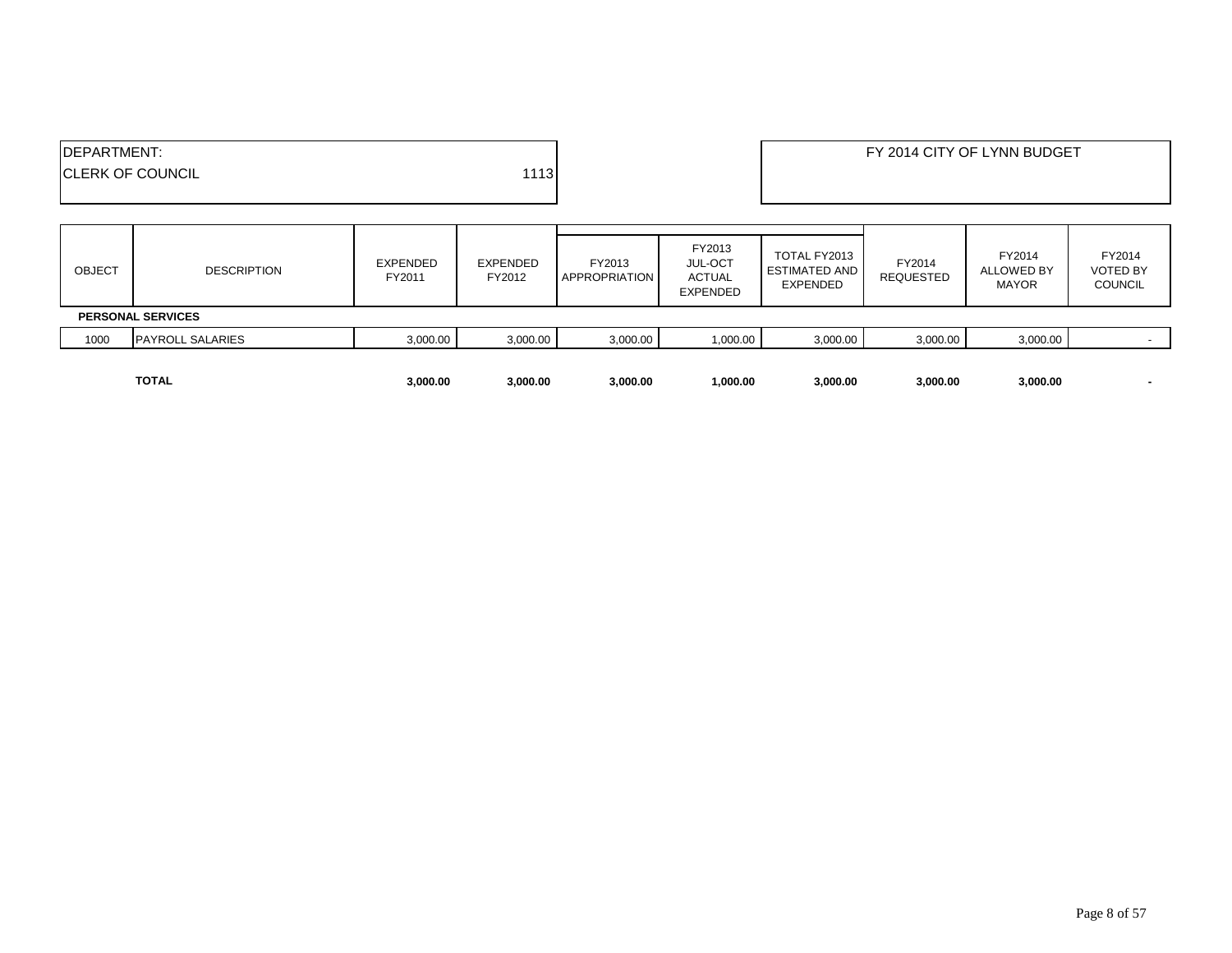DEPARTMENT:
CLERK OF COUNCIL 1113

FY 2014 CITY OF LYNN BUDGET

| OBJECT | DESCRIPTION | EXPENDED FY2011 | EXPENDED FY2012 | FY2013 APPROPRIATION | FY2013 JUL-OCT ACTUAL EXPENDED | TOTAL FY2013 ESTIMATED AND EXPENDED | FY2014 REQUESTED | FY2014 ALLOWED BY MAYOR | FY2014 VOTED BY COUNCIL |
|---|---|---|---|---|---|---|---|---|---|
| **PERSONAL SERVICES** | | | | | | | | | |
| 1000 | PAYROLL SALARIES | 3,000.00 | 3,000.00 | 3,000.00 | 1,000.00 | 3,000.00 | 3,000.00 | 3,000.00 | - |
| | **TOTAL** | **3,000.00** | **3,000.00** | **3,000.00** | **1,000.00** | **3,000.00** | **3,000.00** | **3,000.00** | **-** |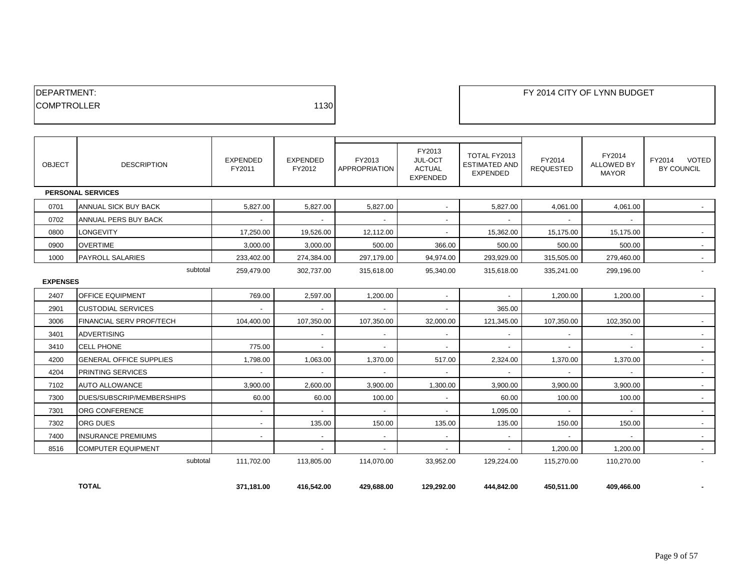DEPARTMENT:
COMPTROLLER 1130

FY 2014 CITY OF LYNN BUDGET

| OBJECT | DESCRIPTION | EXPENDED FY2011 | EXPENDED FY2012 | FY2013 APPROPRIATION | FY2013 JUL-OCT ACTUAL EXPENDED | TOTAL FY2013 ESTIMATED AND EXPENDED | FY2014 REQUESTED | FY2014 ALLOWED BY MAYOR | FY2014 VOTED BY COUNCIL |
|---|---|---|---|---|---|---|---|---|---|
| **PERSONAL SERVICES** | | | | | | | | | |
| 0701 | ANNUAL SICK BUY BACK | 5,827.00 | 5,827.00 | 5,827.00 | - | 5,827.00 | 4,061.00 | 4,061.00 | - |
| 0702 | ANNUAL PERS BUY BACK | - | - | - | - | - | - | - | |
| 0800 | LONGEVITY | 17,250.00 | 19,526.00 | 12,112.00 | - | 15,362.00 | 15,175.00 | 15,175.00 | - |
| 0900 | OVERTIME | 3,000.00 | 3,000.00 | 500.00 | 366.00 | 500.00 | 500.00 | 500.00 | - |
| 1000 | PAYROLL SALARIES | 233,402.00 | 274,384.00 | 297,179.00 | 94,974.00 | 293,929.00 | 315,505.00 | 279,460.00 | - |
| | subtotal | 259,479.00 | 302,737.00 | 315,618.00 | 95,340.00 | 315,618.00 | 335,241.00 | 299,196.00 | - |
| **EXPENSES** | | | | | | | | | |
| 2407 | OFFICE EQUIPMENT | 769.00 | 2,597.00 | 1,200.00 | - | - | 1,200.00 | 1,200.00 | - |
| 2901 | CUSTODIAL SERVICES | - | - | - | - | 365.00 | | | |
| 3006 | FINANCIAL SERV PROF/TECH | 104,400.00 | 107,350.00 | 107,350.00 | 32,000.00 | 121,345.00 | 107,350.00 | 102,350.00 | - |
| 3401 | ADVERTISING | | - | - | - | - | - | - | - |
| 3410 | CELL PHONE | 775.00 | - | - | - | - | - | - | - |
| 4200 | GENERAL OFFICE SUPPLIES | 1,798.00 | 1,063.00 | 1,370.00 | 517.00 | 2,324.00 | 1,370.00 | 1,370.00 | - |
| 4204 | PRINTING SERVICES | - | - | - | - | - | - | - | - |
| 7102 | AUTO ALLOWANCE | 3,900.00 | 2,600.00 | 3,900.00 | 1,300.00 | 3,900.00 | 3,900.00 | 3,900.00 | - |
| 7300 | DUES/SUBSCRIP/MEMBERSHIPS | 60.00 | 60.00 | 100.00 | - | 60.00 | 100.00 | 100.00 | - |
| 7301 | ORG CONFERENCE | - | - | - | - | 1,095.00 | - | - | - |
| 7302 | ORG DUES | - | 135.00 | 150.00 | 135.00 | 135.00 | 150.00 | 150.00 | - |
| 7400 | INSURANCE PREMIUMS | - | - | - | - | - | - | - | - |
| 8516 | COMPUTER EQUIPMENT | | - | - | - | - | 1,200.00 | 1,200.00 | - |
| | subtotal | 111,702.00 | 113,805.00 | 114,070.00 | 33,952.00 | 129,224.00 | 115,270.00 | 110,270.00 | - |
| | **TOTAL** | **371,181.00** | **416,542.00** | **429,688.00** | **129,292.00** | **444,842.00** | **450,511.00** | **409,466.00** | **-** |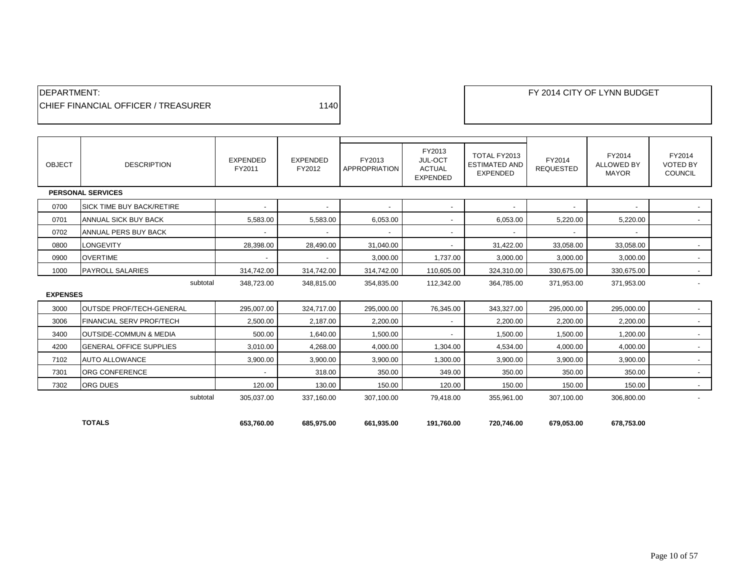DEPARTMENT:
CHIEF FINANCIAL OFFICER / TREASURER 1140

FY 2014 CITY OF LYNN BUDGET

| OBJECT | DESCRIPTION | EXPENDED FY2011 | EXPENDED FY2012 | FY2013 APPROPRIATION | FY2013 JUL-OCT ACTUAL EXPENDED | TOTAL FY2013 ESTIMATED AND EXPENDED | FY2014 REQUESTED | FY2014 ALLOWED BY MAYOR | FY2014 VOTED BY COUNCIL |
|---|---|---|---|---|---|---|---|---|---|
| **PERSONAL SERVICES** | | | | | | | | | |
| 0700 | SICK TIME BUY BACK/RETIRE | - | - | - | - | - | - | - | - |
| 0701 | ANNUAL SICK BUY BACK | 5,583.00 | 5,583.00 | 6,053.00 | - | 6,053.00 | 5,220.00 | 5,220.00 | - |
| 0702 | ANNUAL PERS BUY BACK | - | - | - | - | - | - | - | |
| 0800 | LONGEVITY | 28,398.00 | 28,490.00 | 31,040.00 | - | 31,422.00 | 33,058.00 | 33,058.00 | - |
| 0900 | OVERTIME | - | - | 3,000.00 | 1,737.00 | 3,000.00 | 3,000.00 | 3,000.00 | - |
| 1000 | PAYROLL SALARIES | 314,742.00 | 314,742.00 | 314,742.00 | 110,605.00 | 324,310.00 | 330,675.00 | 330,675.00 | - |
| | subtotal | 348,723.00 | 348,815.00 | 354,835.00 | 112,342.00 | 364,785.00 | 371,953.00 | 371,953.00 | - |
| **EXPENSES** | | | | | | | | | |
| 3000 | OUTSDE PROF/TECH-GENERAL | 295,007.00 | 324,717.00 | 295,000.00 | 76,345.00 | 343,327.00 | 295,000.00 | 295,000.00 | - |
| 3006 | FINANCIAL SERV PROF/TECH | 2,500.00 | 2,187.00 | 2,200.00 | - | 2,200.00 | 2,200.00 | 2,200.00 | - |
| 3400 | OUTSIDE-COMMUN & MEDIA | 500.00 | 1,640.00 | 1,500.00 | - | 1,500.00 | 1,500.00 | 1,200.00 | - |
| 4200 | GENERAL OFFICE SUPPLIES | 3,010.00 | 4,268.00 | 4,000.00 | 1,304.00 | 4,534.00 | 4,000.00 | 4,000.00 | - |
| 7102 | AUTO ALLOWANCE | 3,900.00 | 3,900.00 | 3,900.00 | 1,300.00 | 3,900.00 | 3,900.00 | 3,900.00 | - |
| 7301 | ORG CONFERENCE | - | 318.00 | 350.00 | 349.00 | 350.00 | 350.00 | 350.00 | - |
| 7302 | ORG DUES | 120.00 | 130.00 | 150.00 | 120.00 | 150.00 | 150.00 | 150.00 | - |
| | subtotal | 305,037.00 | 337,160.00 | 307,100.00 | 79,418.00 | 355,961.00 | 307,100.00 | 306,800.00 | - |
| | **TOTALS** | **653,760.00** | **685,975.00** | **661,935.00** | **191,760.00** | **720,746.00** | **679,053.00** | **678,753.00** | |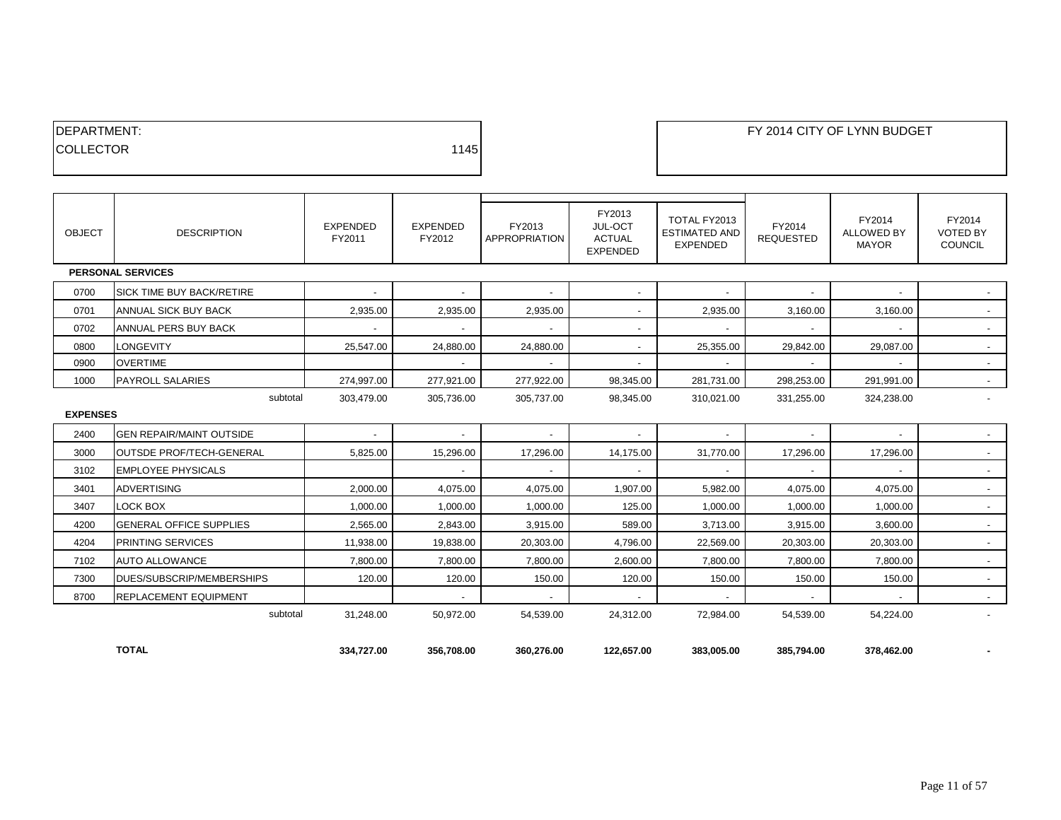| DEPARTMENT: | |
| --- | --- |
| COLLECTOR | 1145 |

FY 2014 CITY OF LYNN BUDGET

| OBJECT | DESCRIPTION | EXPENDED FY2011 | EXPENDED FY2012 | FY2013 APPROPRIATION | FY2013 JUL-OCT ACTUAL EXPENDED | TOTAL FY2013 ESTIMATED AND EXPENDED | FY2014 REQUESTED | FY2014 ALLOWED BY MAYOR | FY2014 VOTED BY COUNCIL |
| --- | --- | --- | --- | --- | --- | --- | --- | --- | --- |
| **PERSONAL SERVICES** | | | | | | | | | |
| 0700 | SICK TIME BUY BACK/RETIRE | - | - | - | - | - | - | - | - |
| 0701 | ANNUAL SICK BUY BACK | 2,935.00 | 2,935.00 | 2,935.00 | - | 2,935.00 | 3,160.00 | 3,160.00 | - |
| 0702 | ANNUAL PERS BUY BACK | - | - | - | - | - | - | - | - |
| 0800 | LONGEVITY | 25,547.00 | 24,880.00 | 24,880.00 | - | 25,355.00 | 29,842.00 | 29,087.00 | - |
| 0900 | OVERTIME | | - | - | - | - | - | - | - |
| 1000 | PAYROLL SALARIES | 274,997.00 | 277,921.00 | 277,922.00 | 98,345.00 | 281,731.00 | 298,253.00 | 291,991.00 | - |
| | subtotal | 303,479.00 | 305,736.00 | 305,737.00 | 98,345.00 | 310,021.00 | 331,255.00 | 324,238.00 | - |
| **EXPENSES** | | | | | | | | | |
| 2400 | GEN REPAIR/MAINT OUTSIDE | - | - | - | - | - | - | - | - |
| 3000 | OUTSDE PROF/TECH-GENERAL | 5,825.00 | 15,296.00 | 17,296.00 | 14,175.00 | 31,770.00 | 17,296.00 | 17,296.00 | - |
| 3102 | EMPLOYEE PHYSICALS | | - | - | - | - | - | - | - |
| 3401 | ADVERTISING | 2,000.00 | 4,075.00 | 4,075.00 | 1,907.00 | 5,982.00 | 4,075.00 | 4,075.00 | - |
| 3407 | LOCK BOX | 1,000.00 | 1,000.00 | 1,000.00 | 125.00 | 1,000.00 | 1,000.00 | 1,000.00 | - |
| 4200 | GENERAL OFFICE SUPPLIES | 2,565.00 | 2,843.00 | 3,915.00 | 589.00 | 3,713.00 | 3,915.00 | 3,600.00 | - |
| 4204 | PRINTING SERVICES | 11,938.00 | 19,838.00 | 20,303.00 | 4,796.00 | 22,569.00 | 20,303.00 | 20,303.00 | - |
| 7102 | AUTO ALLOWANCE | 7,800.00 | 7,800.00 | 7,800.00 | 2,600.00 | 7,800.00 | 7,800.00 | 7,800.00 | - |
| 7300 | DUES/SUBSCRIP/MEMBERSHIPS | 120.00 | 120.00 | 150.00 | 120.00 | 150.00 | 150.00 | 150.00 | - |
| 8700 | REPLACEMENT EQUIPMENT | | - | - | - | - | - | - | - |
| | subtotal | 31,248.00 | 50,972.00 | 54,539.00 | 24,312.00 | 72,984.00 | 54,539.00 | 54,224.00 | - |
| | **TOTAL** | **334,727.00** | **356,708.00** | **360,276.00** | **122,657.00** | **383,005.00** | **385,794.00** | **378,462.00** | **-** |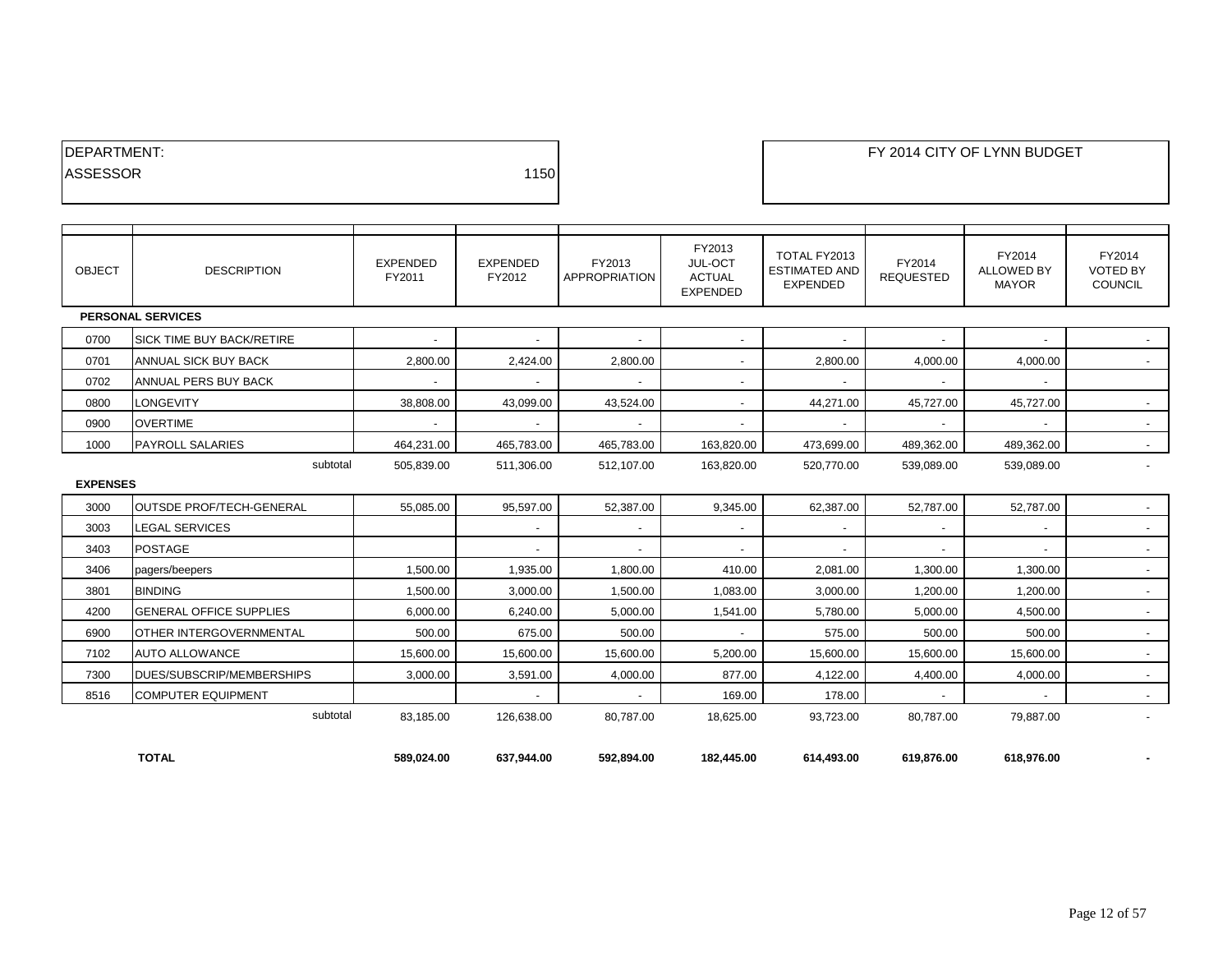| DEPARTMENT: | |
|---|---|
| ASSESSOR | 1150 |

**FY 2014 CITY OF LYNN BUDGET**

| OBJECT | DESCRIPTION | EXPENDED FY2011 | EXPENDED FY2012 | FY2013 APPROPRIATION | FY2013 JUL-OCT ACTUAL EXPENDED | TOTAL FY2013 ESTIMATED AND EXPENDED | FY2014 REQUESTED | FY2014 ALLOWED BY MAYOR | FY2014 VOTED BY COUNCIL |
|---|---|---|---|---|---|---|---|---|---|
| **PERSONAL SERVICES** | | | | | | | | | |
| 0700 | SICK TIME BUY BACK/RETIRE | - | - | - | - | - | - | - | - |
| 0701 | ANNUAL SICK BUY BACK | 2,800.00 | 2,424.00 | 2,800.00 | - | 2,800.00 | 4,000.00 | 4,000.00 | - |
| 0702 | ANNUAL PERS BUY BACK | - | - | - | - | - | - | - | |
| 0800 | LONGEVITY | 38,808.00 | 43,099.00 | 43,524.00 | - | 44,271.00 | 45,727.00 | 45,727.00 | - |
| 0900 | OVERTIME | - | - | - | - | - | - | - | - |
| 1000 | PAYROLL SALARIES | 464,231.00 | 465,783.00 | 465,783.00 | 163,820.00 | 473,699.00 | 489,362.00 | 489,362.00 | - |
| | subtotal | 505,839.00 | 511,306.00 | 512,107.00 | 163,820.00 | 520,770.00 | 539,089.00 | 539,089.00 | - |
| **EXPENSES** | | | | | | | | | |
| 3000 | OUTSDE PROF/TECH-GENERAL | 55,085.00 | 95,597.00 | 52,387.00 | 9,345.00 | 62,387.00 | 52,787.00 | 52,787.00 | - |
| 3003 | LEGAL SERVICES | | - | - | - | - | - | - | - |
| 3403 | POSTAGE | | - | - | - | - | - | - | - |
| 3406 | pagers/beepers | 1,500.00 | 1,935.00 | 1,800.00 | 410.00 | 2,081.00 | 1,300.00 | 1,300.00 | - |
| 3801 | BINDING | 1,500.00 | 3,000.00 | 1,500.00 | 1,083.00 | 3,000.00 | 1,200.00 | 1,200.00 | - |
| 4200 | GENERAL OFFICE SUPPLIES | 6,000.00 | 6,240.00 | 5,000.00 | 1,541.00 | 5,780.00 | 5,000.00 | 4,500.00 | - |
| 6900 | OTHER INTERGOVERNMENTAL | 500.00 | 675.00 | 500.00 | - | 575.00 | 500.00 | 500.00 | - |
| 7102 | AUTO ALLOWANCE | 15,600.00 | 15,600.00 | 15,600.00 | 5,200.00 | 15,600.00 | 15,600.00 | 15,600.00 | - |
| 7300 | DUES/SUBSCRIP/MEMBERSHIPS | 3,000.00 | 3,591.00 | 4,000.00 | 877.00 | 4,122.00 | 4,400.00 | 4,000.00 | - |
| 8516 | COMPUTER EQUIPMENT | | - | - | 169.00 | 178.00 | - | - | - |
| | subtotal | 83,185.00 | 126,638.00 | 80,787.00 | 18,625.00 | 93,723.00 | 80,787.00 | 79,887.00 | - |
| | **TOTAL** | **589,024.00** | **637,944.00** | **592,894.00** | **182,445.00** | **614,493.00** | **619,876.00** | **618,976.00** | **-** |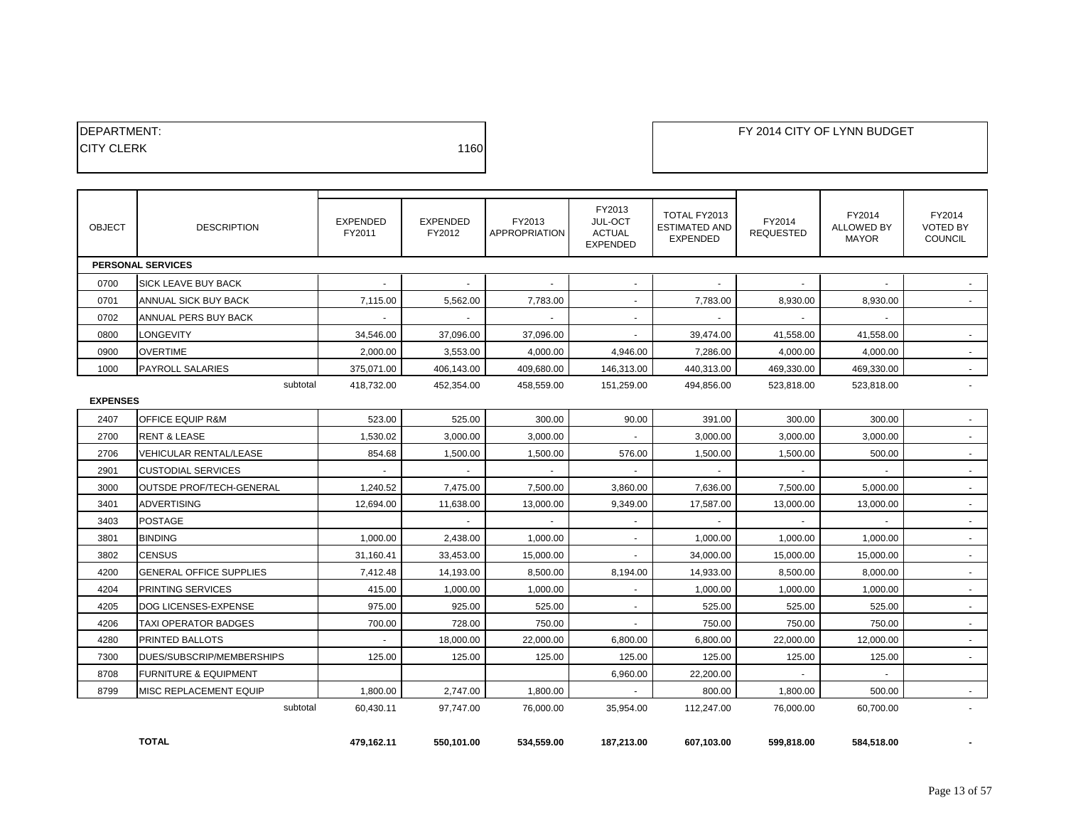DEPARTMENT:
CITY CLERK 1160

FY 2014 CITY OF LYNN BUDGET

| OBJECT | DESCRIPTION | EXPENDED FY2011 | EXPENDED FY2012 | FY2013 APPROPRIATION | FY2013 JUL-OCT ACTUAL EXPENDED | TOTAL FY2013 ESTIMATED AND EXPENDED | FY2014 REQUESTED | FY2014 ALLOWED BY MAYOR | FY2014 VOTED BY COUNCIL |
|---|---|---|---|---|---|---|---|---|---|
| **PERSONAL SERVICES** | | | | | | | | | |
| 0700 | SICK LEAVE BUY BACK | - | - | - | - | - | - | - | - |
| 0701 | ANNUAL SICK BUY BACK | 7,115.00 | 5,562.00 | 7,783.00 | - | 7,783.00 | 8,930.00 | 8,930.00 | - |
| 0702 | ANNUAL PERS BUY BACK | - | - | - | - | - | - | - | |
| 0800 | LONGEVITY | 34,546.00 | 37,096.00 | 37,096.00 | - | 39,474.00 | 41,558.00 | 41,558.00 | - |
| 0900 | OVERTIME | 2,000.00 | 3,553.00 | 4,000.00 | 4,946.00 | 7,286.00 | 4,000.00 | 4,000.00 | - |
| 1000 | PAYROLL SALARIES | 375,071.00 | 406,143.00 | 409,680.00 | 146,313.00 | 440,313.00 | 469,330.00 | 469,330.00 | - |
| | subtotal | 418,732.00 | 452,354.00 | 458,559.00 | 151,259.00 | 494,856.00 | 523,818.00 | 523,818.00 | - |
| **EXPENSES** | | | | | | | | | |
| 2407 | OFFICE EQUIP R&M | 523.00 | 525.00 | 300.00 | 90.00 | 391.00 | 300.00 | 300.00 | - |
| 2700 | RENT & LEASE | 1,530.02 | 3,000.00 | 3,000.00 | - | 3,000.00 | 3,000.00 | 3,000.00 | - |
| 2706 | VEHICULAR RENTAL/LEASE | 854.68 | 1,500.00 | 1,500.00 | 576.00 | 1,500.00 | 1,500.00 | 500.00 | - |
| 2901 | CUSTODIAL SERVICES | - | - | - | - | - | - | - | - |
| 3000 | OUTSDE PROF/TECH-GENERAL | 1,240.52 | 7,475.00 | 7,500.00 | 3,860.00 | 7,636.00 | 7,500.00 | 5,000.00 | - |
| 3401 | ADVERTISING | 12,694.00 | 11,638.00 | 13,000.00 | 9,349.00 | 17,587.00 | 13,000.00 | 13,000.00 | - |
| 3403 | POSTAGE | | - | - | - | - | - | - | - |
| 3801 | BINDING | 1,000.00 | 2,438.00 | 1,000.00 | - | 1,000.00 | 1,000.00 | 1,000.00 | - |
| 3802 | CENSUS | 31,160.41 | 33,453.00 | 15,000.00 | - | 34,000.00 | 15,000.00 | 15,000.00 | - |
| 4200 | GENERAL OFFICE SUPPLIES | 7,412.48 | 14,193.00 | 8,500.00 | 8,194.00 | 14,933.00 | 8,500.00 | 8,000.00 | - |
| 4204 | PRINTING SERVICES | 415.00 | 1,000.00 | 1,000.00 | - | 1,000.00 | 1,000.00 | 1,000.00 | - |
| 4205 | DOG LICENSES-EXPENSE | 975.00 | 925.00 | 525.00 | - | 525.00 | 525.00 | 525.00 | - |
| 4206 | TAXI OPERATOR BADGES | 700.00 | 728.00 | 750.00 | - | 750.00 | 750.00 | 750.00 | - |
| 4280 | PRINTED BALLOTS | - | 18,000.00 | 22,000.00 | 6,800.00 | 6,800.00 | 22,000.00 | 12,000.00 | - |
| 7300 | DUES/SUBSCRIP/MEMBERSHIPS | 125.00 | 125.00 | 125.00 | 125.00 | 125.00 | 125.00 | 125.00 | - |
| 8708 | FURNITURE & EQUIPMENT | | | | 6,960.00 | 22,200.00 | - | - | |
| 8799 | MISC REPLACEMENT EQUIP | 1,800.00 | 2,747.00 | 1,800.00 | - | 800.00 | 1,800.00 | 500.00 | - |
| | subtotal | 60,430.11 | 97,747.00 | 76,000.00 | 35,954.00 | 112,247.00 | 76,000.00 | 60,700.00 | - |
| | **TOTAL** | **479,162.11** | **550,101.00** | **534,559.00** | **187,213.00** | **607,103.00** | **599,818.00** | **584,518.00** | **-** |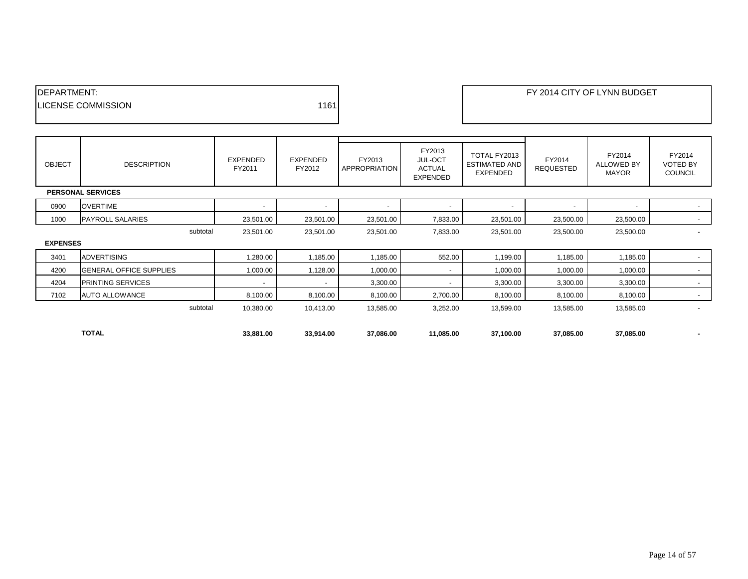DEPARTMENT:
LICENSE COMMISSION 1161

FY 2014 CITY OF LYNN BUDGET

| OBJECT | DESCRIPTION | EXPENDED FY2011 | EXPENDED FY2012 | FY2013 APPROPRIATION | FY2013 JUL-OCT ACTUAL EXPENDED | TOTAL FY2013 ESTIMATED AND EXPENDED | FY2014 REQUESTED | FY2014 ALLOWED BY MAYOR | FY2014 VOTED BY COUNCIL |
|---|---|---|---|---|---|---|---|---|---|
| **PERSONAL SERVICES** | | | | | | | | | |
| 0900 | OVERTIME | - | - | - | - | - | - | - | - |
| 1000 | PAYROLL SALARIES | 23,501.00 | 23,501.00 | 23,501.00 | 7,833.00 | 23,501.00 | 23,500.00 | 23,500.00 | - |
| | subtotal | 23,501.00 | 23,501.00 | 23,501.00 | 7,833.00 | 23,501.00 | 23,500.00 | 23,500.00 | - |
| **EXPENSES** | | | | | | | | | |
| 3401 | ADVERTISING | 1,280.00 | 1,185.00 | 1,185.00 | 552.00 | 1,199.00 | 1,185.00 | 1,185.00 | - |
| 4200 | GENERAL OFFICE SUPPLIES | 1,000.00 | 1,128.00 | 1,000.00 | - | 1,000.00 | 1,000.00 | 1,000.00 | - |
| 4204 | PRINTING SERVICES | - | - | 3,300.00 | - | 3,300.00 | 3,300.00 | 3,300.00 | - |
| 7102 | AUTO ALLOWANCE | 8,100.00 | 8,100.00 | 8,100.00 | 2,700.00 | 8,100.00 | 8,100.00 | 8,100.00 | - |
| | subtotal | 10,380.00 | 10,413.00 | 13,585.00 | 3,252.00 | 13,599.00 | 13,585.00 | 13,585.00 | - |
| | **TOTAL** | **33,881.00** | **33,914.00** | **37,086.00** | **11,085.00** | **37,100.00** | **37,085.00** | **37,085.00** | **-** |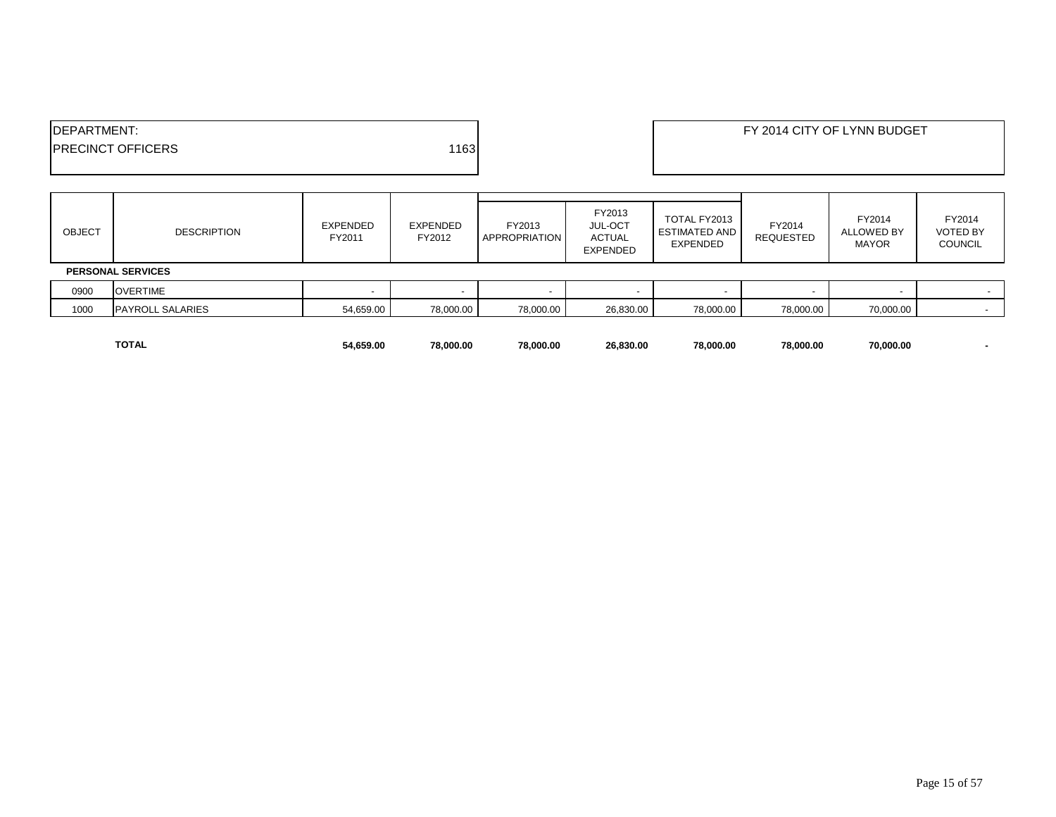DEPARTMENT:
PRECINCT OFFICERS 1163

FY 2014 CITY OF LYNN BUDGET

| OBJECT | DESCRIPTION | EXPENDED FY2011 | EXPENDED FY2012 | FY2013 APPROPRIATION | FY2013 JUL-OCT ACTUAL EXPENDED | TOTAL FY2013 ESTIMATED AND EXPENDED | FY2014 REQUESTED | FY2014 ALLOWED BY MAYOR | FY2014 VOTED BY COUNCIL |
|---|---|---|---|---|---|---|---|---|---|
| **PERSONAL SERVICES** | | | | | | | | | |
| 0900 | OVERTIME | - | - | - | - | - | - | - | - |
| 1000 | PAYROLL SALARIES | 54,659.00 | 78,000.00 | 78,000.00 | 26,830.00 | 78,000.00 | 78,000.00 | 70,000.00 | - |
| | **TOTAL** | **54,659.00** | **78,000.00** | **78,000.00** | **26,830.00** | **78,000.00** | **78,000.00** | **70,000.00** | **-** |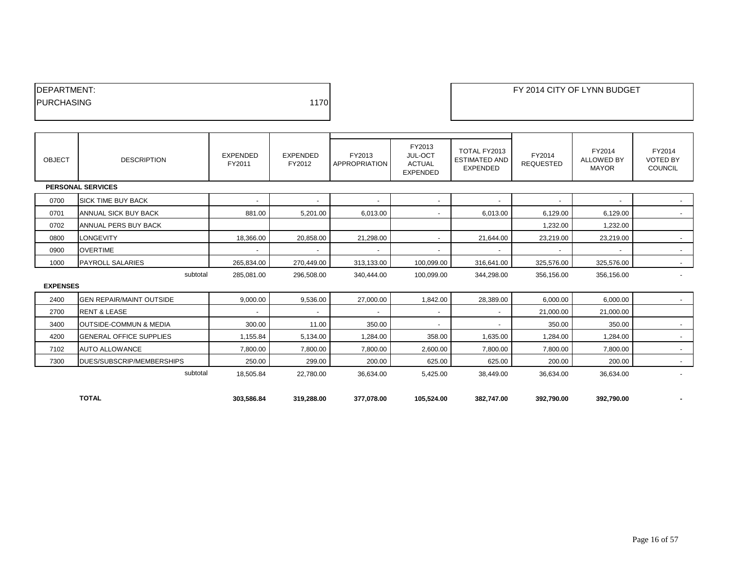| DEPARTMENT: | |
|---|---|
| PURCHASING | 1170 |

FY 2014 CITY OF LYNN BUDGET

| OBJECT | DESCRIPTION | EXPENDED FY2011 | EXPENDED FY2012 | FY2013 APPROPRIATION | FY2013 JUL-OCT ACTUAL EXPENDED | TOTAL FY2013 ESTIMATED AND EXPENDED | FY2014 REQUESTED | FY2014 ALLOWED BY MAYOR | FY2014 VOTED BY COUNCIL |
|---|---|---|---|---|---|---|---|---|---|
| **PERSONAL SERVICES** | | | | | | | | | |
| 0700 | SICK TIME BUY BACK | - | - | - | - | - | - | - | - |
| 0701 | ANNUAL SICK BUY BACK | 881.00 | 5,201.00 | 6,013.00 | - | 6,013.00 | 6,129.00 | 6,129.00 | - |
| 0702 | ANNUAL PERS BUY BACK | | | | | | 1,232.00 | 1,232.00 | |
| 0800 | LONGEVITY | 18,366.00 | 20,858.00 | 21,298.00 | - | 21,644.00 | 23,219.00 | 23,219.00 | - |
| 0900 | OVERTIME | - | - | - | - | - | - | - | - |
| 1000 | PAYROLL SALARIES | 265,834.00 | 270,449.00 | 313,133.00 | 100,099.00 | 316,641.00 | 325,576.00 | 325,576.00 | - |
| | subtotal | 285,081.00 | 296,508.00 | 340,444.00 | 100,099.00 | 344,298.00 | 356,156.00 | 356,156.00 | - |
| **EXPENSES** | | | | | | | | | |
| 2400 | GEN REPAIR/MAINT OUTSIDE | 9,000.00 | 9,536.00 | 27,000.00 | 1,842.00 | 28,389.00 | 6,000.00 | 6,000.00 | - |
| 2700 | RENT & LEASE | - | - | - | - | - | 21,000.00 | 21,000.00 | |
| 3400 | OUTSIDE-COMMUN & MEDIA | 300.00 | 11.00 | 350.00 | - | - | 350.00 | 350.00 | - |
| 4200 | GENERAL OFFICE SUPPLIES | 1,155.84 | 5,134.00 | 1,284.00 | 358.00 | 1,635.00 | 1,284.00 | 1,284.00 | - |
| 7102 | AUTO ALLOWANCE | 7,800.00 | 7,800.00 | 7,800.00 | 2,600.00 | 7,800.00 | 7,800.00 | 7,800.00 | - |
| 7300 | DUES/SUBSCRIP/MEMBERSHIPS | 250.00 | 299.00 | 200.00 | 625.00 | 625.00 | 200.00 | 200.00 | - |
| | subtotal | 18,505.84 | 22,780.00 | 36,634.00 | 5,425.00 | 38,449.00 | 36,634.00 | 36,634.00 | - |
| | **TOTAL** | **303,586.84** | **319,288.00** | **377,078.00** | **105,524.00** | **382,747.00** | **392,790.00** | **392,790.00** | **-** |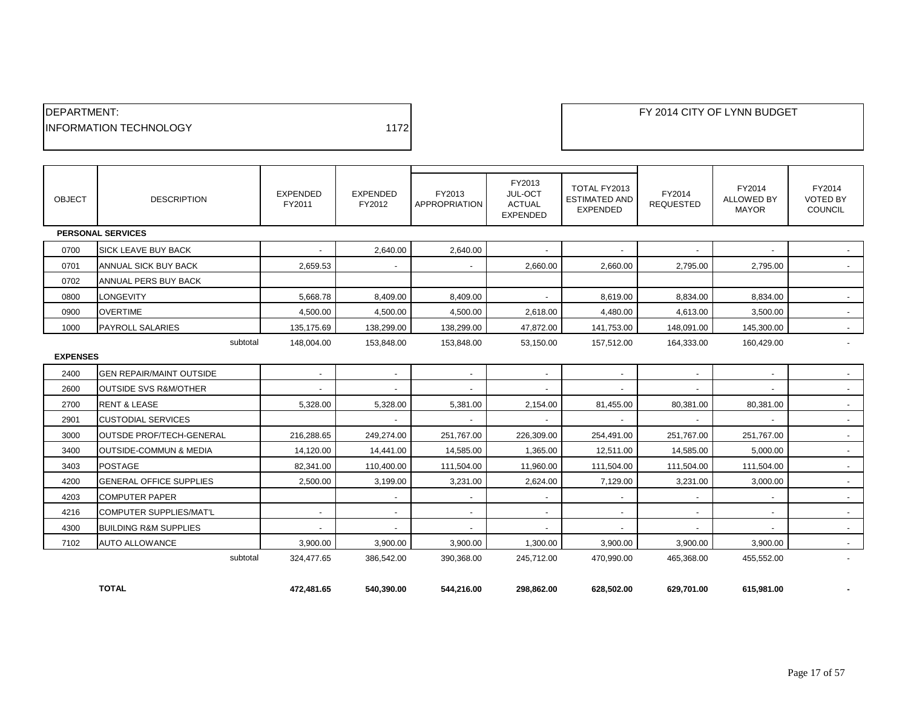DEPARTMENT:
INFORMATION TECHNOLOGY 1172

FY 2014 CITY OF LYNN BUDGET

| OBJECT | DESCRIPTION | EXPENDED FY2011 | EXPENDED FY2012 | FY2013 APPROPRIATION | FY2013 JUL-OCT ACTUAL EXPENDED | TOTAL FY2013 ESTIMATED AND EXPENDED | FY2014 REQUESTED | FY2014 ALLOWED BY MAYOR | FY2014 VOTED BY COUNCIL |
|---|---|---|---|---|---|---|---|---|---|
| **PERSONAL SERVICES** | | | | | | | | | |
| 0700 | SICK LEAVE BUY BACK | - | 2,640.00 | 2,640.00 | - | - | - | - | - |
| 0701 | ANNUAL SICK BUY BACK | 2,659.53 | - | - | 2,660.00 | 2,660.00 | 2,795.00 | 2,795.00 | - |
| 0702 | ANNUAL PERS BUY BACK | | | | | | | | |
| 0800 | LONGEVITY | 5,668.78 | 8,409.00 | 8,409.00 | - | 8,619.00 | 8,834.00 | 8,834.00 | - |
| 0900 | OVERTIME | 4,500.00 | 4,500.00 | 4,500.00 | 2,618.00 | 4,480.00 | 4,613.00 | 3,500.00 | - |
| 1000 | PAYROLL SALARIES | 135,175.69 | 138,299.00 | 138,299.00 | 47,872.00 | 141,753.00 | 148,091.00 | 145,300.00 | - |
| | subtotal | 148,004.00 | 153,848.00 | 153,848.00 | 53,150.00 | 157,512.00 | 164,333.00 | 160,429.00 | - |
| **EXPENSES** | | | | | | | | | |
| 2400 | GEN REPAIR/MAINT OUTSIDE | - | - | - | - | - | - | - | - |
| 2600 | OUTSIDE SVS R&M/OTHER | - | - | - | - | - | - | - | - |
| 2700 | RENT & LEASE | 5,328.00 | 5,328.00 | 5,381.00 | 2,154.00 | 81,455.00 | 80,381.00 | 80,381.00 | - |
| 2901 | CUSTODIAL SERVICES | | - | - | - | - | - | - | - |
| 3000 | OUTSDE PROF/TECH-GENERAL | 216,288.65 | 249,274.00 | 251,767.00 | 226,309.00 | 254,491.00 | 251,767.00 | 251,767.00 | - |
| 3400 | OUTSIDE-COMMUN & MEDIA | 14,120.00 | 14,441.00 | 14,585.00 | 1,365.00 | 12,511.00 | 14,585.00 | 5,000.00 | - |
| 3403 | POSTAGE | 82,341.00 | 110,400.00 | 111,504.00 | 11,960.00 | 111,504.00 | 111,504.00 | 111,504.00 | - |
| 4200 | GENERAL OFFICE SUPPLIES | 2,500.00 | 3,199.00 | 3,231.00 | 2,624.00 | 7,129.00 | 3,231.00 | 3,000.00 | - |
| 4203 | COMPUTER PAPER | | - | - | - | - | - | - | - |
| 4216 | COMPUTER SUPPLIES/MAT'L | - | - | - | - | - | - | - | - |
| 4300 | BUILDING R&M SUPPLIES | - | - | - | - | - | - | - | - |
| 7102 | AUTO ALLOWANCE | 3,900.00 | 3,900.00 | 3,900.00 | 1,300.00 | 3,900.00 | 3,900.00 | 3,900.00 | - |
| | subtotal | 324,477.65 | 386,542.00 | 390,368.00 | 245,712.00 | 470,990.00 | 465,368.00 | 455,552.00 | - |
| | **TOTAL** | **472,481.65** | **540,390.00** | **544,216.00** | **298,862.00** | **628,502.00** | **629,701.00** | **615,981.00** | **-** |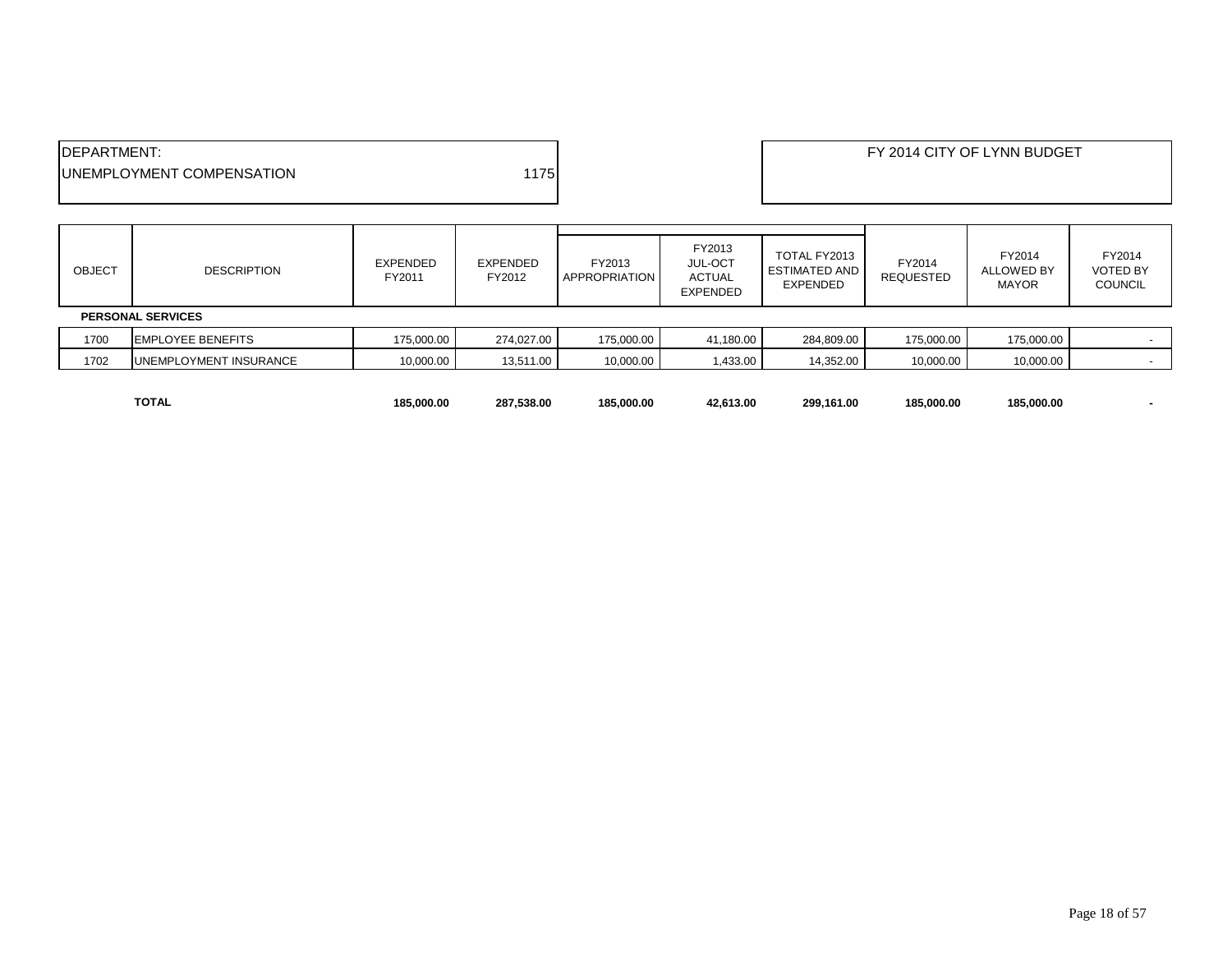| DEPARTMENT: | |
|---|---|
| UNEMPLOYMENT COMPENSATION | 1175 |

FY 2014 CITY OF LYNN BUDGET

| OBJECT | DESCRIPTION | EXPENDED FY2011 | EXPENDED FY2012 | FY2013 APPROPRIATION | FY2013 JUL-OCT ACTUAL EXPENDED | TOTAL FY2013 ESTIMATED AND EXPENDED | FY2014 REQUESTED | FY2014 ALLOWED BY MAYOR | FY2014 VOTED BY COUNCIL |
|---|---|---|---|---|---|---|---|---|---|
| | **PERSONAL SERVICES** | | | | | | | | |
| 1700 | EMPLOYEE BENEFITS | 175,000.00 | 274,027.00 | 175,000.00 | 41,180.00 | 284,809.00 | 175,000.00 | 175,000.00 | - |
| 1702 | UNEMPLOYMENT INSURANCE | 10,000.00 | 13,511.00 | 10,000.00 | 1,433.00 | 14,352.00 | 10,000.00 | 10,000.00 | - |
| | **TOTAL** | **185,000.00** | **287,538.00** | **185,000.00** | **42,613.00** | **299,161.00** | **185,000.00** | **185,000.00** | **-** |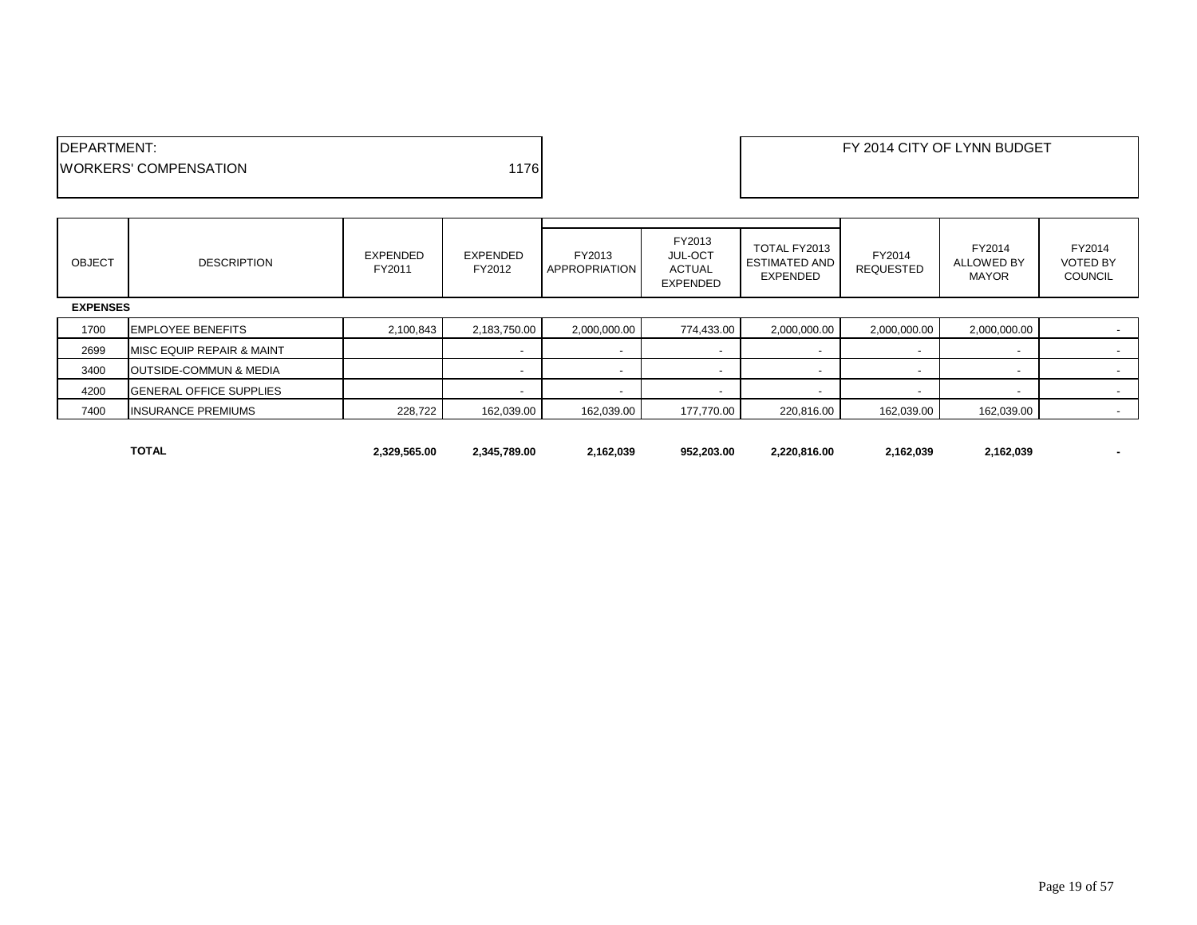DEPARTMENT:

WORKERS' COMPENSATION 1176

FY 2014 CITY OF LYNN BUDGET

| OBJECT | DESCRIPTION | EXPENDED FY2011 | EXPENDED FY2012 | FY2013 APPROPRIATION | FY2013 JUL-OCT ACTUAL EXPENDED | TOTAL FY2013 ESTIMATED AND EXPENDED | FY2014 REQUESTED | FY2014 ALLOWED BY MAYOR | FY2014 VOTED BY COUNCIL |
|---|---|---|---|---|---|---|---|---|---|
| **EXPENSES** | | | | | | | | | |
| 1700 | EMPLOYEE BENEFITS | 2,100,843 | 2,183,750.00 | 2,000,000.00 | 774,433.00 | 2,000,000.00 | 2,000,000.00 | 2,000,000.00 | - |
| 2699 | MISC EQUIP REPAIR & MAINT | | - | - | - | - | - | - | - |
| 3400 | OUTSIDE-COMMUN & MEDIA | | - | - | - | - | - | - | - |
| 4200 | GENERAL OFFICE SUPPLIES | | - | - | - | - | - | - | - |
| 7400 | INSURANCE PREMIUMS | 228,722 | 162,039.00 | 162,039.00 | 177,770.00 | 220,816.00 | 162,039.00 | 162,039.00 | - |
| | **TOTAL** | **2,329,565.00** | **2,345,789.00** | **2,162,039** | **952,203.00** | **2,220,816.00** | **2,162,039** | **2,162,039** | **-** |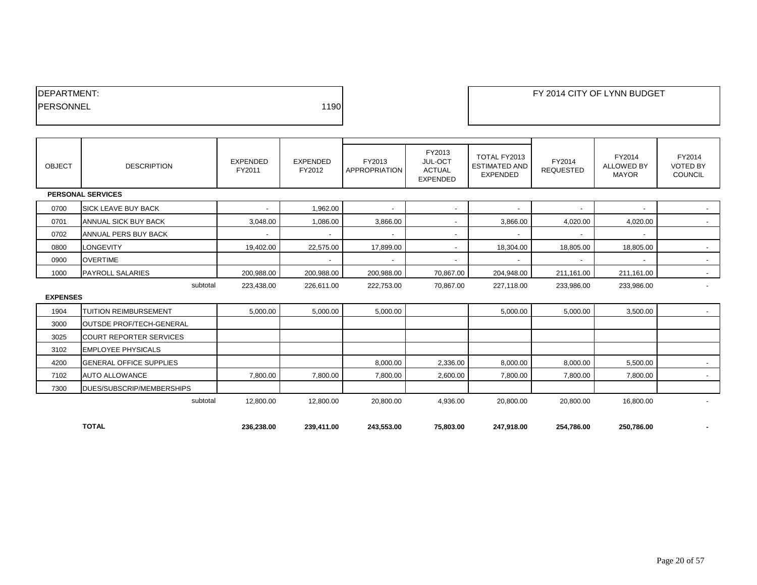DEPARTMENT:
PERSONNEL 1190

FY 2014 CITY OF LYNN BUDGET

| OBJECT | DESCRIPTION | EXPENDED FY2011 | EXPENDED FY2012 | FY2013 APPROPRIATION | FY2013 JUL-OCT ACTUAL EXPENDED | TOTAL FY2013 ESTIMATED AND EXPENDED | FY2014 REQUESTED | FY2014 ALLOWED BY MAYOR | FY2014 VOTED BY COUNCIL |
|---|---|---|---|---|---|---|---|---|---|
| **PERSONAL SERVICES** | | | | | | | | | |
| 0700 | SICK LEAVE BUY BACK | - | 1,962.00 | - | - | - | - | - | - |
| 0701 | ANNUAL SICK BUY BACK | 3,048.00 | 1,086.00 | 3,866.00 | - | 3,866.00 | 4,020.00 | 4,020.00 | - |
| 0702 | ANNUAL PERS BUY BACK | - | - | - | - | - | - | - | |
| 0800 | LONGEVITY | 19,402.00 | 22,575.00 | 17,899.00 | - | 18,304.00 | 18,805.00 | 18,805.00 | - |
| 0900 | OVERTIME | | - | - | - | - | - | - | - |
| 1000 | PAYROLL SALARIES | 200,988.00 | 200,988.00 | 200,988.00 | 70,867.00 | 204,948.00 | 211,161.00 | 211,161.00 | - |
| | subtotal | 223,438.00 | 226,611.00 | 222,753.00 | 70,867.00 | 227,118.00 | 233,986.00 | 233,986.00 | - |
| **EXPENSES** | | | | | | | | | |
| 1904 | TUITION REIMBURSEMENT | 5,000.00 | 5,000.00 | 5,000.00 | | 5,000.00 | 5,000.00 | 3,500.00 | - |
| 3000 | OUTSDE PROF/TECH-GENERAL | | | | | | | | |
| 3025 | COURT REPORTER SERVICES | | | | | | | | |
| 3102 | EMPLOYEE PHYSICALS | | | | | | | | |
| 4200 | GENERAL OFFICE SUPPLIES | | | 8,000.00 | 2,336.00 | 8,000.00 | 8,000.00 | 5,500.00 | - |
| 7102 | AUTO ALLOWANCE | 7,800.00 | 7,800.00 | 7,800.00 | 2,600.00 | 7,800.00 | 7,800.00 | 7,800.00 | - |
| 7300 | DUES/SUBSCRIP/MEMBERSHIPS | | | | | | | | |
| | subtotal | 12,800.00 | 12,800.00 | 20,800.00 | 4,936.00 | 20,800.00 | 20,800.00 | 16,800.00 | - |
| | **TOTAL** | **236,238.00** | **239,411.00** | **243,553.00** | **75,803.00** | **247,918.00** | **254,786.00** | **250,786.00** | **-** |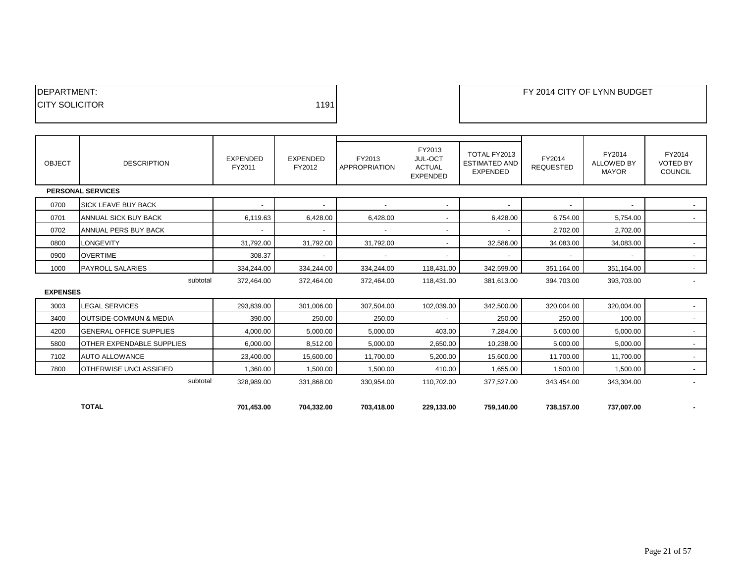| DEPARTMENT: | |
|---|---|
| CITY SOLICITOR | 1191 |

FY 2014 CITY OF LYNN BUDGET

| OBJECT | DESCRIPTION | EXPENDED FY2011 | EXPENDED FY2012 | FY2013 APPROPRIATION | FY2013 JUL-OCT ACTUAL EXPENDED | TOTAL FY2013 ESTIMATED AND EXPENDED | FY2014 REQUESTED | FY2014 ALLOWED BY MAYOR | FY2014 VOTED BY COUNCIL |
|---|---|---|---|---|---|---|---|---|---|
| **PERSONAL SERVICES** | | | | | | | | | |
| 0700 | SICK LEAVE BUY BACK | - | - | - | - | - | - | - | - |
| 0701 | ANNUAL SICK BUY BACK | 6,119.63 | 6,428.00 | 6,428.00 | - | 6,428.00 | 6,754.00 | 5,754.00 | - |
| 0702 | ANNUAL PERS BUY BACK | - | - | - | - | - | 2,702.00 | 2,702.00 | |
| 0800 | LONGEVITY | 31,792.00 | 31,792.00 | 31,792.00 | - | 32,586.00 | 34,083.00 | 34,083.00 | - |
| 0900 | OVERTIME | 308.37 | - | - | - | - | - | - | - |
| 1000 | PAYROLL SALARIES | 334,244.00 | 334,244.00 | 334,244.00 | 118,431.00 | 342,599.00 | 351,164.00 | 351,164.00 | - |
| | subtotal | 372,464.00 | 372,464.00 | 372,464.00 | 118,431.00 | 381,613.00 | 394,703.00 | 393,703.00 | - |
| **EXPENSES** | | | | | | | | | |
| 3003 | LEGAL SERVICES | 293,839.00 | 301,006.00 | 307,504.00 | 102,039.00 | 342,500.00 | 320,004.00 | 320,004.00 | - |
| 3400 | OUTSIDE-COMMUN & MEDIA | 390.00 | 250.00 | 250.00 | - | 250.00 | 250.00 | 100.00 | - |
| 4200 | GENERAL OFFICE SUPPLIES | 4,000.00 | 5,000.00 | 5,000.00 | 403.00 | 7,284.00 | 5,000.00 | 5,000.00 | - |
| 5800 | OTHER EXPENDABLE SUPPLIES | 6,000.00 | 8,512.00 | 5,000.00 | 2,650.00 | 10,238.00 | 5,000.00 | 5,000.00 | - |
| 7102 | AUTO ALLOWANCE | 23,400.00 | 15,600.00 | 11,700.00 | 5,200.00 | 15,600.00 | 11,700.00 | 11,700.00 | - |
| 7800 | OTHERWISE UNCLASSIFIED | 1,360.00 | 1,500.00 | 1,500.00 | 410.00 | 1,655.00 | 1,500.00 | 1,500.00 | - |
| | subtotal | 328,989.00 | 331,868.00 | 330,954.00 | 110,702.00 | 377,527.00 | 343,454.00 | 343,304.00 | - |
| | **TOTAL** | **701,453.00** | **704,332.00** | **703,418.00** | **229,133.00** | **759,140.00** | **738,157.00** | **737,007.00** | **-** |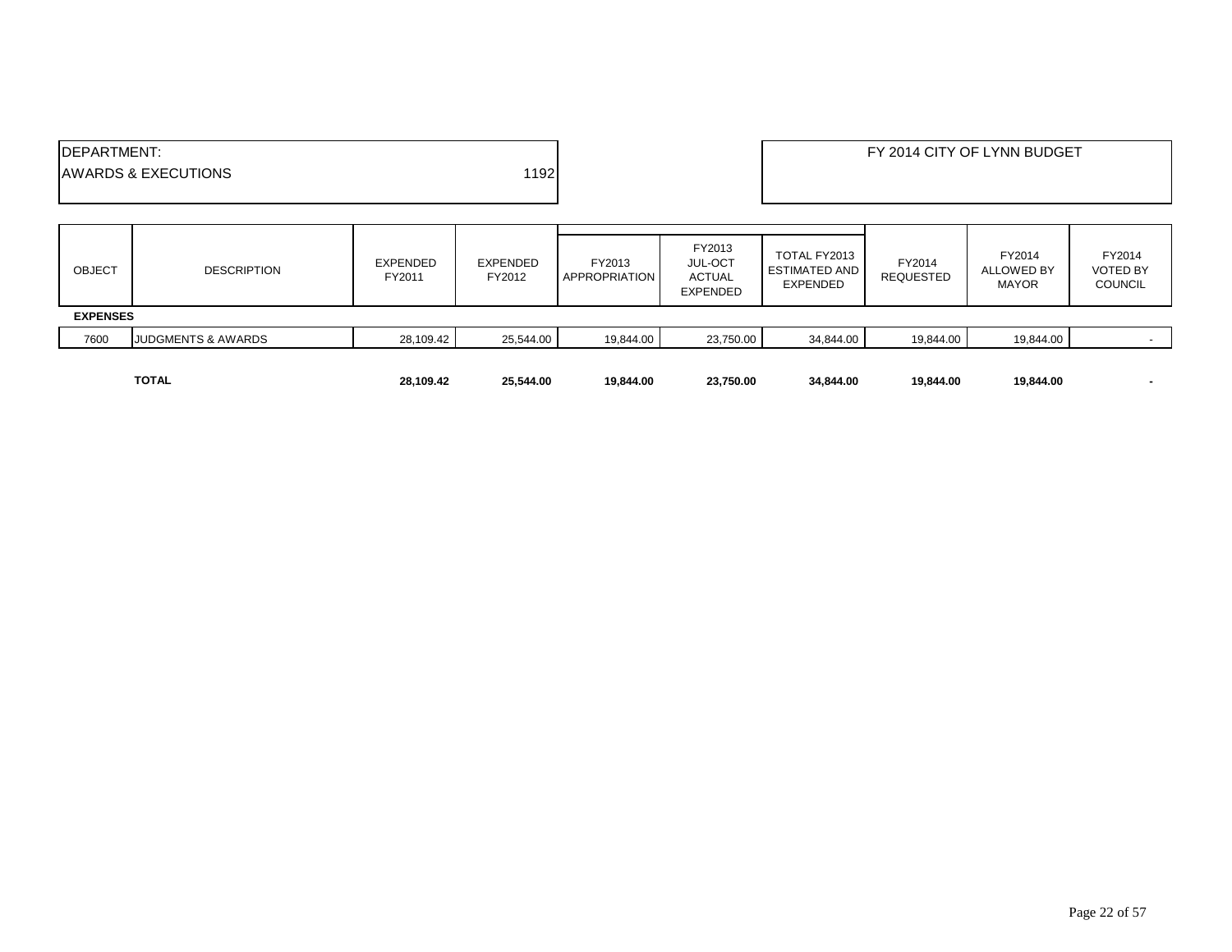DEPARTMENT:
AWARDS & EXECUTIONS 1192

FY 2014 CITY OF LYNN BUDGET

| OBJECT | DESCRIPTION | EXPENDED FY2011 | EXPENDED FY2012 | FY2013 APPROPRIATION | FY2013 JUL-OCT ACTUAL EXPENDED | TOTAL FY2013 ESTIMATED AND EXPENDED | FY2014 REQUESTED | FY2014 ALLOWED BY MAYOR | FY2014 VOTED BY COUNCIL |
|---|---|---|---|---|---|---|---|---|---|
| **EXPENSES** | | | | | | | | | |
| 7600 | JUDGMENTS & AWARDS | 28,109.42 | 25,544.00 | 19,844.00 | 23,750.00 | 34,844.00 | 19,844.00 | 19,844.00 | - |
| | **TOTAL** | **28,109.42** | **25,544.00** | **19,844.00** | **23,750.00** | **34,844.00** | **19,844.00** | **19,844.00** | **-** |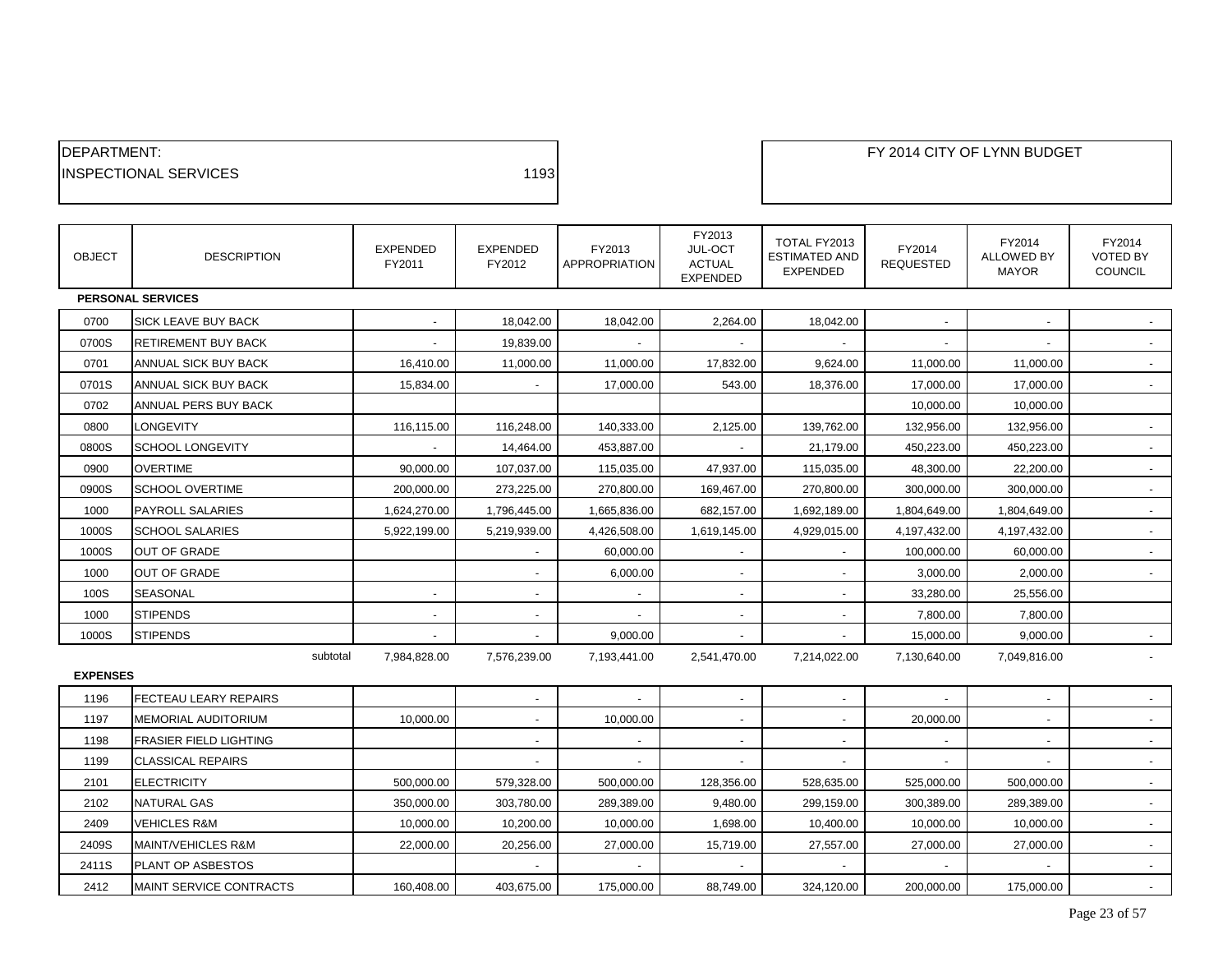DEPARTMENT:
INSPECTIONAL SERVICES 1193

FY 2014 CITY OF LYNN BUDGET

| OBJECT | DESCRIPTION | EXPENDED FY2011 | EXPENDED FY2012 | FY2013 APPROPRIATION | FY2013 JUL-OCT ACTUAL EXPENDED | TOTAL FY2013 ESTIMATED AND EXPENDED | FY2014 REQUESTED | FY2014 ALLOWED BY MAYOR | FY2014 VOTED BY COUNCIL |
|---|---|---|---|---|---|---|---|---|---|
| **PERSONAL SERVICES** | | | | | | | | | |
| 0700 | SICK LEAVE BUY BACK | - | 18,042.00 | 18,042.00 | 2,264.00 | 18,042.00 | - | - | - |
| 0700S | RETIREMENT BUY BACK | - | 19,839.00 | - | - | - | - | - | - |
| 0701 | ANNUAL SICK BUY BACK | 16,410.00 | 11,000.00 | 11,000.00 | 17,832.00 | 9,624.00 | 11,000.00 | 11,000.00 | - |
| 0701S | ANNUAL SICK BUY BACK | 15,834.00 | - | 17,000.00 | 543.00 | 18,376.00 | 17,000.00 | 17,000.00 | - |
| 0702 | ANNUAL PERS BUY BACK | | | | | | 10,000.00 | 10,000.00 | |
| 0800 | LONGEVITY | 116,115.00 | 116,248.00 | 140,333.00 | 2,125.00 | 139,762.00 | 132,956.00 | 132,956.00 | - |
| 0800S | SCHOOL LONGEVITY | - | 14,464.00 | 453,887.00 | - | 21,179.00 | 450,223.00 | 450,223.00 | - |
| 0900 | OVERTIME | 90,000.00 | 107,037.00 | 115,035.00 | 47,937.00 | 115,035.00 | 48,300.00 | 22,200.00 | - |
| 0900S | SCHOOL OVERTIME | 200,000.00 | 273,225.00 | 270,800.00 | 169,467.00 | 270,800.00 | 300,000.00 | 300,000.00 | - |
| 1000 | PAYROLL SALARIES | 1,624,270.00 | 1,796,445.00 | 1,665,836.00 | 682,157.00 | 1,692,189.00 | 1,804,649.00 | 1,804,649.00 | - |
| 1000S | SCHOOL SALARIES | 5,922,199.00 | 5,219,939.00 | 4,426,508.00 | 1,619,145.00 | 4,929,015.00 | 4,197,432.00 | 4,197,432.00 | - |
| 1000S | OUT OF GRADE | | - | 60,000.00 | - | - | 100,000.00 | 60,000.00 | - |
| 1000 | OUT OF GRADE | | - | 6,000.00 | - | - | 3,000.00 | 2,000.00 | - |
| 100S | SEASONAL | - | - | - | - | - | 33,280.00 | 25,556.00 | |
| 1000 | STIPENDS | - | - | - | - | - | 7,800.00 | 7,800.00 | |
| 1000S | STIPENDS | - | - | 9,000.00 | - | - | 15,000.00 | 9,000.00 | - |
| | subtotal | 7,984,828.00 | 7,576,239.00 | 7,193,441.00 | 2,541,470.00 | 7,214,022.00 | 7,130,640.00 | 7,049,816.00 | - |
| **EXPENSES** | | | | | | | | | |
| 1196 | FECTEAU LEARY REPAIRS | | - | - | - | - | - | - | - |
| 1197 | MEMORIAL AUDITORIUM | 10,000.00 | - | 10,000.00 | - | - | 20,000.00 | - | - |
| 1198 | FRASIER FIELD LIGHTING | | - | - | - | - | - | - | - |
| 1199 | CLASSICAL REPAIRS | | - | - | - | - | - | - | - |
| 2101 | ELECTRICITY | 500,000.00 | 579,328.00 | 500,000.00 | 128,356.00 | 528,635.00 | 525,000.00 | 500,000.00 | - |
| 2102 | NATURAL GAS | 350,000.00 | 303,780.00 | 289,389.00 | 9,480.00 | 299,159.00 | 300,389.00 | 289,389.00 | - |
| 2409 | VEHICLES R&M | 10,000.00 | 10,200.00 | 10,000.00 | 1,698.00 | 10,400.00 | 10,000.00 | 10,000.00 | - |
| 2409S | MAINT/VEHICLES R&M | 22,000.00 | 20,256.00 | 27,000.00 | 15,719.00 | 27,557.00 | 27,000.00 | 27,000.00 | - |
| 2411S | PLANT OP ASBESTOS | | - | - | - | - | - | - | - |
| 2412 | MAINT SERVICE CONTRACTS | 160,408.00 | 403,675.00 | 175,000.00 | 88,749.00 | 324,120.00 | 200,000.00 | 175,000.00 | - |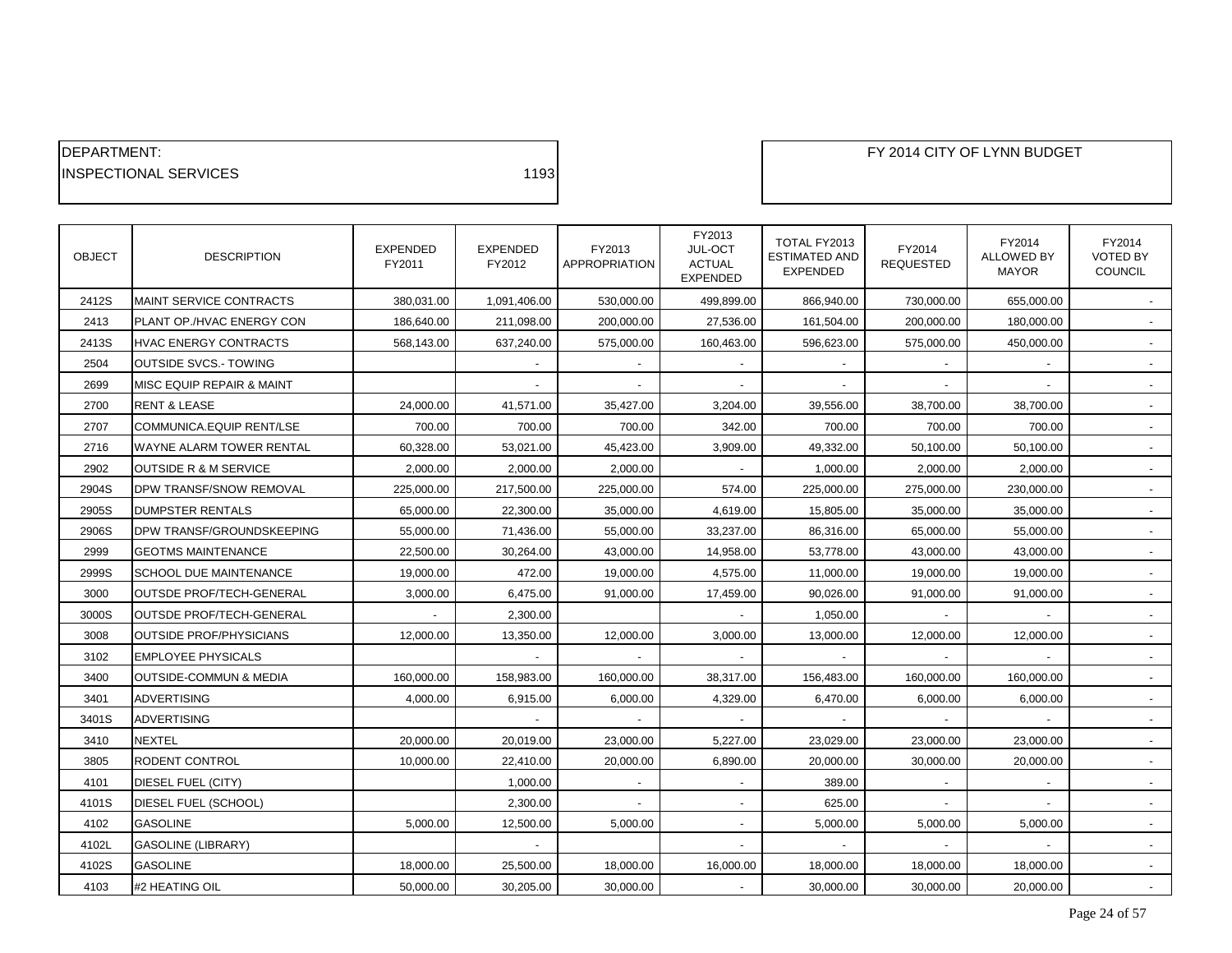DEPARTMENT:
INSPECTIONAL SERVICES 1193

FY 2014 CITY OF LYNN BUDGET

| OBJECT | DESCRIPTION | EXPENDED FY2011 | EXPENDED FY2012 | FY2013 APPROPRIATION | FY2013 JUL-OCT ACTUAL EXPENDED | TOTAL FY2013 ESTIMATED AND EXPENDED | FY2014 REQUESTED | FY2014 ALLOWED BY MAYOR | FY2014 VOTED BY COUNCIL |
|---|---|---|---|---|---|---|---|---|---|
| 2412S | MAINT SERVICE CONTRACTS | 380,031.00 | 1,091,406.00 | 530,000.00 | 499,899.00 | 866,940.00 | 730,000.00 | 655,000.00 | - |
| 2413 | PLANT OP./HVAC ENERGY CON | 186,640.00 | 211,098.00 | 200,000.00 | 27,536.00 | 161,504.00 | 200,000.00 | 180,000.00 | - |
| 2413S | HVAC ENERGY CONTRACTS | 568,143.00 | 637,240.00 | 575,000.00 | 160,463.00 | 596,623.00 | 575,000.00 | 450,000.00 | - |
| 2504 | OUTSIDE SVCS.- TOWING | | - | - | - | - | - | - | - |
| 2699 | MISC EQUIP REPAIR & MAINT | | - | - | - | - | - | - | - |
| 2700 | RENT & LEASE | 24,000.00 | 41,571.00 | 35,427.00 | 3,204.00 | 39,556.00 | 38,700.00 | 38,700.00 | - |
| 2707 | COMMUNICA.EQUIP RENT/LSE | 700.00 | 700.00 | 700.00 | 342.00 | 700.00 | 700.00 | 700.00 | - |
| 2716 | WAYNE ALARM TOWER RENTAL | 60,328.00 | 53,021.00 | 45,423.00 | 3,909.00 | 49,332.00 | 50,100.00 | 50,100.00 | - |
| 2902 | OUTSIDE R & M SERVICE | 2,000.00 | 2,000.00 | 2,000.00 | - | 1,000.00 | 2,000.00 | 2,000.00 | - |
| 2904S | DPW TRANSF/SNOW REMOVAL | 225,000.00 | 217,500.00 | 225,000.00 | 574.00 | 225,000.00 | 275,000.00 | 230,000.00 | - |
| 2905S | DUMPSTER RENTALS | 65,000.00 | 22,300.00 | 35,000.00 | 4,619.00 | 15,805.00 | 35,000.00 | 35,000.00 | - |
| 2906S | DPW TRANSF/GROUNDSKEEPING | 55,000.00 | 71,436.00 | 55,000.00 | 33,237.00 | 86,316.00 | 65,000.00 | 55,000.00 | - |
| 2999 | GEOTMS MAINTENANCE | 22,500.00 | 30,264.00 | 43,000.00 | 14,958.00 | 53,778.00 | 43,000.00 | 43,000.00 | - |
| 2999S | SCHOOL DUE MAINTENANCE | 19,000.00 | 472.00 | 19,000.00 | 4,575.00 | 11,000.00 | 19,000.00 | 19,000.00 | - |
| 3000 | OUTSDE PROF/TECH-GENERAL | 3,000.00 | 6,475.00 | 91,000.00 | 17,459.00 | 90,026.00 | 91,000.00 | 91,000.00 | - |
| 3000S | OUTSDE PROF/TECH-GENERAL | - | 2,300.00 | | - | 1,050.00 | - | - | - |
| 3008 | OUTSIDE PROF/PHYSICIANS | 12,000.00 | 13,350.00 | 12,000.00 | 3,000.00 | 13,000.00 | 12,000.00 | 12,000.00 | - |
| 3102 | EMPLOYEE PHYSICALS | | - | - | - | - | - | - | - |
| 3400 | OUTSIDE-COMMUN & MEDIA | 160,000.00 | 158,983.00 | 160,000.00 | 38,317.00 | 156,483.00 | 160,000.00 | 160,000.00 | - |
| 3401 | ADVERTISING | 4,000.00 | 6,915.00 | 6,000.00 | 4,329.00 | 6,470.00 | 6,000.00 | 6,000.00 | - |
| 3401S | ADVERTISING | | - | - | - | - | - | - | - |
| 3410 | NEXTEL | 20,000.00 | 20,019.00 | 23,000.00 | 5,227.00 | 23,029.00 | 23,000.00 | 23,000.00 | - |
| 3805 | RODENT CONTROL | 10,000.00 | 22,410.00 | 20,000.00 | 6,890.00 | 20,000.00 | 30,000.00 | 20,000.00 | - |
| 4101 | DIESEL FUEL (CITY) | | 1,000.00 | - | - | 389.00 | - | - | - |
| 4101S | DIESEL FUEL (SCHOOL) | | 2,300.00 | - | - | 625.00 | - | - | - |
| 4102 | GASOLINE | 5,000.00 | 12,500.00 | 5,000.00 | - | 5,000.00 | 5,000.00 | 5,000.00 | - |
| 4102L | GASOLINE (LIBRARY) | | - | | - | - | - | - | - |
| 4102S | GASOLINE | 18,000.00 | 25,500.00 | 18,000.00 | 16,000.00 | 18,000.00 | 18,000.00 | 18,000.00 | - |
| 4103 | #2 HEATING OIL | 50,000.00 | 30,205.00 | 30,000.00 | - | 30,000.00 | 30,000.00 | 20,000.00 | - |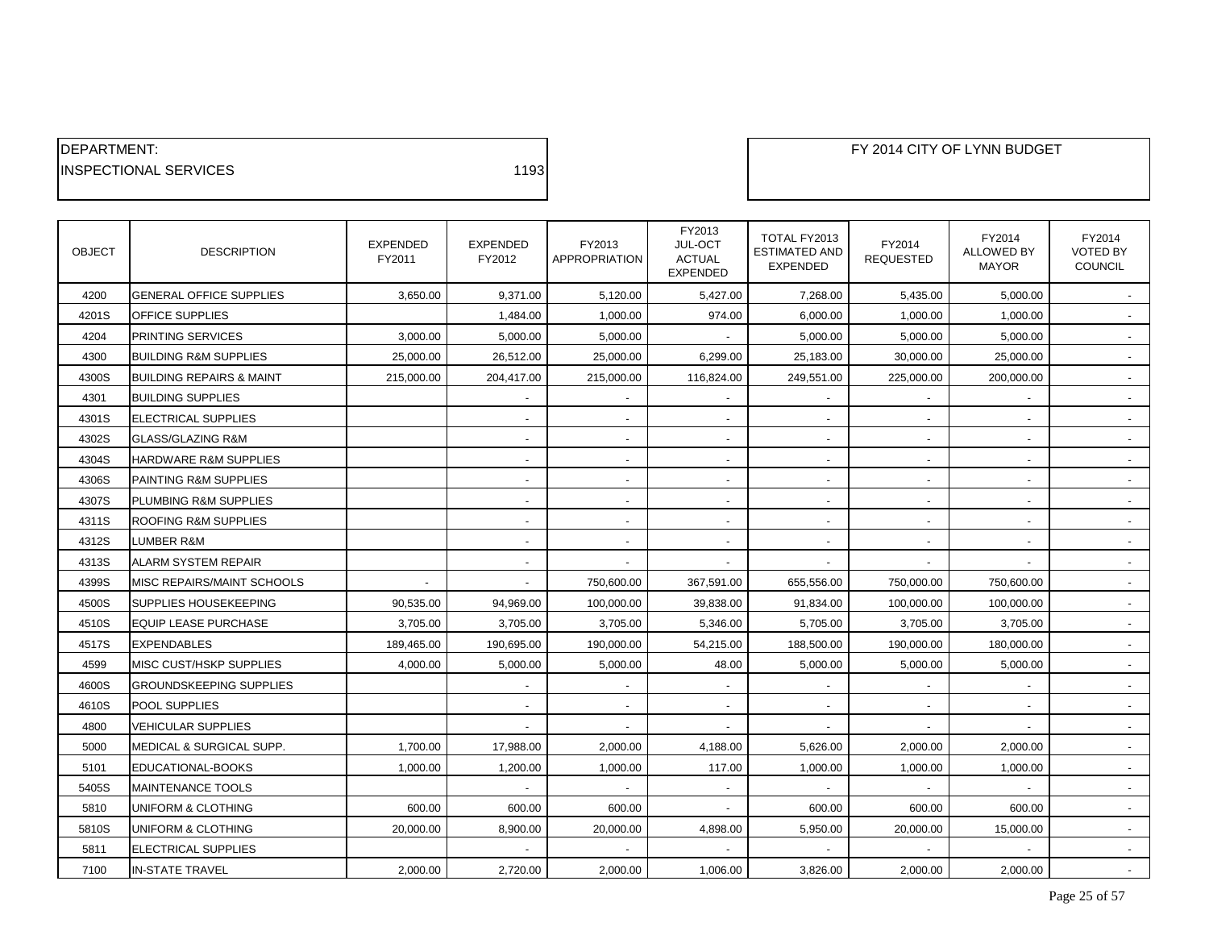DEPARTMENT:
INSPECTIONAL SERVICES 1193

FY 2014 CITY OF LYNN BUDGET

| OBJECT | DESCRIPTION | EXPENDED FY2011 | EXPENDED FY2012 | FY2013 APPROPRIATION | FY2013 JUL-OCT ACTUAL EXPENDED | TOTAL FY2013 ESTIMATED AND EXPENDED | FY2014 REQUESTED | FY2014 ALLOWED BY MAYOR | FY2014 VOTED BY COUNCIL |
|---|---|---|---|---|---|---|---|---|---|
| 4200 | GENERAL OFFICE SUPPLIES | 3,650.00 | 9,371.00 | 5,120.00 | 5,427.00 | 7,268.00 | 5,435.00 | 5,000.00 | - |
| 4201S | OFFICE SUPPLIES | | 1,484.00 | 1,000.00 | 974.00 | 6,000.00 | 1,000.00 | 1,000.00 | - |
| 4204 | PRINTING SERVICES | 3,000.00 | 5,000.00 | 5,000.00 | - | 5,000.00 | 5,000.00 | 5,000.00 | - |
| 4300 | BUILDING R&M SUPPLIES | 25,000.00 | 26,512.00 | 25,000.00 | 6,299.00 | 25,183.00 | 30,000.00 | 25,000.00 | - |
| 4300S | BUILDING REPAIRS & MAINT | 215,000.00 | 204,417.00 | 215,000.00 | 116,824.00 | 249,551.00 | 225,000.00 | 200,000.00 | - |
| 4301 | BUILDING SUPPLIES | | - | - | - | - | - | - | - |
| 4301S | ELECTRICAL SUPPLIES | | - | - | - | - | - | - | - |
| 4302S | GLASS/GLAZING R&M | | - | - | - | - | - | - | - |
| 4304S | HARDWARE R&M SUPPLIES | | - | - | - | - | - | - | - |
| 4306S | PAINTING R&M SUPPLIES | | - | - | - | - | - | - | - |
| 4307S | PLUMBING R&M SUPPLIES | | - | - | - | - | - | - | - |
| 4311S | ROOFING R&M SUPPLIES | | - | - | - | - | - | - | - |
| 4312S | LUMBER R&M | | - | - | - | - | - | - | - |
| 4313S | ALARM SYSTEM REPAIR | | - | - | - | - | - | - | - |
| 4399S | MISC REPAIRS/MAINT SCHOOLS | - | - | 750,600.00 | 367,591.00 | 655,556.00 | 750,000.00 | 750,600.00 | - |
| 4500S | SUPPLIES HOUSEKEEPING | 90,535.00 | 94,969.00 | 100,000.00 | 39,838.00 | 91,834.00 | 100,000.00 | 100,000.00 | - |
| 4510S | EQUIP LEASE PURCHASE | 3,705.00 | 3,705.00 | 3,705.00 | 5,346.00 | 5,705.00 | 3,705.00 | 3,705.00 | - |
| 4517S | EXPENDABLES | 189,465.00 | 190,695.00 | 190,000.00 | 54,215.00 | 188,500.00 | 190,000.00 | 180,000.00 | - |
| 4599 | MISC CUST/HSKP SUPPLIES | 4,000.00 | 5,000.00 | 5,000.00 | 48.00 | 5,000.00 | 5,000.00 | 5,000.00 | - |
| 4600S | GROUNDSKEEPING SUPPLIES | | - | - | - | - | - | - | - |
| 4610S | POOL SUPPLIES | | - | - | - | - | - | - | - |
| 4800 | VEHICULAR SUPPLIES | | - | - | - | - | - | - | - |
| 5000 | MEDICAL & SURGICAL SUPP. | 1,700.00 | 17,988.00 | 2,000.00 | 4,188.00 | 5,626.00 | 2,000.00 | 2,000.00 | - |
| 5101 | EDUCATIONAL-BOOKS | 1,000.00 | 1,200.00 | 1,000.00 | 117.00 | 1,000.00 | 1,000.00 | 1,000.00 | - |
| 5405S | MAINTENANCE TOOLS | | - | - | - | - | - | - | - |
| 5810 | UNIFORM & CLOTHING | 600.00 | 600.00 | 600.00 | - | 600.00 | 600.00 | 600.00 | - |
| 5810S | UNIFORM & CLOTHING | 20,000.00 | 8,900.00 | 20,000.00 | 4,898.00 | 5,950.00 | 20,000.00 | 15,000.00 | - |
| 5811 | ELECTRICAL SUPPLIES | | - | - | - | - | - | - | - |
| 7100 | IN-STATE TRAVEL | 2,000.00 | 2,720.00 | 2,000.00 | 1,006.00 | 3,826.00 | 2,000.00 | 2,000.00 | - |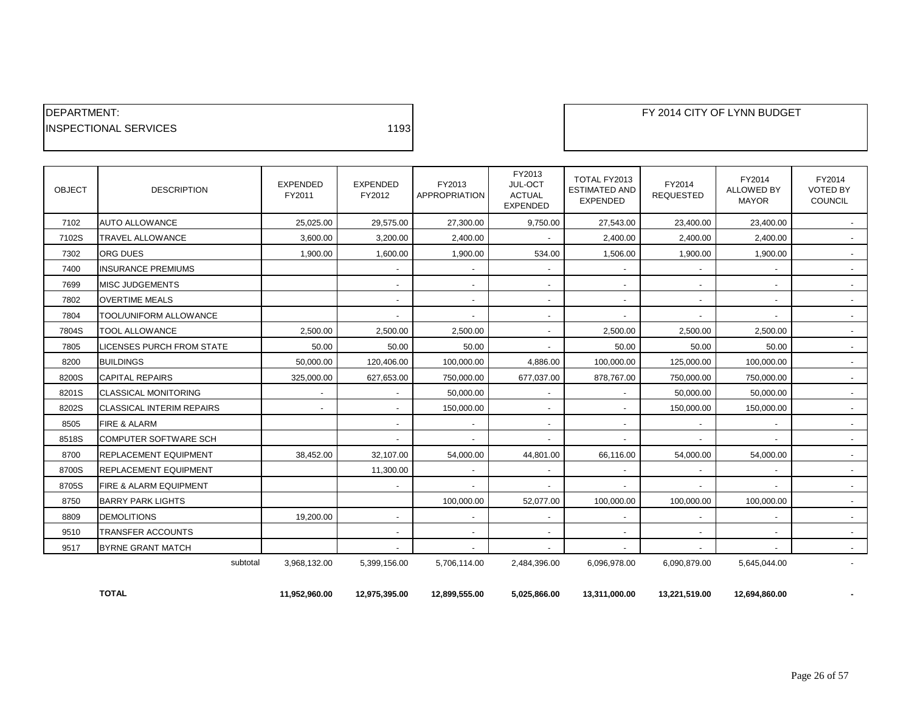DEPARTMENT:
INSPECTIONAL SERVICES 1193

FY 2014 CITY OF LYNN BUDGET

| OBJECT | DESCRIPTION | EXPENDED FY2011 | EXPENDED FY2012 | FY2013 APPROPRIATION | FY2013 JUL-OCT ACTUAL EXPENDED | TOTAL FY2013 ESTIMATED AND EXPENDED | FY2014 REQUESTED | FY2014 ALLOWED BY MAYOR | FY2014 VOTED BY COUNCIL |
|---|---|---|---|---|---|---|---|---|---|
| 7102 | AUTO ALLOWANCE | 25,025.00 | 29,575.00 | 27,300.00 | 9,750.00 | 27,543.00 | 23,400.00 | 23,400.00 | - |
| 7102S | TRAVEL ALLOWANCE | 3,600.00 | 3,200.00 | 2,400.00 | - | 2,400.00 | 2,400.00 | 2,400.00 | - |
| 7302 | ORG DUES | 1,900.00 | 1,600.00 | 1,900.00 | 534.00 | 1,506.00 | 1,900.00 | 1,900.00 | - |
| 7400 | INSURANCE PREMIUMS | | - | - | - | - | - | - | - |
| 7699 | MISC JUDGEMENTS | | - | - | - | - | - | - | - |
| 7802 | OVERTIME MEALS | | - | - | - | - | - | - | - |
| 7804 | TOOL/UNIFORM ALLOWANCE | | - | - | - | - | - | - | - |
| 7804S | TOOL ALLOWANCE | 2,500.00 | 2,500.00 | 2,500.00 | - | 2,500.00 | 2,500.00 | 2,500.00 | - |
| 7805 | LICENSES PURCH FROM STATE | 50.00 | 50.00 | 50.00 | - | 50.00 | 50.00 | 50.00 | - |
| 8200 | BUILDINGS | 50,000.00 | 120,406.00 | 100,000.00 | 4,886.00 | 100,000.00 | 125,000.00 | 100,000.00 | - |
| 8200S | CAPITAL REPAIRS | 325,000.00 | 627,653.00 | 750,000.00 | 677,037.00 | 878,767.00 | 750,000.00 | 750,000.00 | - |
| 8201S | CLASSICAL MONITORING | - | - | 50,000.00 | - | - | 50,000.00 | 50,000.00 | - |
| 8202S | CLASSICAL INTERIM REPAIRS | - | - | 150,000.00 | - | - | 150,000.00 | 150,000.00 | - |
| 8505 | FIRE & ALARM | | - | - | - | - | - | - | - |
| 8518S | COMPUTER SOFTWARE SCH | | - | - | - | - | - | - | - |
| 8700 | REPLACEMENT EQUIPMENT | 38,452.00 | 32,107.00 | 54,000.00 | 44,801.00 | 66,116.00 | 54,000.00 | 54,000.00 | - |
| 8700S | REPLACEMENT EQUIPMENT | | 11,300.00 | - | - | - | - | - | - |
| 8705S | FIRE & ALARM EQUIPMENT | | - | - | - | - | - | - | - |
| 8750 | BARRY PARK LIGHTS | | | 100,000.00 | 52,077.00 | 100,000.00 | 100,000.00 | 100,000.00 | - |
| 8809 | DEMOLITIONS | 19,200.00 | - | - | - | - | - | - | - |
| 9510 | TRANSFER ACCOUNTS | | - | - | - | - | - | - | - |
| 9517 | BYRNE GRANT MATCH | | - | - | - | - | - | - | - |
| | subtotal | 3,968,132.00 | 5,399,156.00 | 5,706,114.00 | 2,484,396.00 | 6,096,978.00 | 6,090,879.00 | 5,645,044.00 | - |
| | **TOTAL** | **11,952,960.00** | **12,975,395.00** | **12,899,555.00** | **5,025,866.00** | **13,311,000.00** | **13,221,519.00** | **12,694,860.00** | **-** |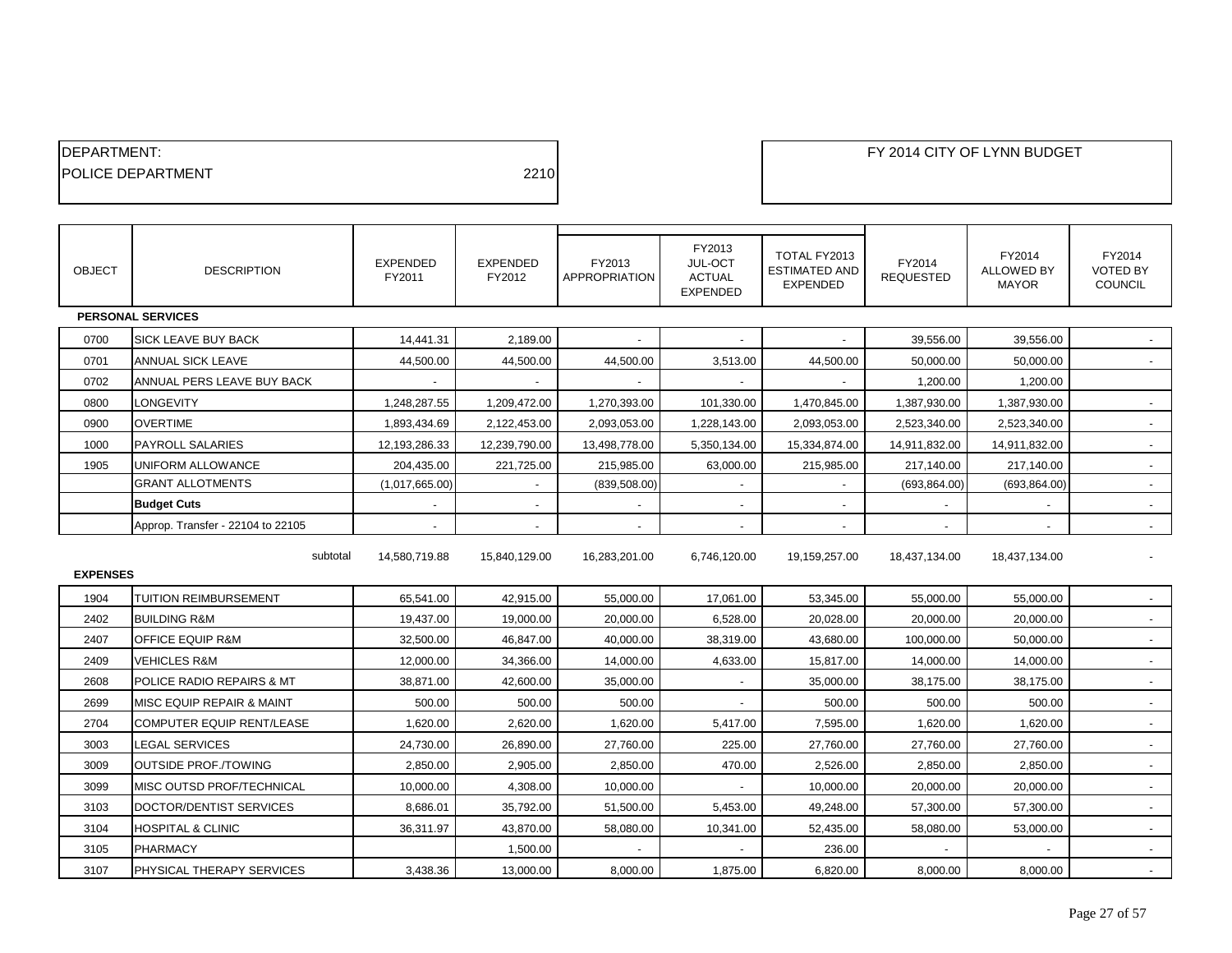DEPARTMENT:
POLICE DEPARTMENT 2210

FY 2014 CITY OF LYNN BUDGET

| OBJECT | DESCRIPTION | EXPENDED FY2011 | EXPENDED FY2012 | FY2013 APPROPRIATION | FY2013 JUL-OCT ACTUAL EXPENDED | TOTAL FY2013 ESTIMATED AND EXPENDED | FY2014 REQUESTED | FY2014 ALLOWED BY MAYOR | FY2014 VOTED BY COUNCIL |
|---|---|---|---|---|---|---|---|---|---|
| **PERSONAL SERVICES** | | | | | | | | | |
| 0700 | SICK LEAVE BUY BACK | 14,441.31 | 2,189.00 | - | - | - | 39,556.00 | 39,556.00 | - |
| 0701 | ANNUAL SICK LEAVE | 44,500.00 | 44,500.00 | 44,500.00 | 3,513.00 | 44,500.00 | 50,000.00 | 50,000.00 | - |
| 0702 | ANNUAL PERS LEAVE BUY BACK | - | - | - | - | - | 1,200.00 | 1,200.00 | |
| 0800 | LONGEVITY | 1,248,287.55 | 1,209,472.00 | 1,270,393.00 | 101,330.00 | 1,470,845.00 | 1,387,930.00 | 1,387,930.00 | - |
| 0900 | OVERTIME | 1,893,434.69 | 2,122,453.00 | 2,093,053.00 | 1,228,143.00 | 2,093,053.00 | 2,523,340.00 | 2,523,340.00 | - |
| 1000 | PAYROLL SALARIES | 12,193,286.33 | 12,239,790.00 | 13,498,778.00 | 5,350,134.00 | 15,334,874.00 | 14,911,832.00 | 14,911,832.00 | - |
| 1905 | UNIFORM ALLOWANCE | 204,435.00 | 221,725.00 | 215,985.00 | 63,000.00 | 215,985.00 | 217,140.00 | 217,140.00 | - |
| | GRANT ALLOTMENTS | (1,017,665.00) | - | (839,508.00) | - | - | (693,864.00) | (693,864.00) | - |
| | **Budget Cuts** | - | - | - | - | - | - | - | - |
| | Approp. Transfer - 22104 to 22105 | - | - | - | - | - | - | - | - |
| | subtotal | 14,580,719.88 | 15,840,129.00 | 16,283,201.00 | 6,746,120.00 | 19,159,257.00 | 18,437,134.00 | 18,437,134.00 | - |
| **EXPENSES** | | | | | | | | | |
| 1904 | TUITION REIMBURSEMENT | 65,541.00 | 42,915.00 | 55,000.00 | 17,061.00 | 53,345.00 | 55,000.00 | 55,000.00 | - |
| 2402 | BUILDING R&M | 19,437.00 | 19,000.00 | 20,000.00 | 6,528.00 | 20,028.00 | 20,000.00 | 20,000.00 | - |
| 2407 | OFFICE EQUIP R&M | 32,500.00 | 46,847.00 | 40,000.00 | 38,319.00 | 43,680.00 | 100,000.00 | 50,000.00 | - |
| 2409 | VEHICLES R&M | 12,000.00 | 34,366.00 | 14,000.00 | 4,633.00 | 15,817.00 | 14,000.00 | 14,000.00 | - |
| 2608 | POLICE RADIO REPAIRS & MT | 38,871.00 | 42,600.00 | 35,000.00 | - | 35,000.00 | 38,175.00 | 38,175.00 | - |
| 2699 | MISC EQUIP REPAIR & MAINT | 500.00 | 500.00 | 500.00 | - | 500.00 | 500.00 | 500.00 | - |
| 2704 | COMPUTER EQUIP RENT/LEASE | 1,620.00 | 2,620.00 | 1,620.00 | 5,417.00 | 7,595.00 | 1,620.00 | 1,620.00 | - |
| 3003 | LEGAL SERVICES | 24,730.00 | 26,890.00 | 27,760.00 | 225.00 | 27,760.00 | 27,760.00 | 27,760.00 | - |
| 3009 | OUTSIDE PROF./TOWING | 2,850.00 | 2,905.00 | 2,850.00 | 470.00 | 2,526.00 | 2,850.00 | 2,850.00 | - |
| 3099 | MISC OUTSD PROF/TECHNICAL | 10,000.00 | 4,308.00 | 10,000.00 | - | 10,000.00 | 20,000.00 | 20,000.00 | - |
| 3103 | DOCTOR/DENTIST SERVICES | 8,686.01 | 35,792.00 | 51,500.00 | 5,453.00 | 49,248.00 | 57,300.00 | 57,300.00 | - |
| 3104 | HOSPITAL & CLINIC | 36,311.97 | 43,870.00 | 58,080.00 | 10,341.00 | 52,435.00 | 58,080.00 | 53,000.00 | - |
| 3105 | PHARMACY | | 1,500.00 | - | - | 236.00 | - | - | - |
| 3107 | PHYSICAL THERAPY SERVICES | 3,438.36 | 13,000.00 | 8,000.00 | 1,875.00 | 6,820.00 | 8,000.00 | 8,000.00 | - |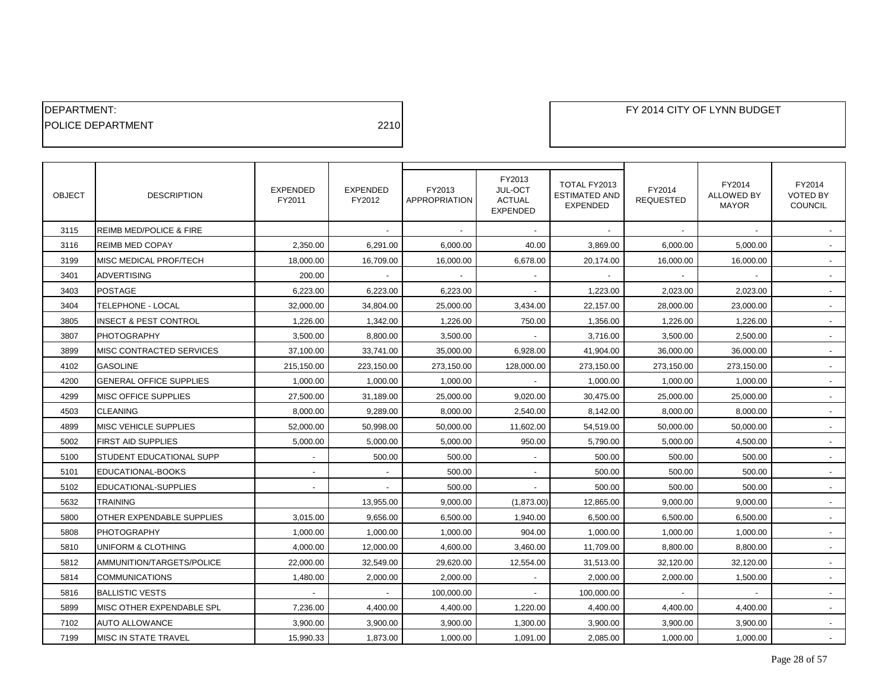DEPARTMENT:
POLICE DEPARTMENT 2210

FY 2014 CITY OF LYNN BUDGET

| OBJECT | DESCRIPTION | EXPENDED FY2011 | EXPENDED FY2012 | FY2013 APPROPRIATION | FY2013 JUL-OCT ACTUAL EXPENDED | TOTAL FY2013 ESTIMATED AND EXPENDED | FY2014 REQUESTED | FY2014 ALLOWED BY MAYOR | FY2014 VOTED BY COUNCIL |
|---|---|---|---|---|---|---|---|---|---|
| 3115 | REIMB MED/POLICE & FIRE | | - | - | - | - | - | - | - |
| 3116 | REIMB MED COPAY | 2,350.00 | 6,291.00 | 6,000.00 | 40.00 | 3,869.00 | 6,000.00 | 5,000.00 | - |
| 3199 | MISC MEDICAL PROF/TECH | 18,000.00 | 16,709.00 | 16,000.00 | 6,678.00 | 20,174.00 | 16,000.00 | 16,000.00 | - |
| 3401 | ADVERTISING | 200.00 | - | - | - | - | - | - | - |
| 3403 | POSTAGE | 6,223.00 | 6,223.00 | 6,223.00 | - | 1,223.00 | 2,023.00 | 2,023.00 | - |
| 3404 | TELEPHONE - LOCAL | 32,000.00 | 34,804.00 | 25,000.00 | 3,434.00 | 22,157.00 | 28,000.00 | 23,000.00 | - |
| 3805 | INSECT & PEST CONTROL | 1,226.00 | 1,342.00 | 1,226.00 | 750.00 | 1,356.00 | 1,226.00 | 1,226.00 | - |
| 3807 | PHOTOGRAPHY | 3,500.00 | 8,800.00 | 3,500.00 | - | 3,716.00 | 3,500.00 | 2,500.00 | - |
| 3899 | MISC CONTRACTED SERVICES | 37,100.00 | 33,741.00 | 35,000.00 | 6,928.00 | 41,904.00 | 36,000.00 | 36,000.00 | - |
| 4102 | GASOLINE | 215,150.00 | 223,150.00 | 273,150.00 | 128,000.00 | 273,150.00 | 273,150.00 | 273,150.00 | - |
| 4200 | GENERAL OFFICE SUPPLIES | 1,000.00 | 1,000.00 | 1,000.00 | - | 1,000.00 | 1,000.00 | 1,000.00 | - |
| 4299 | MISC OFFICE SUPPLIES | 27,500.00 | 31,189.00 | 25,000.00 | 9,020.00 | 30,475.00 | 25,000.00 | 25,000.00 | - |
| 4503 | CLEANING | 8,000.00 | 9,289.00 | 8,000.00 | 2,540.00 | 8,142.00 | 8,000.00 | 8,000.00 | - |
| 4899 | MISC VEHICLE SUPPLIES | 52,000.00 | 50,998.00 | 50,000.00 | 11,602.00 | 54,519.00 | 50,000.00 | 50,000.00 | - |
| 5002 | FIRST AID SUPPLIES | 5,000.00 | 5,000.00 | 5,000.00 | 950.00 | 5,790.00 | 5,000.00 | 4,500.00 | - |
| 5100 | STUDENT EDUCATIONAL SUPP | - | 500.00 | 500.00 | - | 500.00 | 500.00 | 500.00 | - |
| 5101 | EDUCATIONAL-BOOKS | - | - | 500.00 | - | 500.00 | 500.00 | 500.00 | - |
| 5102 | EDUCATIONAL-SUPPLIES | - | - | 500.00 | - | 500.00 | 500.00 | 500.00 | - |
| 5632 | TRAINING | | 13,955.00 | 9,000.00 | (1,873.00) | 12,865.00 | 9,000.00 | 9,000.00 | - |
| 5800 | OTHER EXPENDABLE SUPPLIES | 3,015.00 | 9,656.00 | 6,500.00 | 1,940.00 | 6,500.00 | 6,500.00 | 6,500.00 | - |
| 5808 | PHOTOGRAPHY | 1,000.00 | 1,000.00 | 1,000.00 | 904.00 | 1,000.00 | 1,000.00 | 1,000.00 | - |
| 5810 | UNIFORM & CLOTHING | 4,000.00 | 12,000.00 | 4,600.00 | 3,460.00 | 11,709.00 | 8,800.00 | 8,800.00 | - |
| 5812 | AMMUNITION/TARGETS/POLICE | 22,000.00 | 32,549.00 | 29,620.00 | 12,554.00 | 31,513.00 | 32,120.00 | 32,120.00 | - |
| 5814 | COMMUNICATIONS | 1,480.00 | 2,000.00 | 2,000.00 | - | 2,000.00 | 2,000.00 | 1,500.00 | - |
| 5816 | BALLISTIC VESTS | - | - | 100,000.00 | - | 100,000.00 | - | - | - |
| 5899 | MISC OTHER EXPENDABLE SPL | 7,236.00 | 4,400.00 | 4,400.00 | 1,220.00 | 4,400.00 | 4,400.00 | 4,400.00 | - |
| 7102 | AUTO ALLOWANCE | 3,900.00 | 3,900.00 | 3,900.00 | 1,300.00 | 3,900.00 | 3,900.00 | 3,900.00 | - |
| 7199 | MISC IN STATE TRAVEL | 15,990.33 | 1,873.00 | 1,000.00 | 1,091.00 | 2,085.00 | 1,000.00 | 1,000.00 | - |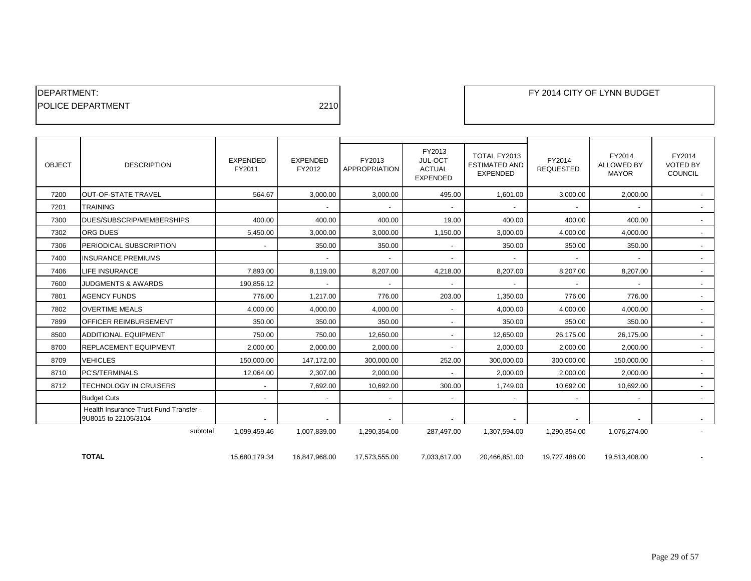DEPARTMENT:
POLICE DEPARTMENT 2210

FY 2014 CITY OF LYNN BUDGET

| OBJECT | DESCRIPTION | EXPENDED FY2011 | EXPENDED FY2012 | FY2013 APPROPRIATION | FY2013 JUL-OCT ACTUAL EXPENDED | TOTAL FY2013 ESTIMATED AND EXPENDED | FY2014 REQUESTED | FY2014 ALLOWED BY MAYOR | FY2014 VOTED BY COUNCIL |
|---|---|---|---|---|---|---|---|---|---|
| 7200 | OUT-OF-STATE TRAVEL | 564.67 | 3,000.00 | 3,000.00 | 495.00 | 1,601.00 | 3,000.00 | 2,000.00 | - |
| 7201 | TRAINING | | - | - | - | - | - | - | - |
| 7300 | DUES/SUBSCRIP/MEMBERSHIPS | 400.00 | 400.00 | 400.00 | 19.00 | 400.00 | 400.00 | 400.00 | - |
| 7302 | ORG DUES | 5,450.00 | 3,000.00 | 3,000.00 | 1,150.00 | 3,000.00 | 4,000.00 | 4,000.00 | - |
| 7306 | PERIODICAL SUBSCRIPTION | - | 350.00 | 350.00 | - | 350.00 | 350.00 | 350.00 | - |
| 7400 | INSURANCE PREMIUMS | | - | - | - | - | - | - | - |
| 7406 | LIFE INSURANCE | 7,893.00 | 8,119.00 | 8,207.00 | 4,218.00 | 8,207.00 | 8,207.00 | 8,207.00 | - |
| 7600 | JUDGMENTS & AWARDS | 190,856.12 | - | - | - | - | - | - | - |
| 7801 | AGENCY FUNDS | 776.00 | 1,217.00 | 776.00 | 203.00 | 1,350.00 | 776.00 | 776.00 | - |
| 7802 | OVERTIME MEALS | 4,000.00 | 4,000.00 | 4,000.00 | - | 4,000.00 | 4,000.00 | 4,000.00 | - |
| 7899 | OFFICER REIMBURSEMENT | 350.00 | 350.00 | 350.00 | - | 350.00 | 350.00 | 350.00 | - |
| 8500 | ADDITIONAL EQUIPMENT | 750.00 | 750.00 | 12,650.00 | - | 12,650.00 | 26,175.00 | 26,175.00 | - |
| 8700 | REPLACEMENT EQUIPMENT | 2,000.00 | 2,000.00 | 2,000.00 | - | 2,000.00 | 2,000.00 | 2,000.00 | - |
| 8709 | VEHICLES | 150,000.00 | 147,172.00 | 300,000.00 | 252.00 | 300,000.00 | 300,000.00 | 150,000.00 | - |
| 8710 | PC'S/TERMINALS | 12,064.00 | 2,307.00 | 2,000.00 | - | 2,000.00 | 2,000.00 | 2,000.00 | - |
| 8712 | TECHNOLOGY IN CRUISERS | - | 7,692.00 | 10,692.00 | 300.00 | 1,749.00 | 10,692.00 | 10,692.00 | - |
| | Budget Cuts | - | - | - | - | - | - | - | - |
| | Health Insurance Trust Fund Transfer - 9U8015 to 22105/3104 | - | - | - | - | - | - | - | - |
| | subtotal | 1,099,459.46 | 1,007,839.00 | 1,290,354.00 | 287,497.00 | 1,307,594.00 | 1,290,354.00 | 1,076,274.00 | - |
| | **TOTAL** | 15,680,179.34 | 16,847,968.00 | 17,573,555.00 | 7,033,617.00 | 20,466,851.00 | 19,727,488.00 | 19,513,408.00 | - |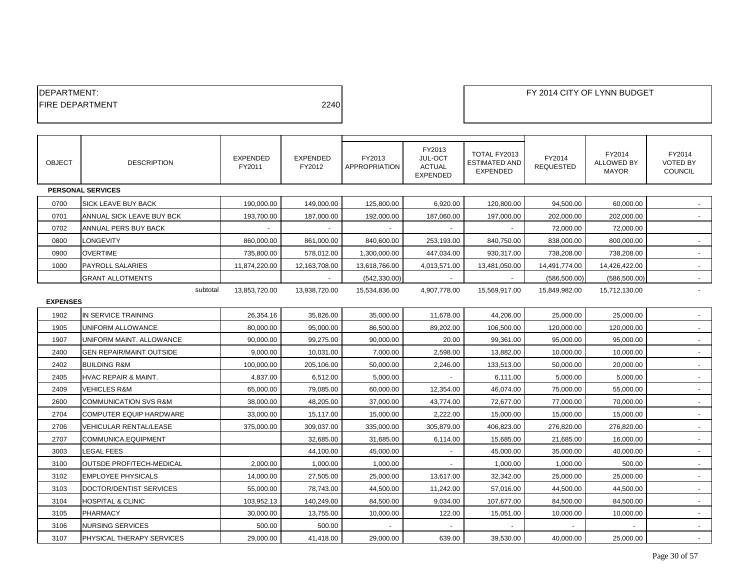| DEPARTMENT: | |
|---|---|
| FIRE DEPARTMENT | 2240 |

FY 2014 CITY OF LYNN BUDGET

| OBJECT | DESCRIPTION | EXPENDED FY2011 | EXPENDED FY2012 | FY2013 APPROPRIATION | FY2013 JUL-OCT ACTUAL EXPENDED | TOTAL FY2013 ESTIMATED AND EXPENDED | FY2014 REQUESTED | FY2014 ALLOWED BY MAYOR | FY2014 VOTED BY COUNCIL |
|---|---|---|---|---|---|---|---|---|---|
| **PERSONAL SERVICES** | | | | | | | | | |
| 0700 | SICK LEAVE BUY BACK | 190,000.00 | 149,000.00 | 125,800.00 | 6,920.00 | 120,800.00 | 94,500.00 | 60,000.00 | - |
| 0701 | ANNUAL SICK LEAVE BUY BCK | 193,700.00 | 187,000.00 | 192,000.00 | 187,060.00 | 197,000.00 | 202,000.00 | 202,000.00 | - |
| 0702 | ANNUAL PERS BUY BACK | - | - | - | - | - | 72,000.00 | 72,000.00 | |
| 0800 | LONGEVITY | 860,000.00 | 861,000.00 | 840,600.00 | 253,193.00 | 840,750.00 | 838,000.00 | 800,000.00 | - |
| 0900 | OVERTIME | 735,800.00 | 578,012.00 | 1,300,000.00 | 447,034.00 | 930,317.00 | 738,208.00 | 738,208.00 | - |
| 1000 | PAYROLL SALARIES | 11,874,220.00 | 12,163,708.00 | 13,618,766.00 | 4,013,571.00 | 13,481,050.00 | 14,491,774.00 | 14,426,422.00 | - |
| | GRANT ALLOTMENTS | | - | (542,330.00) | - | - | (586,500.00) | (586,500.00) | - |
| | subtotal | 13,853,720.00 | 13,938,720.00 | 15,534,836.00 | 4,907,778.00 | 15,569,917.00 | 15,849,982.00 | 15,712,130.00 | - |
| **EXPENSES** | | | | | | | | | |
| 1902 | IN SERVICE TRAINING | 26,354.16 | 35,826.00 | 35,000.00 | 11,678.00 | 44,206.00 | 25,000.00 | 25,000.00 | - |
| 1905 | UNIFORM ALLOWANCE | 80,000.00 | 95,000.00 | 86,500.00 | 89,202.00 | 106,500.00 | 120,000.00 | 120,000.00 | - |
| 1907 | UNIFORM MAINT. ALLOWANCE | 90,000.00 | 99,275.00 | 90,000.00 | 20.00 | 99,361.00 | 95,000.00 | 95,000.00 | - |
| 2400 | GEN REPAIR/MAINT OUTSIDE | 9,000.00 | 10,031.00 | 7,000.00 | 2,598.00 | 13,882.00 | 10,000.00 | 10,000.00 | - |
| 2402 | BUILDING R&M | 100,000.00 | 205,106.00 | 50,000.00 | 2,246.00 | 133,513.00 | 50,000.00 | 20,000.00 | - |
| 2405 | HVAC REPAIR & MAINT. | 4,837.00 | 6,512.00 | 5,000.00 | - | 6,111.00 | 5,000.00 | 5,000.00 | - |
| 2409 | VEHICLES R&M | 65,000.00 | 79,085.00 | 60,000.00 | 12,354.00 | 46,074.00 | 75,000.00 | 55,000.00 | - |
| 2600 | COMMUNICATION SVS R&M | 38,000.00 | 48,205.00 | 37,000.00 | 43,774.00 | 72,677.00 | 77,000.00 | 70,000.00 | - |
| 2704 | COMPUTER EQUIP HARDWARE | 33,000.00 | 15,117.00 | 15,000.00 | 2,222.00 | 15,000.00 | 15,000.00 | 15,000.00 | - |
| 2706 | VEHICULAR RENTAL/LEASE | 375,000.00 | 309,037.00 | 335,000.00 | 305,879.00 | 406,823.00 | 276,820.00 | 276,820.00 | - |
| 2707 | COMMUNICA.EQUIPMENT | | 32,685.00 | 31,685.00 | 6,114.00 | 15,685.00 | 21,685.00 | 16,000.00 | - |
| 3003 | LEGAL FEES | | 44,100.00 | 45,000.00 | - | 45,000.00 | 35,000.00 | 40,000.00 | - |
| 3100 | OUTSDE PROF/TECH-MEDICAL | 2,000.00 | 1,000.00 | 1,000.00 | - | 1,000.00 | 1,000.00 | 500.00 | - |
| 3102 | EMPLOYEE PHYSICALS | 14,000.00 | 27,505.00 | 25,000.00 | 13,617.00 | 32,342.00 | 25,000.00 | 25,000.00 | - |
| 3103 | DOCTOR/DENTIST SERVICES | 55,000.00 | 78,743.00 | 44,500.00 | 11,242.00 | 57,016.00 | 44,500.00 | 44,500.00 | - |
| 3104 | HOSPITAL & CLINIC | 103,952.13 | 140,249.00 | 84,500.00 | 9,034.00 | 107,677.00 | 84,500.00 | 84,500.00 | - |
| 3105 | PHARMACY | 30,000.00 | 13,755.00 | 10,000.00 | 122.00 | 15,051.00 | 10,000.00 | 10,000.00 | - |
| 3106 | NURSING SERVICES | 500.00 | 500.00 | - | - | - | - | - | - |
| 3107 | PHYSICAL THERAPY SERVICES | 29,000.00 | 41,418.00 | 29,000.00 | 639.00 | 39,530.00 | 40,000.00 | 25,000.00 | - |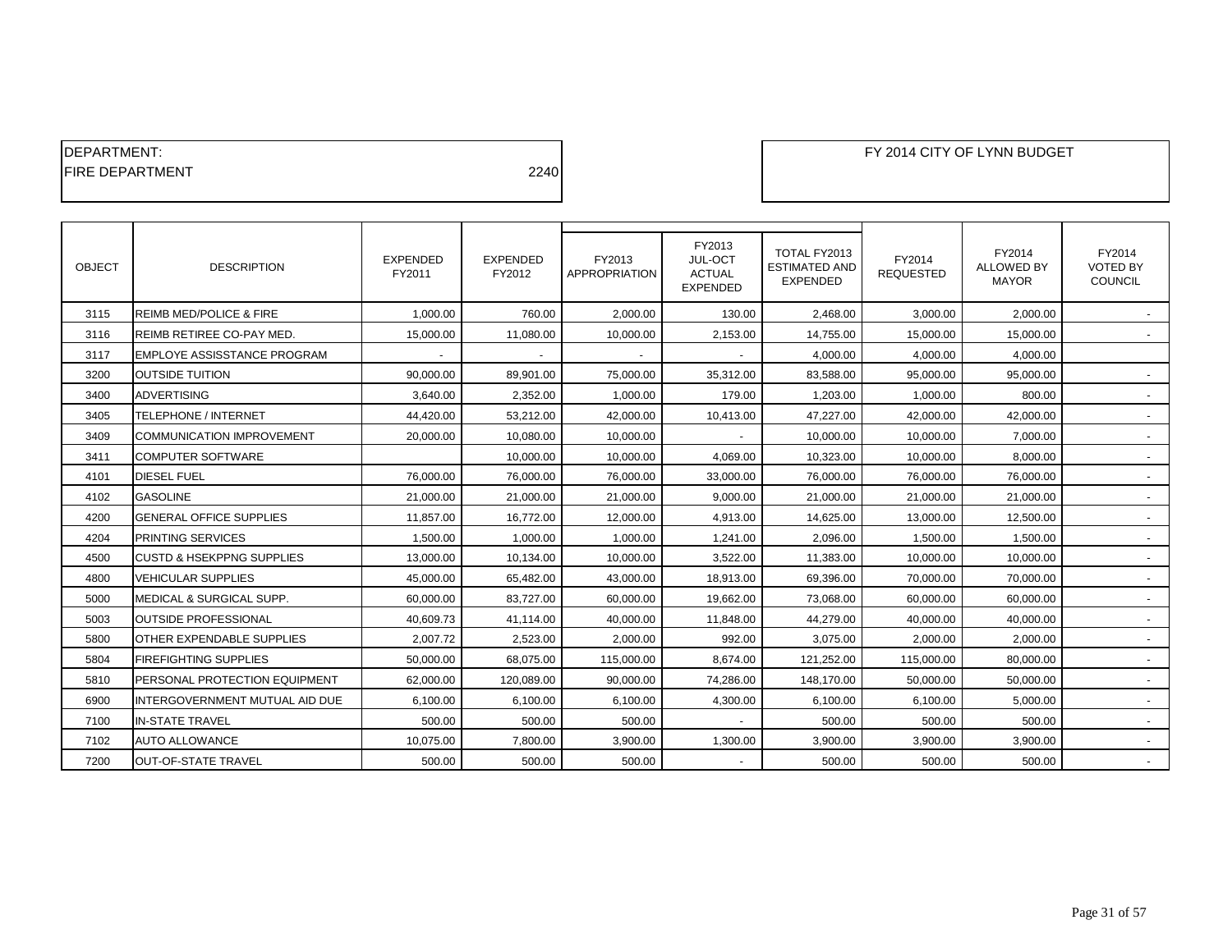DEPARTMENT:
FIRE DEPARTMENT 2240

FY 2014 CITY OF LYNN BUDGET

| OBJECT | DESCRIPTION | EXPENDED FY2011 | EXPENDED FY2012 | FY2013 APPROPRIATION | FY2013 JUL-OCT ACTUAL EXPENDED | TOTAL FY2013 ESTIMATED AND EXPENDED | FY2014 REQUESTED | FY2014 ALLOWED BY MAYOR | FY2014 VOTED BY COUNCIL |
|---|---|---|---|---|---|---|---|---|---|
| 3115 | REIMB MED/POLICE & FIRE | 1,000.00 | 760.00 | 2,000.00 | 130.00 | 2,468.00 | 3,000.00 | 2,000.00 | - |
| 3116 | REIMB RETIREE CO-PAY MED. | 15,000.00 | 11,080.00 | 10,000.00 | 2,153.00 | 14,755.00 | 15,000.00 | 15,000.00 | - |
| 3117 | EMPLOYE ASSISSTANCE PROGRAM | - | - | - | - | 4,000.00 | 4,000.00 | 4,000.00 | |
| 3200 | OUTSIDE TUITION | 90,000.00 | 89,901.00 | 75,000.00 | 35,312.00 | 83,588.00 | 95,000.00 | 95,000.00 | - |
| 3400 | ADVERTISING | 3,640.00 | 2,352.00 | 1,000.00 | 179.00 | 1,203.00 | 1,000.00 | 800.00 | - |
| 3405 | TELEPHONE / INTERNET | 44,420.00 | 53,212.00 | 42,000.00 | 10,413.00 | 47,227.00 | 42,000.00 | 42,000.00 | - |
| 3409 | COMMUNICATION IMPROVEMENT | 20,000.00 | 10,080.00 | 10,000.00 | - | 10,000.00 | 10,000.00 | 7,000.00 | - |
| 3411 | COMPUTER SOFTWARE | | 10,000.00 | 10,000.00 | 4,069.00 | 10,323.00 | 10,000.00 | 8,000.00 | - |
| 4101 | DIESEL FUEL | 76,000.00 | 76,000.00 | 76,000.00 | 33,000.00 | 76,000.00 | 76,000.00 | 76,000.00 | - |
| 4102 | GASOLINE | 21,000.00 | 21,000.00 | 21,000.00 | 9,000.00 | 21,000.00 | 21,000.00 | 21,000.00 | - |
| 4200 | GENERAL OFFICE SUPPLIES | 11,857.00 | 16,772.00 | 12,000.00 | 4,913.00 | 14,625.00 | 13,000.00 | 12,500.00 | - |
| 4204 | PRINTING SERVICES | 1,500.00 | 1,000.00 | 1,000.00 | 1,241.00 | 2,096.00 | 1,500.00 | 1,500.00 | - |
| 4500 | CUSTD & HSEKPPNG SUPPLIES | 13,000.00 | 10,134.00 | 10,000.00 | 3,522.00 | 11,383.00 | 10,000.00 | 10,000.00 | - |
| 4800 | VEHICULAR SUPPLIES | 45,000.00 | 65,482.00 | 43,000.00 | 18,913.00 | 69,396.00 | 70,000.00 | 70,000.00 | - |
| 5000 | MEDICAL & SURGICAL SUPP. | 60,000.00 | 83,727.00 | 60,000.00 | 19,662.00 | 73,068.00 | 60,000.00 | 60,000.00 | - |
| 5003 | OUTSIDE PROFESSIONAL | 40,609.73 | 41,114.00 | 40,000.00 | 11,848.00 | 44,279.00 | 40,000.00 | 40,000.00 | - |
| 5800 | OTHER EXPENDABLE SUPPLIES | 2,007.72 | 2,523.00 | 2,000.00 | 992.00 | 3,075.00 | 2,000.00 | 2,000.00 | - |
| 5804 | FIREFIGHTING SUPPLIES | 50,000.00 | 68,075.00 | 115,000.00 | 8,674.00 | 121,252.00 | 115,000.00 | 80,000.00 | - |
| 5810 | PERSONAL PROTECTION EQUIPMENT | 62,000.00 | 120,089.00 | 90,000.00 | 74,286.00 | 148,170.00 | 50,000.00 | 50,000.00 | - |
| 6900 | INTERGOVERNMENT MUTUAL AID DUE | 6,100.00 | 6,100.00 | 6,100.00 | 4,300.00 | 6,100.00 | 6,100.00 | 5,000.00 | - |
| 7100 | IN-STATE TRAVEL | 500.00 | 500.00 | 500.00 | - | 500.00 | 500.00 | 500.00 | - |
| 7102 | AUTO ALLOWANCE | 10,075.00 | 7,800.00 | 3,900.00 | 1,300.00 | 3,900.00 | 3,900.00 | 3,900.00 | - |
| 7200 | OUT-OF-STATE TRAVEL | 500.00 | 500.00 | 500.00 | - | 500.00 | 500.00 | 500.00 | - |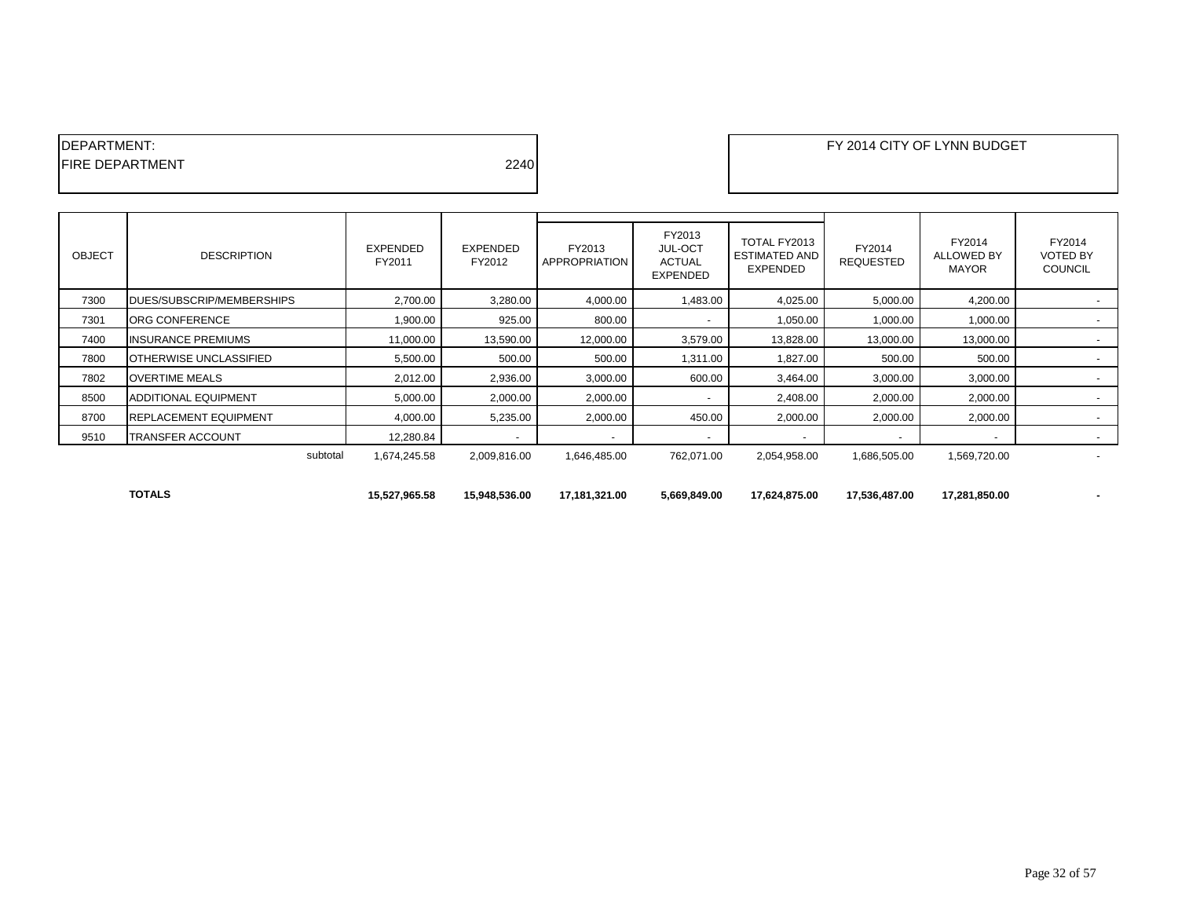DEPARTMENT:
FIRE DEPARTMENT 2240

FY 2014 CITY OF LYNN BUDGET

| OBJECT | DESCRIPTION | EXPENDED FY2011 | EXPENDED FY2012 | FY2013 APPROPRIATION | FY2013 JUL-OCT ACTUAL EXPENDED | TOTAL FY2013 ESTIMATED AND EXPENDED | FY2014 REQUESTED | FY2014 ALLOWED BY MAYOR | FY2014 VOTED BY COUNCIL |
|---|---|---|---|---|---|---|---|---|---|
| 7300 | DUES/SUBSCRIP/MEMBERSHIPS | 2,700.00 | 3,280.00 | 4,000.00 | 1,483.00 | 4,025.00 | 5,000.00 | 4,200.00 | - |
| 7301 | ORG CONFERENCE | 1,900.00 | 925.00 | 800.00 | - | 1,050.00 | 1,000.00 | 1,000.00 | - |
| 7400 | INSURANCE PREMIUMS | 11,000.00 | 13,590.00 | 12,000.00 | 3,579.00 | 13,828.00 | 13,000.00 | 13,000.00 | - |
| 7800 | OTHERWISE UNCLASSIFIED | 5,500.00 | 500.00 | 500.00 | 1,311.00 | 1,827.00 | 500.00 | 500.00 | - |
| 7802 | OVERTIME MEALS | 2,012.00 | 2,936.00 | 3,000.00 | 600.00 | 3,464.00 | 3,000.00 | 3,000.00 | - |
| 8500 | ADDITIONAL EQUIPMENT | 5,000.00 | 2,000.00 | 2,000.00 | - | 2,408.00 | 2,000.00 | 2,000.00 | - |
| 8700 | REPLACEMENT EQUIPMENT | 4,000.00 | 5,235.00 | 2,000.00 | 450.00 | 2,000.00 | 2,000.00 | 2,000.00 | - |
| 9510 | TRANSFER ACCOUNT | 12,280.84 | - | - | - | - | - | - | - |
| | subtotal | 1,674,245.58 | 2,009,816.00 | 1,646,485.00 | 762,071.00 | 2,054,958.00 | 1,686,505.00 | 1,569,720.00 | - |
| | **TOTALS** | **15,527,965.58** | **15,948,536.00** | **17,181,321.00** | **5,669,849.00** | **17,624,875.00** | **17,536,487.00** | **17,281,850.00** | **-** |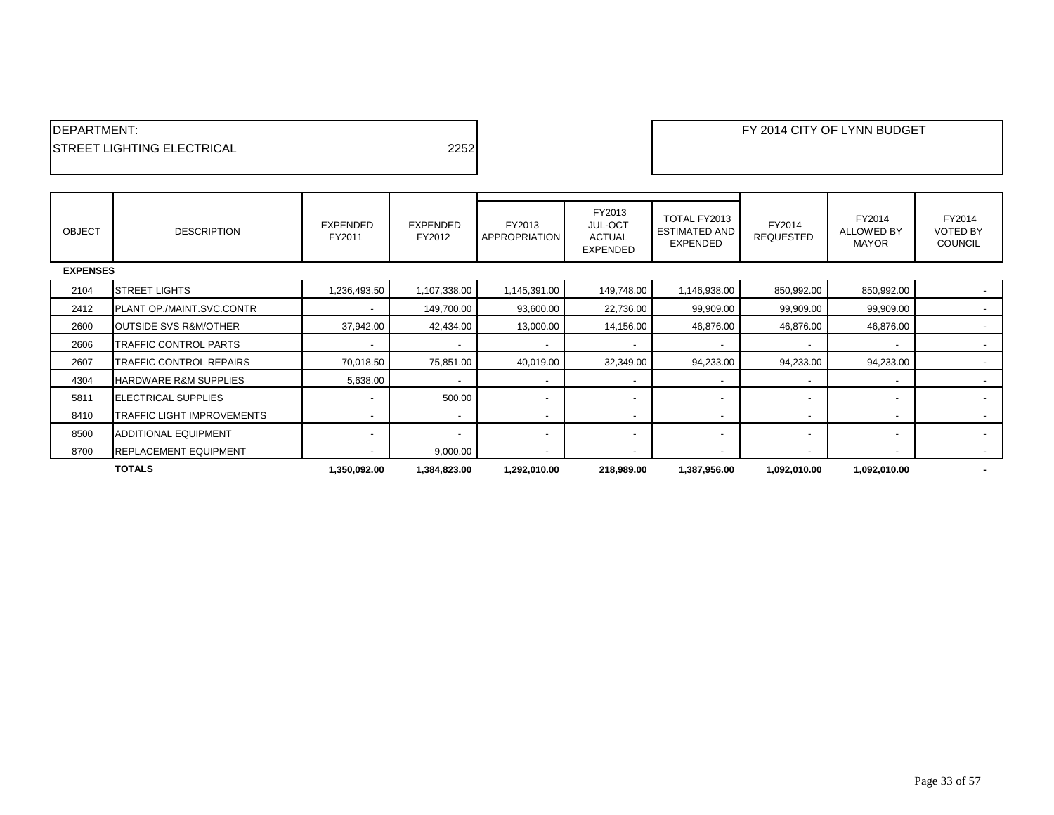DEPARTMENT:
STREET LIGHTING ELECTRICAL 2252

FY 2014 CITY OF LYNN BUDGET

| OBJECT | DESCRIPTION | EXPENDED FY2011 | EXPENDED FY2012 | FY2013 APPROPRIATION | FY2013 JUL-OCT ACTUAL EXPENDED | TOTAL FY2013 ESTIMATED AND EXPENDED | FY2014 REQUESTED | FY2014 ALLOWED BY MAYOR | FY2014 VOTED BY COUNCIL |
|---|---|---|---|---|---|---|---|---|---|
| **EXPENSES** | | | | | | | | | |
| 2104 | STREET LIGHTS | 1,236,493.50 | 1,107,338.00 | 1,145,391.00 | 149,748.00 | 1,146,938.00 | 850,992.00 | 850,992.00 | - |
| 2412 | PLANT OP./MAINT.SVC.CONTR | - | 149,700.00 | 93,600.00 | 22,736.00 | 99,909.00 | 99,909.00 | 99,909.00 | - |
| 2600 | OUTSIDE SVS R&M/OTHER | 37,942.00 | 42,434.00 | 13,000.00 | 14,156.00 | 46,876.00 | 46,876.00 | 46,876.00 | - |
| 2606 | TRAFFIC CONTROL PARTS | - | - | - | - | - | - | - | - |
| 2607 | TRAFFIC CONTROL REPAIRS | 70,018.50 | 75,851.00 | 40,019.00 | 32,349.00 | 94,233.00 | 94,233.00 | 94,233.00 | - |
| 4304 | HARDWARE R&M SUPPLIES | 5,638.00 | - | - | - | - | - | - | - |
| 5811 | ELECTRICAL SUPPLIES | - | 500.00 | - | - | - | - | - | - |
| 8410 | TRAFFIC LIGHT IMPROVEMENTS | - | - | - | - | - | - | - | - |
| 8500 | ADDITIONAL EQUIPMENT | - | - | - | - | - | - | - | - |
| 8700 | REPLACEMENT EQUIPMENT | - | 9,000.00 | - | - | - | - | - | - |
| | **TOTALS** | **1,350,092.00** | **1,384,823.00** | **1,292,010.00** | **218,989.00** | **1,387,956.00** | **1,092,010.00** | **1,092,010.00** | **-** |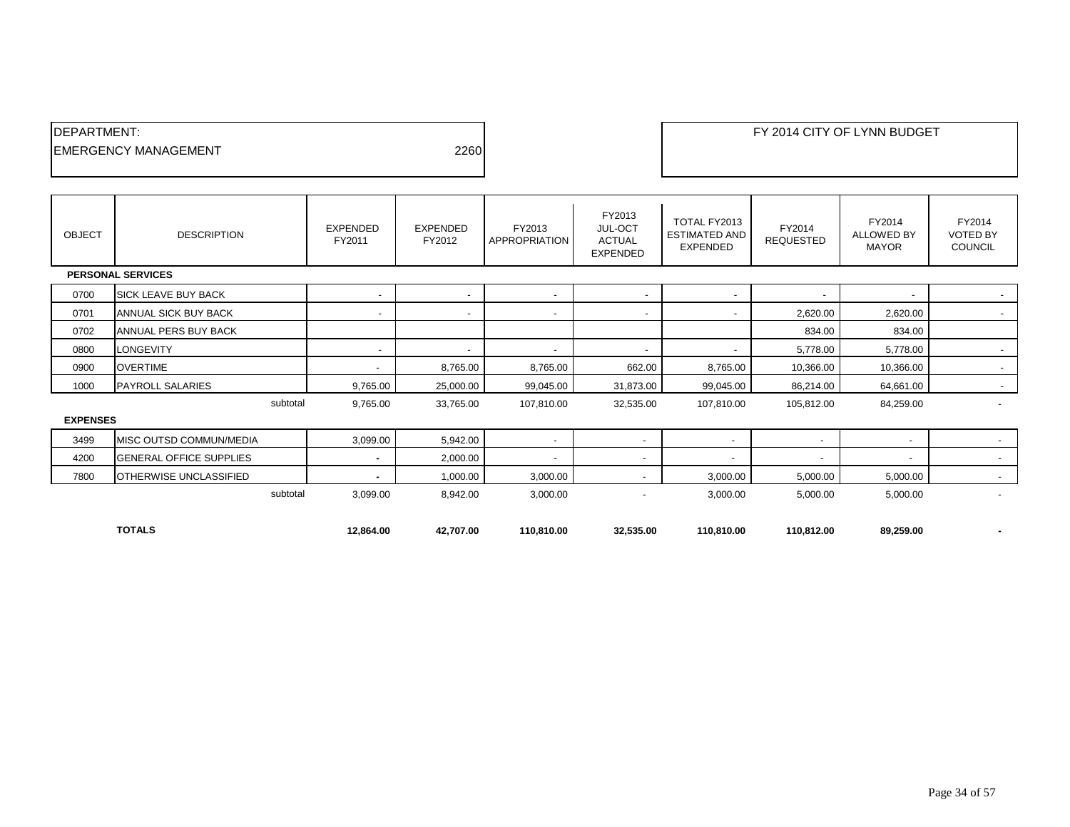DEPARTMENT:
EMERGENCY MANAGEMENT 2260

FY 2014 CITY OF LYNN BUDGET

| OBJECT | DESCRIPTION | EXPENDED FY2011 | EXPENDED FY2012 | FY2013 APPROPRIATION | FY2013 JUL-OCT ACTUAL EXPENDED | TOTAL FY2013 ESTIMATED AND EXPENDED | FY2014 REQUESTED | FY2014 ALLOWED BY MAYOR | FY2014 VOTED BY COUNCIL |
|---|---|---|---|---|---|---|---|---|---|
| **PERSONAL SERVICES** | | | | | | | | | |
| 0700 | SICK LEAVE BUY BACK | - | - | - | - | - | - | - | - |
| 0701 | ANNUAL SICK BUY BACK | - | - | - | - | - | 2,620.00 | 2,620.00 | - |
| 0702 | ANNUAL PERS BUY BACK | | | | | | 834.00 | 834.00 | |
| 0800 | LONGEVITY | - | - | - | - | - | 5,778.00 | 5,778.00 | - |
| 0900 | OVERTIME | - | 8,765.00 | 8,765.00 | 662.00 | 8,765.00 | 10,366.00 | 10,366.00 | - |
| 1000 | PAYROLL SALARIES | 9,765.00 | 25,000.00 | 99,045.00 | 31,873.00 | 99,045.00 | 86,214.00 | 64,661.00 | - |
| | subtotal | 9,765.00 | 33,765.00 | 107,810.00 | 32,535.00 | 107,810.00 | 105,812.00 | 84,259.00 | - |
| **EXPENSES** | | | | | | | | | |
| 3499 | MISC OUTSD COMMUN/MEDIA | 3,099.00 | 5,942.00 | - | - | - | - | - | - |
| 4200 | GENERAL OFFICE SUPPLIES | - | 2,000.00 | - | - | - | - | - | - |
| 7800 | OTHERWISE UNCLASSIFIED | - | 1,000.00 | 3,000.00 | - | 3,000.00 | 5,000.00 | 5,000.00 | - |
| | subtotal | 3,099.00 | 8,942.00 | 3,000.00 | - | 3,000.00 | 5,000.00 | 5,000.00 | - |
| | **TOTALS** | **12,864.00** | **42,707.00** | **110,810.00** | **32,535.00** | **110,810.00** | **110,812.00** | **89,259.00** | **-** |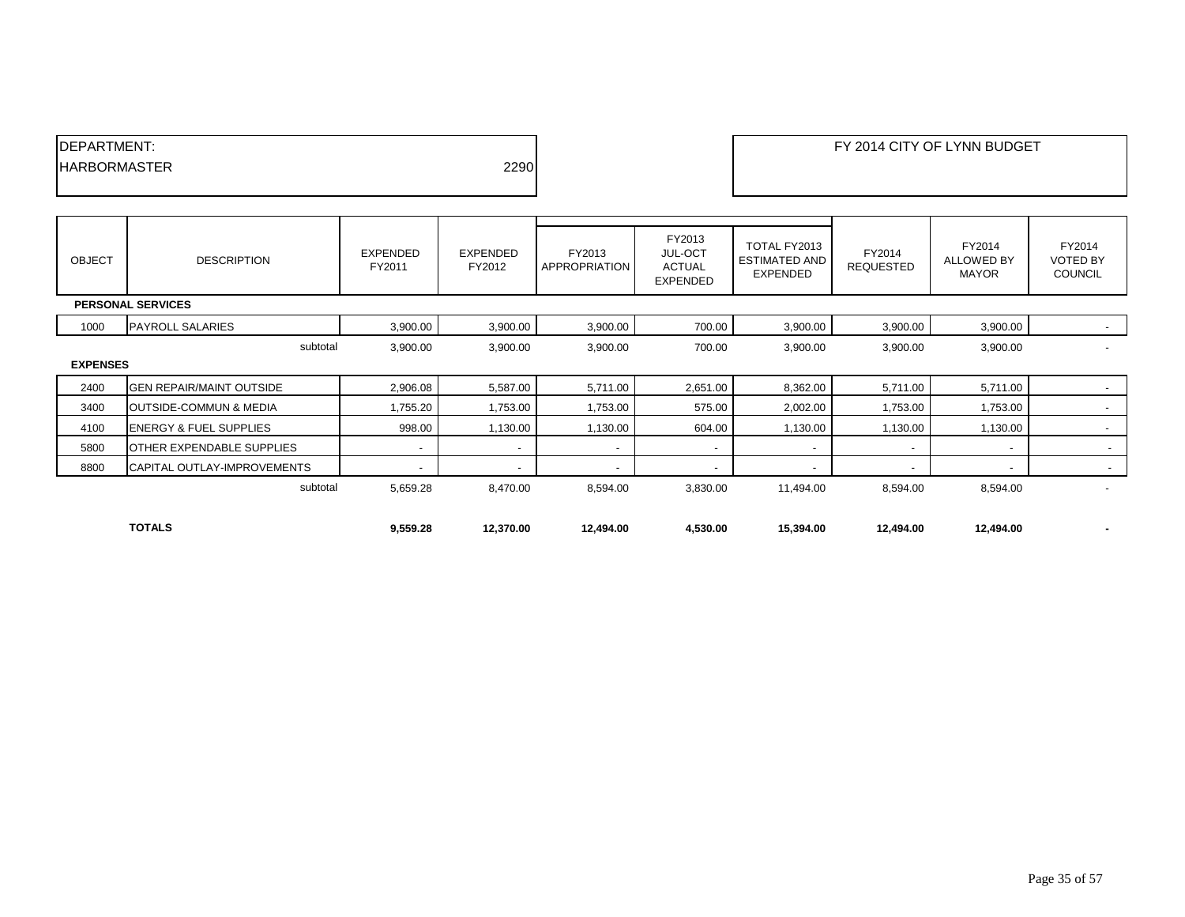DEPARTMENT:
HARBORMASTER 2290

FY 2014 CITY OF LYNN BUDGET

| OBJECT | DESCRIPTION | EXPENDED FY2011 | EXPENDED FY2012 | FY2013 APPROPRIATION | FY2013 JUL-OCT ACTUAL EXPENDED | TOTAL FY2013 ESTIMATED AND EXPENDED | FY2014 REQUESTED | FY2014 ALLOWED BY MAYOR | FY2014 VOTED BY COUNCIL |
|---|---|---|---|---|---|---|---|---|---|
| **PERSONAL SERVICES** | | | | | | | | | |
| 1000 | PAYROLL SALARIES | 3,900.00 | 3,900.00 | 3,900.00 | 700.00 | 3,900.00 | 3,900.00 | 3,900.00 | - |
| | subtotal | 3,900.00 | 3,900.00 | 3,900.00 | 700.00 | 3,900.00 | 3,900.00 | 3,900.00 | - |
| **EXPENSES** | | | | | | | | | |
| 2400 | GEN REPAIR/MAINT OUTSIDE | 2,906.08 | 5,587.00 | 5,711.00 | 2,651.00 | 8,362.00 | 5,711.00 | 5,711.00 | - |
| 3400 | OUTSIDE-COMMUN & MEDIA | 1,755.20 | 1,753.00 | 1,753.00 | 575.00 | 2,002.00 | 1,753.00 | 1,753.00 | - |
| 4100 | ENERGY & FUEL SUPPLIES | 998.00 | 1,130.00 | 1,130.00 | 604.00 | 1,130.00 | 1,130.00 | 1,130.00 | - |
| 5800 | OTHER EXPENDABLE SUPPLIES | - | - | - | - | - | - | - | - |
| 8800 | CAPITAL OUTLAY-IMPROVEMENTS | - | - | - | - | - | - | - | - |
| | subtotal | 5,659.28 | 8,470.00 | 8,594.00 | 3,830.00 | 11,494.00 | 8,594.00 | 8,594.00 | - |
| | **TOTALS** | **9,559.28** | **12,370.00** | **12,494.00** | **4,530.00** | **15,394.00** | **12,494.00** | **12,494.00** | **-** |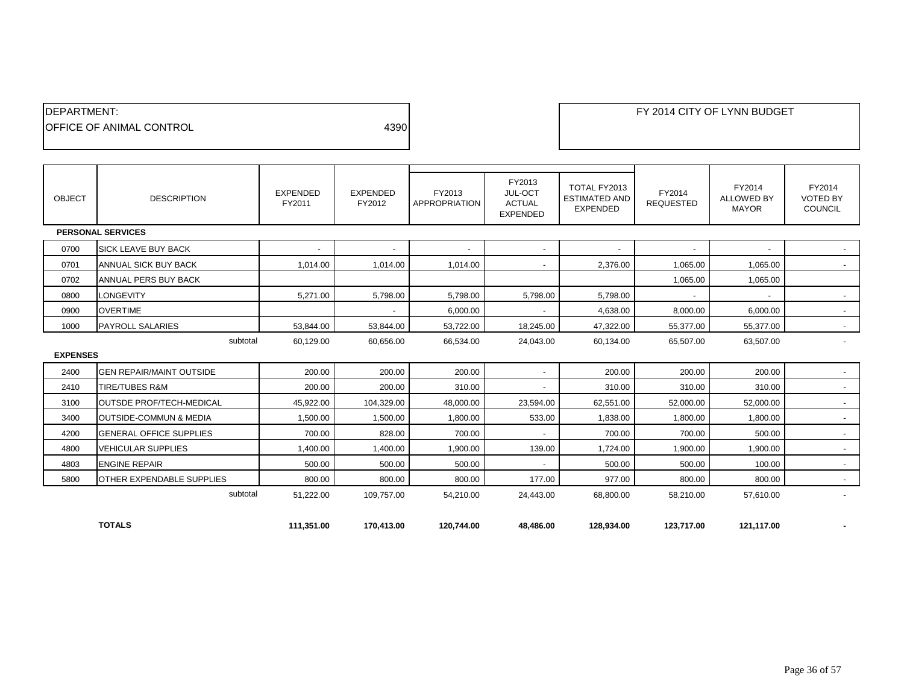DEPARTMENT:
OFFICE OF ANIMAL CONTROL 4390

FY 2014 CITY OF LYNN BUDGET

| OBJECT | DESCRIPTION | EXPENDED FY2011 | EXPENDED FY2012 | FY2013 APPROPRIATION | FY2013 JUL-OCT ACTUAL EXPENDED | TOTAL FY2013 ESTIMATED AND EXPENDED | FY2014 REQUESTED | FY2014 ALLOWED BY MAYOR | FY2014 VOTED BY COUNCIL |
|---|---|---|---|---|---|---|---|---|---|
| **PERSONAL SERVICES** | | | | | | | | | |
| 0700 | SICK LEAVE BUY BACK | - | - | - | - | - | - | - | - |
| 0701 | ANNUAL SICK BUY BACK | 1,014.00 | 1,014.00 | 1,014.00 | - | 2,376.00 | 1,065.00 | 1,065.00 | - |
| 0702 | ANNUAL PERS BUY BACK | | | | | | 1,065.00 | 1,065.00 | |
| 0800 | LONGEVITY | 5,271.00 | 5,798.00 | 5,798.00 | 5,798.00 | 5,798.00 | - | - | - |
| 0900 | OVERTIME | | - | 6,000.00 | - | 4,638.00 | 8,000.00 | 6,000.00 | - |
| 1000 | PAYROLL SALARIES | 53,844.00 | 53,844.00 | 53,722.00 | 18,245.00 | 47,322.00 | 55,377.00 | 55,377.00 | - |
| | subtotal | 60,129.00 | 60,656.00 | 66,534.00 | 24,043.00 | 60,134.00 | 65,507.00 | 63,507.00 | - |
| **EXPENSES** | | | | | | | | | |
| 2400 | GEN REPAIR/MAINT OUTSIDE | 200.00 | 200.00 | 200.00 | - | 200.00 | 200.00 | 200.00 | - |
| 2410 | TIRE/TUBES R&M | 200.00 | 200.00 | 310.00 | - | 310.00 | 310.00 | 310.00 | - |
| 3100 | OUTSDE PROF/TECH-MEDICAL | 45,922.00 | 104,329.00 | 48,000.00 | 23,594.00 | 62,551.00 | 52,000.00 | 52,000.00 | - |
| 3400 | OUTSIDE-COMMUN & MEDIA | 1,500.00 | 1,500.00 | 1,800.00 | 533.00 | 1,838.00 | 1,800.00 | 1,800.00 | - |
| 4200 | GENERAL OFFICE SUPPLIES | 700.00 | 828.00 | 700.00 | - | 700.00 | 700.00 | 500.00 | - |
| 4800 | VEHICULAR SUPPLIES | 1,400.00 | 1,400.00 | 1,900.00 | 139.00 | 1,724.00 | 1,900.00 | 1,900.00 | - |
| 4803 | ENGINE REPAIR | 500.00 | 500.00 | 500.00 | - | 500.00 | 500.00 | 100.00 | - |
| 5800 | OTHER EXPENDABLE SUPPLIES | 800.00 | 800.00 | 800.00 | 177.00 | 977.00 | 800.00 | 800.00 | - |
| | subtotal | 51,222.00 | 109,757.00 | 54,210.00 | 24,443.00 | 68,800.00 | 58,210.00 | 57,610.00 | - |
| | **TOTALS** | **111,351.00** | **170,413.00** | **120,744.00** | **48,486.00** | **128,934.00** | **123,717.00** | **121,117.00** | **-** |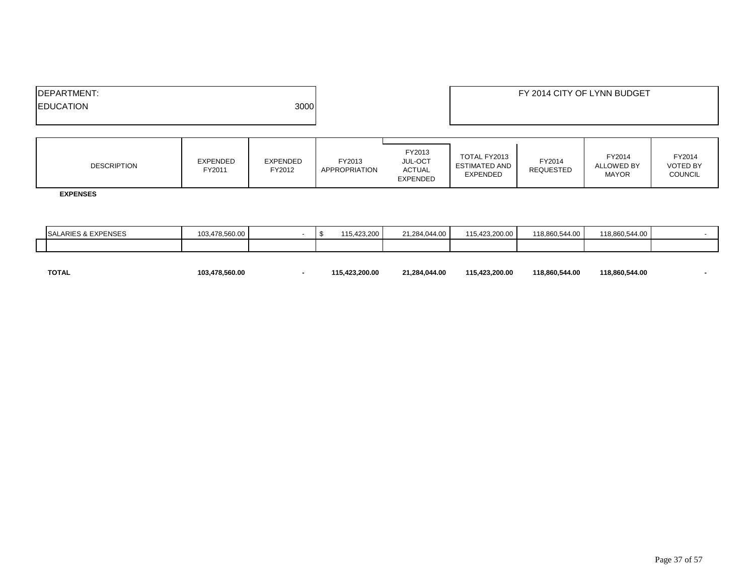| DEPARTMENT: | |
| --- | --- |
| EDUCATION | 3000 |

FY 2014 CITY OF LYNN BUDGET

| DESCRIPTION | EXPENDED FY2011 | EXPENDED FY2012 | FY2013 APPROPRIATION | FY2013 JUL-OCT ACTUAL EXPENDED | TOTAL FY2013 ESTIMATED AND EXPENDED | FY2014 REQUESTED | FY2014 ALLOWED BY MAYOR | FY2014 VOTED BY COUNCIL |
| --- | --- | --- | --- | --- | --- | --- | --- | --- |
| **EXPENSES** | | | | | | | | |
| SALARIES & EXPENSES | 103,478,560.00 | - | $ 115,423,200 | 21,284,044.00 | 115,423,200.00 | 118,860,544.00 | 118,860,544.00 | - |
| | | | | | | | | |
| **TOTAL** | **103,478,560.00** | **-** | **115,423,200.00** | **21,284,044.00** | **115,423,200.00** | **118,860,544.00** | **118,860,544.00** | **-** |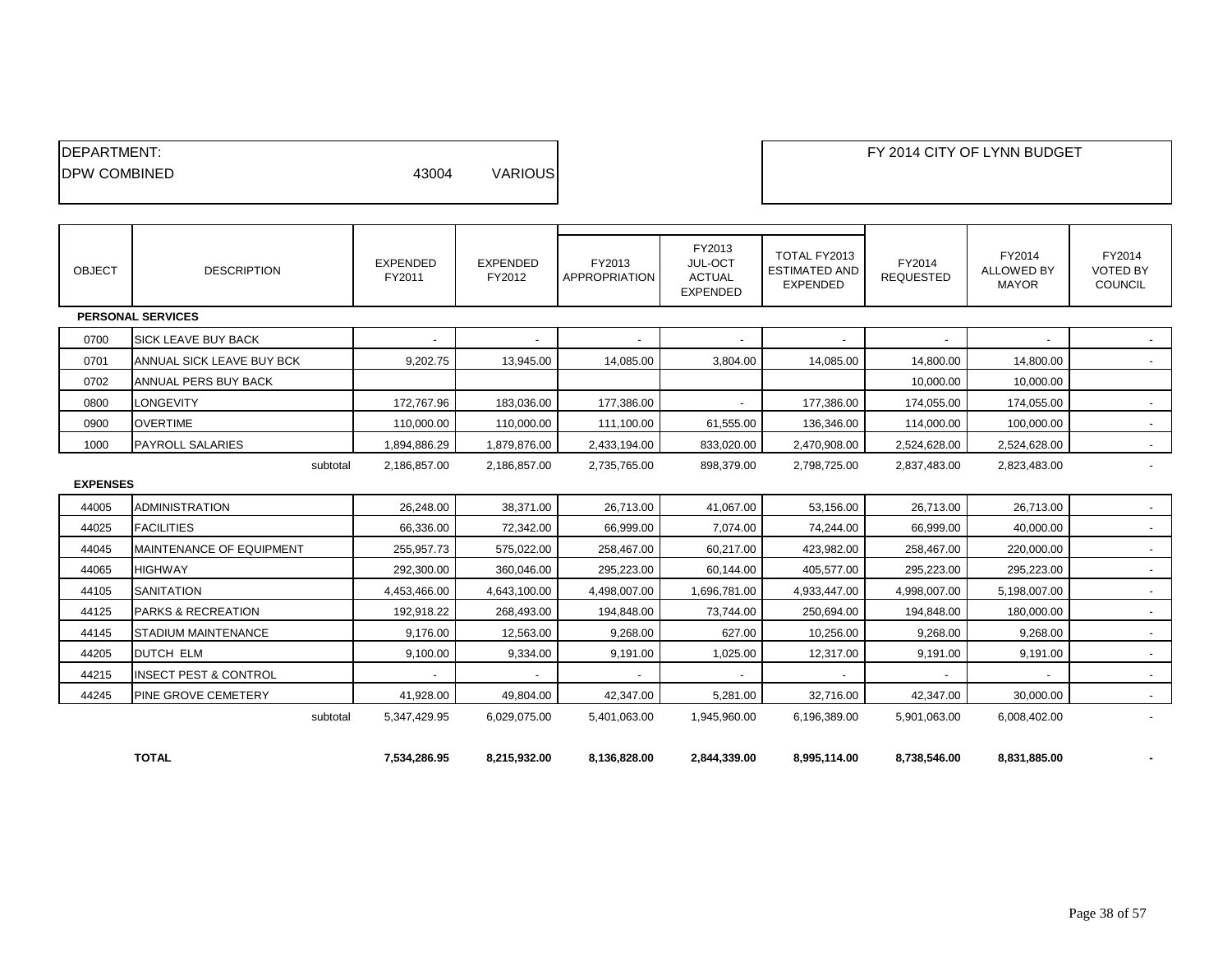| DEPARTMENT: | | |
|---|---|---|
| DPW COMBINED | 43004 | VARIOUS |

FY 2014 CITY OF LYNN BUDGET

| OBJECT | DESCRIPTION | EXPENDED FY2011 | EXPENDED FY2012 | FY2013 APPROPRIATION | FY2013 JUL-OCT ACTUAL EXPENDED | TOTAL FY2013 ESTIMATED AND EXPENDED | FY2014 REQUESTED | FY2014 ALLOWED BY MAYOR | FY2014 VOTED BY COUNCIL |
|---|---|---|---|---|---|---|---|---|---|
| **PERSONAL SERVICES** | | | | | | | | | |
| 0700 | SICK LEAVE BUY BACK | - | - | - | - | - | - | - | - |
| 0701 | ANNUAL SICK LEAVE BUY BCK | 9,202.75 | 13,945.00 | 14,085.00 | 3,804.00 | 14,085.00 | 14,800.00 | 14,800.00 | - |
| 0702 | ANNUAL PERS BUY BACK | | | | | | 10,000.00 | 10,000.00 | |
| 0800 | LONGEVITY | 172,767.96 | 183,036.00 | 177,386.00 | - | 177,386.00 | 174,055.00 | 174,055.00 | - |
| 0900 | OVERTIME | 110,000.00 | 110,000.00 | 111,100.00 | 61,555.00 | 136,346.00 | 114,000.00 | 100,000.00 | - |
| 1000 | PAYROLL SALARIES | 1,894,886.29 | 1,879,876.00 | 2,433,194.00 | 833,020.00 | 2,470,908.00 | 2,524,628.00 | 2,524,628.00 | - |
| | subtotal | 2,186,857.00 | 2,186,857.00 | 2,735,765.00 | 898,379.00 | 2,798,725.00 | 2,837,483.00 | 2,823,483.00 | - |
| **EXPENSES** | | | | | | | | | |
| 44005 | ADMINISTRATION | 26,248.00 | 38,371.00 | 26,713.00 | 41,067.00 | 53,156.00 | 26,713.00 | 26,713.00 | - |
| 44025 | FACILITIES | 66,336.00 | 72,342.00 | 66,999.00 | 7,074.00 | 74,244.00 | 66,999.00 | 40,000.00 | - |
| 44045 | MAINTENANCE OF EQUIPMENT | 255,957.73 | 575,022.00 | 258,467.00 | 60,217.00 | 423,982.00 | 258,467.00 | 220,000.00 | - |
| 44065 | HIGHWAY | 292,300.00 | 360,046.00 | 295,223.00 | 60,144.00 | 405,577.00 | 295,223.00 | 295,223.00 | - |
| 44105 | SANITATION | 4,453,466.00 | 4,643,100.00 | 4,498,007.00 | 1,696,781.00 | 4,933,447.00 | 4,998,007.00 | 5,198,007.00 | - |
| 44125 | PARKS & RECREATION | 192,918.22 | 268,493.00 | 194,848.00 | 73,744.00 | 250,694.00 | 194,848.00 | 180,000.00 | - |
| 44145 | STADIUM MAINTENANCE | 9,176.00 | 12,563.00 | 9,268.00 | 627.00 | 10,256.00 | 9,268.00 | 9,268.00 | - |
| 44205 | DUTCH ELM | 9,100.00 | 9,334.00 | 9,191.00 | 1,025.00 | 12,317.00 | 9,191.00 | 9,191.00 | - |
| 44215 | INSECT PEST & CONTROL | - | - | - | - | - | - | - | - |
| 44245 | PINE GROVE CEMETERY | 41,928.00 | 49,804.00 | 42,347.00 | 5,281.00 | 32,716.00 | 42,347.00 | 30,000.00 | - |
| | subtotal | 5,347,429.95 | 6,029,075.00 | 5,401,063.00 | 1,945,960.00 | 6,196,389.00 | 5,901,063.00 | 6,008,402.00 | - |
| | **TOTAL** | **7,534,286.95** | **8,215,932.00** | **8,136,828.00** | **2,844,339.00** | **8,995,114.00** | **8,738,546.00** | **8,831,885.00** | **-** |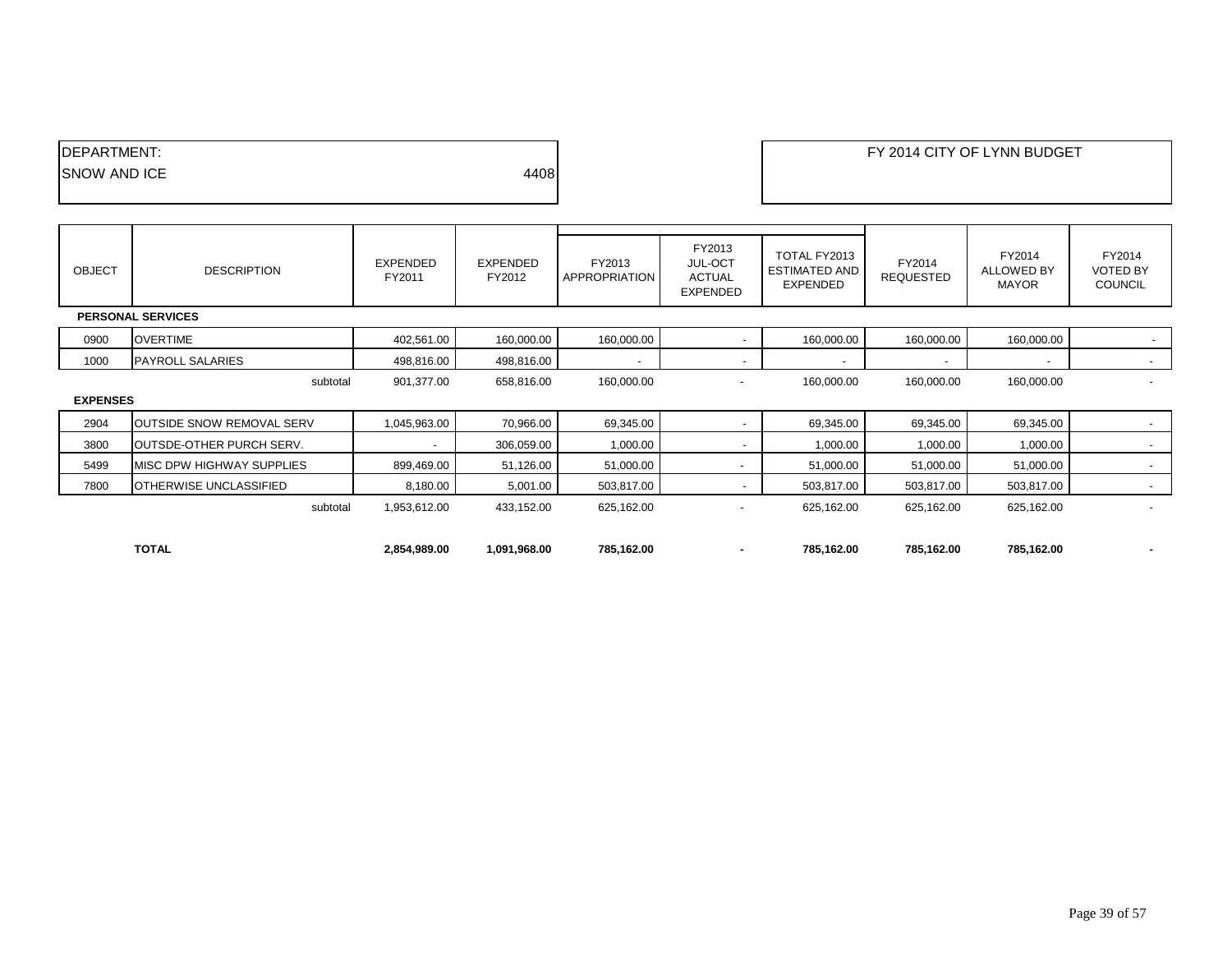| DEPARTMENT: | |
|---|---|
| SNOW AND ICE | 4408 |

FY 2014 CITY OF LYNN BUDGET

| OBJECT | DESCRIPTION | EXPENDED FY2011 | EXPENDED FY2012 | FY2013 APPROPRIATION | FY2013 JUL-OCT ACTUAL EXPENDED | TOTAL FY2013 ESTIMATED AND EXPENDED | FY2014 REQUESTED | FY2014 ALLOWED BY MAYOR | FY2014 VOTED BY COUNCIL |
|---|---|---|---|---|---|---|---|---|---|
| **PERSONAL SERVICES** | | | | | | | | | |
| 0900 | OVERTIME | 402,561.00 | 160,000.00 | 160,000.00 | - | 160,000.00 | 160,000.00 | 160,000.00 | - |
| 1000 | PAYROLL SALARIES | 498,816.00 | 498,816.00 | - | - | - | - | - | - |
| | subtotal | 901,377.00 | 658,816.00 | 160,000.00 | - | 160,000.00 | 160,000.00 | 160,000.00 | - |
| **EXPENSES** | | | | | | | | | |
| 2904 | OUTSIDE SNOW REMOVAL SERV | 1,045,963.00 | 70,966.00 | 69,345.00 | - | 69,345.00 | 69,345.00 | 69,345.00 | - |
| 3800 | OUTSDE-OTHER PURCH SERV. | - | 306,059.00 | 1,000.00 | - | 1,000.00 | 1,000.00 | 1,000.00 | - |
| 5499 | MISC DPW HIGHWAY SUPPLIES | 899,469.00 | 51,126.00 | 51,000.00 | - | 51,000.00 | 51,000.00 | 51,000.00 | - |
| 7800 | OTHERWISE UNCLASSIFIED | 8,180.00 | 5,001.00 | 503,817.00 | - | 503,817.00 | 503,817.00 | 503,817.00 | - |
| | subtotal | 1,953,612.00 | 433,152.00 | 625,162.00 | - | 625,162.00 | 625,162.00 | 625,162.00 | - |
| | **TOTAL** | **2,854,989.00** | **1,091,968.00** | **785,162.00** | **-** | **785,162.00** | **785,162.00** | **785,162.00** | **-** |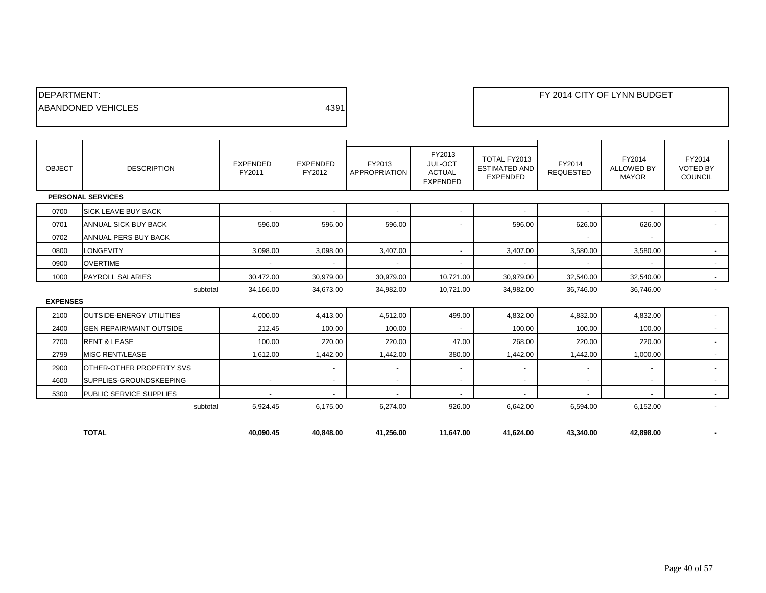DEPARTMENT:
ABANDONED VEHICLES 4391

FY 2014 CITY OF LYNN BUDGET

| OBJECT | DESCRIPTION | EXPENDED FY2011 | EXPENDED FY2012 | FY2013 APPROPRIATION | FY2013 JUL-OCT ACTUAL EXPENDED | TOTAL FY2013 ESTIMATED AND EXPENDED | FY2014 REQUESTED | FY2014 ALLOWED BY MAYOR | FY2014 VOTED BY COUNCIL |
|---|---|---|---|---|---|---|---|---|---|
| **PERSONAL SERVICES** | | | | | | | | | |
| 0700 | SICK LEAVE BUY BACK | - | - | - | - | - | - | - | - |
| 0701 | ANNUAL SICK BUY BACK | 596.00 | 596.00 | 596.00 | - | 596.00 | 626.00 | 626.00 | - |
| 0702 | ANNUAL PERS BUY BACK | | | | | | - | - | |
| 0800 | LONGEVITY | 3,098.00 | 3,098.00 | 3,407.00 | - | 3,407.00 | 3,580.00 | 3,580.00 | - |
| 0900 | OVERTIME | - | - | - | - | - | - | - | - |
| 1000 | PAYROLL SALARIES | 30,472.00 | 30,979.00 | 30,979.00 | 10,721.00 | 30,979.00 | 32,540.00 | 32,540.00 | - |
| | subtotal | 34,166.00 | 34,673.00 | 34,982.00 | 10,721.00 | 34,982.00 | 36,746.00 | 36,746.00 | - |
| **EXPENSES** | | | | | | | | | |
| 2100 | OUTSIDE-ENERGY UTILITIES | 4,000.00 | 4,413.00 | 4,512.00 | 499.00 | 4,832.00 | 4,832.00 | 4,832.00 | - |
| 2400 | GEN REPAIR/MAINT OUTSIDE | 212.45 | 100.00 | 100.00 | - | 100.00 | 100.00 | 100.00 | - |
| 2700 | RENT & LEASE | 100.00 | 220.00 | 220.00 | 47.00 | 268.00 | 220.00 | 220.00 | - |
| 2799 | MISC RENT/LEASE | 1,612.00 | 1,442.00 | 1,442.00 | 380.00 | 1,442.00 | 1,442.00 | 1,000.00 | - |
| 2900 | OTHER-OTHER PROPERTY SVS | | - | - | - | - | - | - | - |
| 4600 | SUPPLIES-GROUNDSKEEPING | - | - | - | - | - | - | - | - |
| 5300 | PUBLIC SERVICE SUPPLIES | - | - | - | - | - | - | - | - |
| | subtotal | 5,924.45 | 6,175.00 | 6,274.00 | 926.00 | 6,642.00 | 6,594.00 | 6,152.00 | - |
| | **TOTAL** | **40,090.45** | **40,848.00** | **41,256.00** | **11,647.00** | **41,624.00** | **43,340.00** | **42,898.00** | **-** |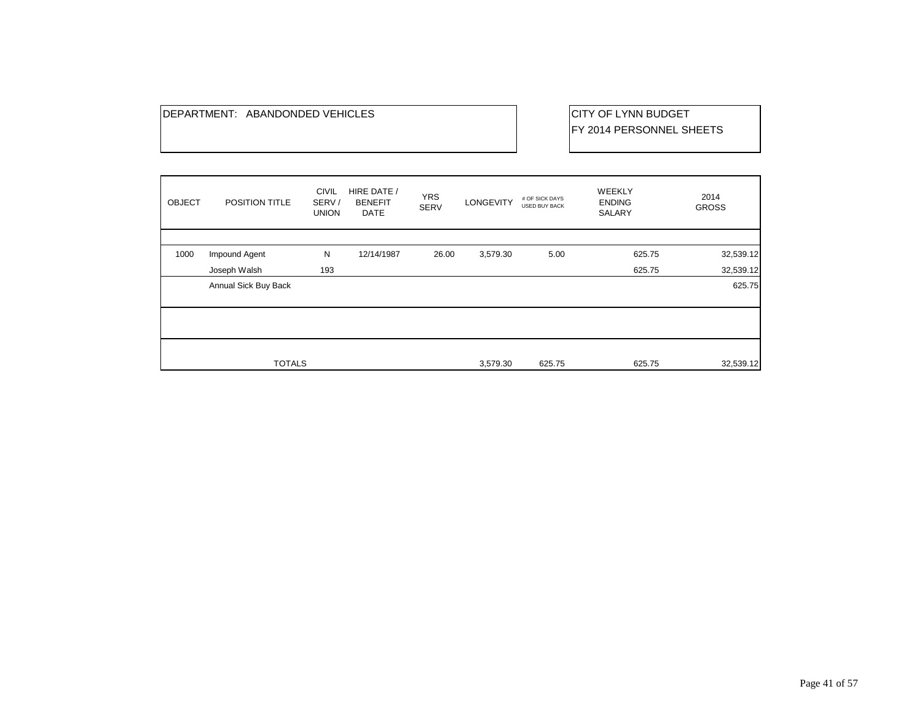DEPARTMENT: ABANDONDED VEHICLES

CITY OF LYNN BUDGET
FY 2014 PERSONNEL SHEETS

| OBJECT | POSITION TITLE | CIVIL SERV / UNION | HIRE DATE / BENEFIT DATE | YRS SERV | LONGEVITY | # OF SICK DAYS USED BUY BACK | WEEKLY ENDING SALARY | 2014 GROSS |
|---|---|---|---|---|---|---|---|---|
| 1000 | Impound Agent | N | 12/14/1987 | 26.00 | 3,579.30 | 5.00 | 625.75 | 32,539.12 |
| | Joseph Walsh | 193 | | | | | 625.75 | 32,539.12 |
| | Annual Sick Buy Back | | | | | | | 625.75 |
| | TOTALS | | | | 3,579.30 | 625.75 | 625.75 | 32,539.12 |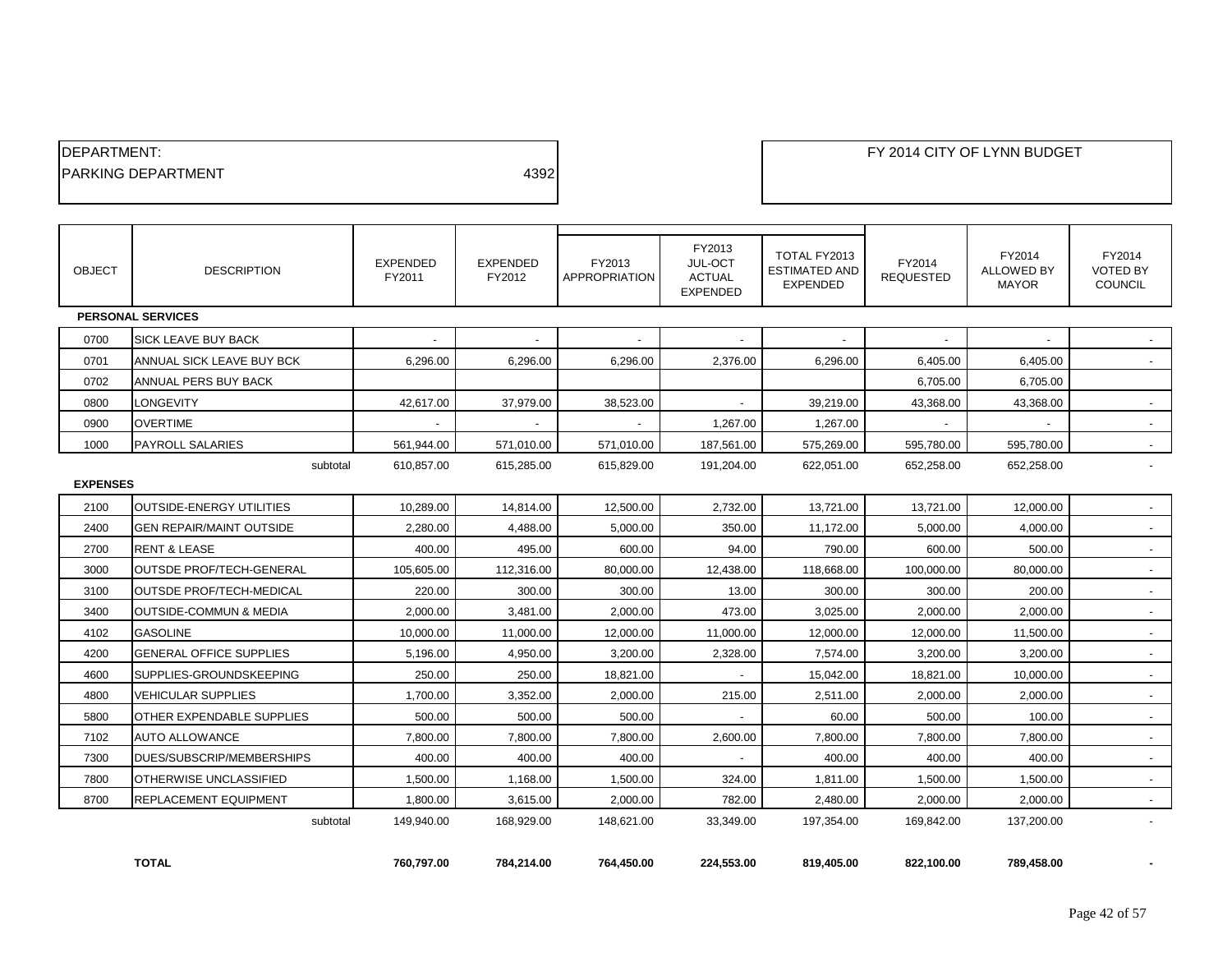DEPARTMENT:

PARKING DEPARTMENT 4392

FY 2014 CITY OF LYNN BUDGET

| OBJECT | DESCRIPTION | EXPENDED FY2011 | EXPENDED FY2012 | FY2013 APPROPRIATION | FY2013 JUL-OCT ACTUAL EXPENDED | TOTAL FY2013 ESTIMATED AND EXPENDED | FY2014 REQUESTED | FY2014 ALLOWED BY MAYOR | FY2014 VOTED BY COUNCIL |
|---|---|---|---|---|---|---|---|---|---|
| **PERSONAL SERVICES** | | | | | | | | | |
| 0700 | SICK LEAVE BUY BACK | - | - | - | - | - | - | - | - |
| 0701 | ANNUAL SICK LEAVE BUY BCK | 6,296.00 | 6,296.00 | 6,296.00 | 2,376.00 | 6,296.00 | 6,405.00 | 6,405.00 | - |
| 0702 | ANNUAL PERS BUY BACK | | | | | | 6,705.00 | 6,705.00 | |
| 0800 | LONGEVITY | 42,617.00 | 37,979.00 | 38,523.00 | - | 39,219.00 | 43,368.00 | 43,368.00 | - |
| 0900 | OVERTIME | - | - | - | 1,267.00 | 1,267.00 | - | - | - |
| 1000 | PAYROLL SALARIES | 561,944.00 | 571,010.00 | 571,010.00 | 187,561.00 | 575,269.00 | 595,780.00 | 595,780.00 | - |
| | subtotal | 610,857.00 | 615,285.00 | 615,829.00 | 191,204.00 | 622,051.00 | 652,258.00 | 652,258.00 | - |
| **EXPENSES** | | | | | | | | | |
| 2100 | OUTSIDE-ENERGY UTILITIES | 10,289.00 | 14,814.00 | 12,500.00 | 2,732.00 | 13,721.00 | 13,721.00 | 12,000.00 | - |
| 2400 | GEN REPAIR/MAINT OUTSIDE | 2,280.00 | 4,488.00 | 5,000.00 | 350.00 | 11,172.00 | 5,000.00 | 4,000.00 | - |
| 2700 | RENT & LEASE | 400.00 | 495.00 | 600.00 | 94.00 | 790.00 | 600.00 | 500.00 | - |
| 3000 | OUTSDE PROF/TECH-GENERAL | 105,605.00 | 112,316.00 | 80,000.00 | 12,438.00 | 118,668.00 | 100,000.00 | 80,000.00 | - |
| 3100 | OUTSDE PROF/TECH-MEDICAL | 220.00 | 300.00 | 300.00 | 13.00 | 300.00 | 300.00 | 200.00 | - |
| 3400 | OUTSIDE-COMMUN & MEDIA | 2,000.00 | 3,481.00 | 2,000.00 | 473.00 | 3,025.00 | 2,000.00 | 2,000.00 | - |
| 4102 | GASOLINE | 10,000.00 | 11,000.00 | 12,000.00 | 11,000.00 | 12,000.00 | 12,000.00 | 11,500.00 | - |
| 4200 | GENERAL OFFICE SUPPLIES | 5,196.00 | 4,950.00 | 3,200.00 | 2,328.00 | 7,574.00 | 3,200.00 | 3,200.00 | - |
| 4600 | SUPPLIES-GROUNDSKEEPING | 250.00 | 250.00 | 18,821.00 | - | 15,042.00 | 18,821.00 | 10,000.00 | - |
| 4800 | VEHICULAR SUPPLIES | 1,700.00 | 3,352.00 | 2,000.00 | 215.00 | 2,511.00 | 2,000.00 | 2,000.00 | - |
| 5800 | OTHER EXPENDABLE SUPPLIES | 500.00 | 500.00 | 500.00 | - | 60.00 | 500.00 | 100.00 | - |
| 7102 | AUTO ALLOWANCE | 7,800.00 | 7,800.00 | 7,800.00 | 2,600.00 | 7,800.00 | 7,800.00 | 7,800.00 | - |
| 7300 | DUES/SUBSCRIP/MEMBERSHIPS | 400.00 | 400.00 | 400.00 | - | 400.00 | 400.00 | 400.00 | - |
| 7800 | OTHERWISE UNCLASSIFIED | 1,500.00 | 1,168.00 | 1,500.00 | 324.00 | 1,811.00 | 1,500.00 | 1,500.00 | - |
| 8700 | REPLACEMENT EQUIPMENT | 1,800.00 | 3,615.00 | 2,000.00 | 782.00 | 2,480.00 | 2,000.00 | 2,000.00 | - |
| | subtotal | 149,940.00 | 168,929.00 | 148,621.00 | 33,349.00 | 197,354.00 | 169,842.00 | 137,200.00 | - |
| | **TOTAL** | **760,797.00** | **784,214.00** | **764,450.00** | **224,553.00** | **819,405.00** | **822,100.00** | **789,458.00** | **-** |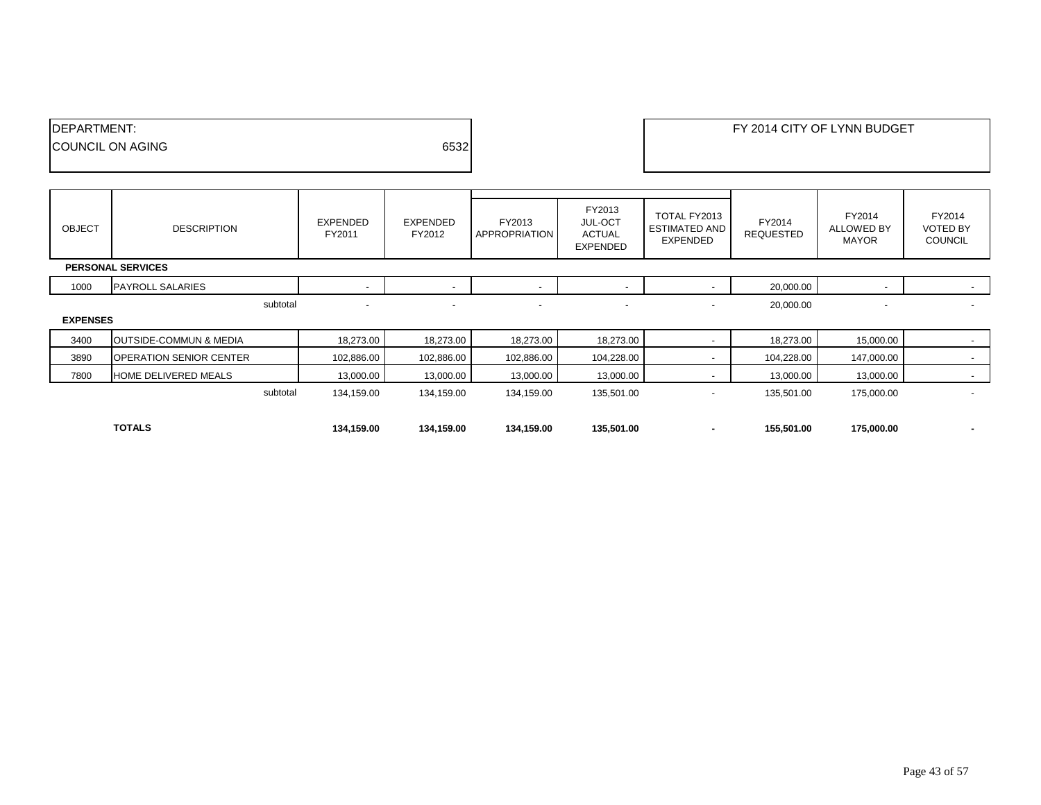| DEPARTMENT: | |
|---|---|
| COUNCIL ON AGING | 6532 |

**FY 2014 CITY OF LYNN BUDGET**

| OBJECT | DESCRIPTION | EXPENDED FY2011 | EXPENDED FY2012 | FY2013 APPROPRIATION | FY2013 JUL-OCT ACTUAL EXPENDED | TOTAL FY2013 ESTIMATED AND EXPENDED | FY2014 REQUESTED | FY2014 ALLOWED BY MAYOR | FY2014 VOTED BY COUNCIL |
|---|---|---|---|---|---|---|---|---|---|
| **PERSONAL SERVICES** | | | | | | | | | |
| 1000 | PAYROLL SALARIES | - | - | - | - | - | 20,000.00 | - | - |
| | subtotal | - | - | - | - | - | 20,000.00 | - | - |
| **EXPENSES** | | | | | | | | | |
| 3400 | OUTSIDE-COMMUN & MEDIA | 18,273.00 | 18,273.00 | 18,273.00 | 18,273.00 | - | 18,273.00 | 15,000.00 | - |
| 3890 | OPERATION SENIOR CENTER | 102,886.00 | 102,886.00 | 102,886.00 | 104,228.00 | - | 104,228.00 | 147,000.00 | - |
| 7800 | HOME DELIVERED MEALS | 13,000.00 | 13,000.00 | 13,000.00 | 13,000.00 | - | 13,000.00 | 13,000.00 | - |
| | subtotal | 134,159.00 | 134,159.00 | 134,159.00 | 135,501.00 | - | 135,501.00 | 175,000.00 | - |
| | **TOTALS** | **134,159.00** | **134,159.00** | **134,159.00** | **135,501.00** | **-** | **155,501.00** | **175,000.00** | **-** |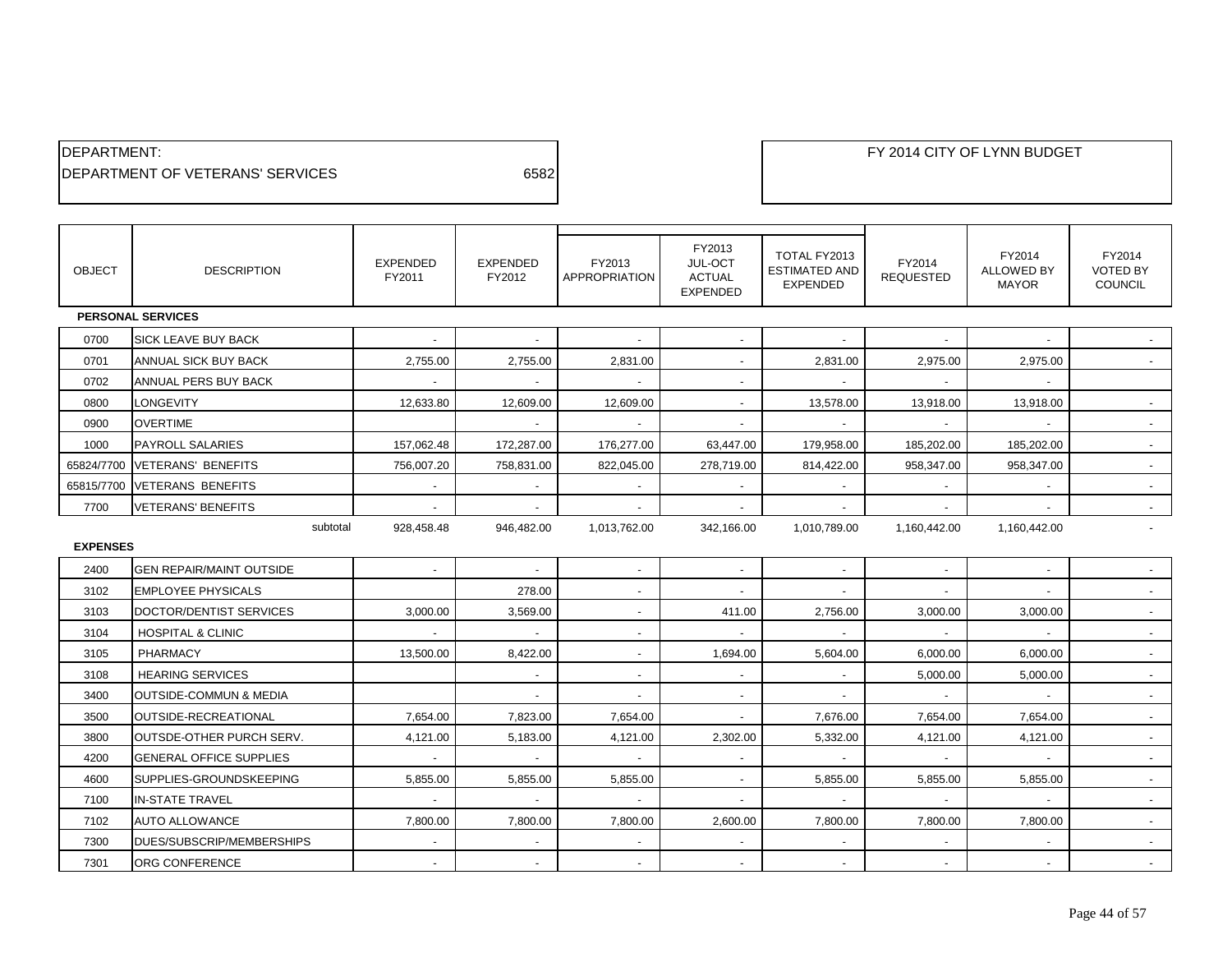DEPARTMENT:

DEPARTMENT OF VETERANS' SERVICES 6582

FY 2014 CITY OF LYNN BUDGET

| OBJECT | DESCRIPTION | EXPENDED FY2011 | EXPENDED FY2012 | FY2013 APPROPRIATION | FY2013 JUL-OCT ACTUAL EXPENDED | TOTAL FY2013 ESTIMATED AND EXPENDED | FY2014 REQUESTED | FY2014 ALLOWED BY MAYOR | FY2014 VOTED BY COUNCIL |
|---|---|---|---|---|---|---|---|---|---|
| **PERSONAL SERVICES** | | | | | | | | | |
| 0700 | SICK LEAVE BUY BACK | - | - | - | - | - | - | - | - |
| 0701 | ANNUAL SICK BUY BACK | 2,755.00 | 2,755.00 | 2,831.00 | - | 2,831.00 | 2,975.00 | 2,975.00 | - |
| 0702 | ANNUAL PERS BUY BACK | - | - | - | - | - | - | - | |
| 0800 | LONGEVITY | 12,633.80 | 12,609.00 | 12,609.00 | - | 13,578.00 | 13,918.00 | 13,918.00 | - |
| 0900 | OVERTIME | | - | - | - | - | - | - | - |
| 1000 | PAYROLL SALARIES | 157,062.48 | 172,287.00 | 176,277.00 | 63,447.00 | 179,958.00 | 185,202.00 | 185,202.00 | - |
| 65824/7700 | VETERANS' BENEFITS | 756,007.20 | 758,831.00 | 822,045.00 | 278,719.00 | 814,422.00 | 958,347.00 | 958,347.00 | - |
| 65815/7700 | VETERANS BENEFITS | - | - | - | - | - | - | - | - |
| 7700 | VETERANS' BENEFITS | - | - | - | - | - | - | - | - |
| | subtotal | 928,458.48 | 946,482.00 | 1,013,762.00 | 342,166.00 | 1,010,789.00 | 1,160,442.00 | 1,160,442.00 | - |
| **EXPENSES** | | | | | | | | | |
| 2400 | GEN REPAIR/MAINT OUTSIDE | - | - | - | - | - | - | - | - |
| 3102 | EMPLOYEE PHYSICALS | | 278.00 | - | - | - | - | - | - |
| 3103 | DOCTOR/DENTIST SERVICES | 3,000.00 | 3,569.00 | - | 411.00 | 2,756.00 | 3,000.00 | 3,000.00 | - |
| 3104 | HOSPITAL & CLINIC | - | - | - | - | - | - | - | - |
| 3105 | PHARMACY | 13,500.00 | 8,422.00 | - | 1,694.00 | 5,604.00 | 6,000.00 | 6,000.00 | - |
| 3108 | HEARING SERVICES | | - | - | - | - | 5,000.00 | 5,000.00 | - |
| 3400 | OUTSIDE-COMMUN & MEDIA | | - | - | - | - | - | - | - |
| 3500 | OUTSIDE-RECREATIONAL | 7,654.00 | 7,823.00 | 7,654.00 | - | 7,676.00 | 7,654.00 | 7,654.00 | - |
| 3800 | OUTSDE-OTHER PURCH SERV. | 4,121.00 | 5,183.00 | 4,121.00 | 2,302.00 | 5,332.00 | 4,121.00 | 4,121.00 | - |
| 4200 | GENERAL OFFICE SUPPLIES | - | - | - | - | - | - | - | - |
| 4600 | SUPPLIES-GROUNDSKEEPING | 5,855.00 | 5,855.00 | 5,855.00 | - | 5,855.00 | 5,855.00 | 5,855.00 | - |
| 7100 | IN-STATE TRAVEL | - | - | - | - | - | - | - | - |
| 7102 | AUTO ALLOWANCE | 7,800.00 | 7,800.00 | 7,800.00 | 2,600.00 | 7,800.00 | 7,800.00 | 7,800.00 | - |
| 7300 | DUES/SUBSCRIP/MEMBERSHIPS | - | - | - | - | - | - | - | - |
| 7301 | ORG CONFERENCE | - | - | - | - | - | - | - | - |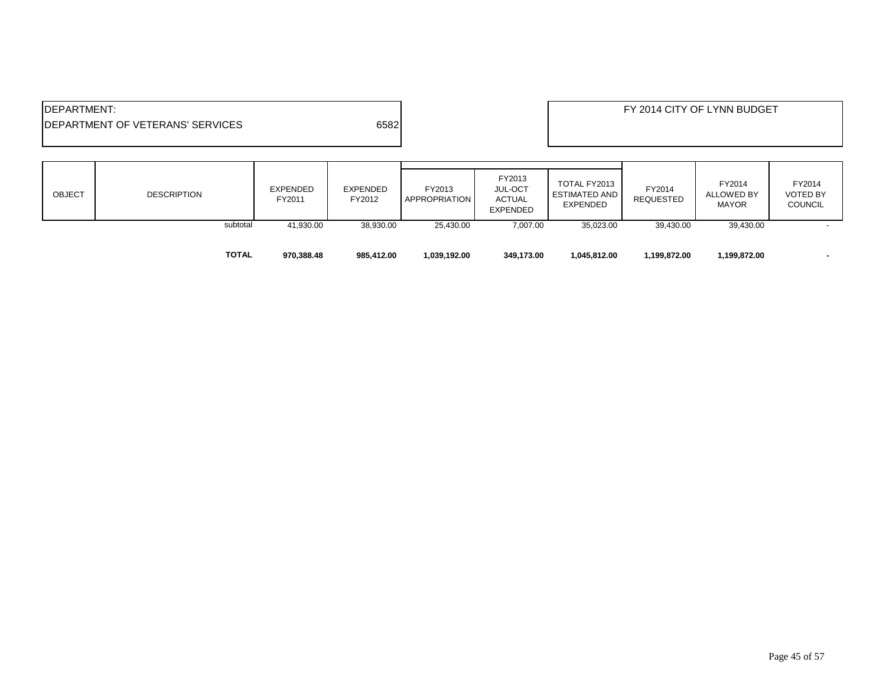DEPARTMENT:
DEPARTMENT OF VETERANS' SERVICES 6582

FY 2014 CITY OF LYNN BUDGET

| OBJECT | DESCRIPTION | EXPENDED FY2011 | EXPENDED FY2012 | FY2013 APPROPRIATION | FY2013 JUL-OCT ACTUAL EXPENDED | TOTAL FY2013 ESTIMATED AND EXPENDED | FY2014 REQUESTED | FY2014 ALLOWED BY MAYOR | FY2014 VOTED BY COUNCIL |
|---|---|---|---|---|---|---|---|---|---|
| | subtotal | 41,930.00 | 38,930.00 | 25,430.00 | 7,007.00 | 35,023.00 | 39,430.00 | 39,430.00 | - |
| | **TOTAL** | **970,388.48** | **985,412.00** | **1,039,192.00** | **349,173.00** | **1,045,812.00** | **1,199,872.00** | **1,199,872.00** | **-** |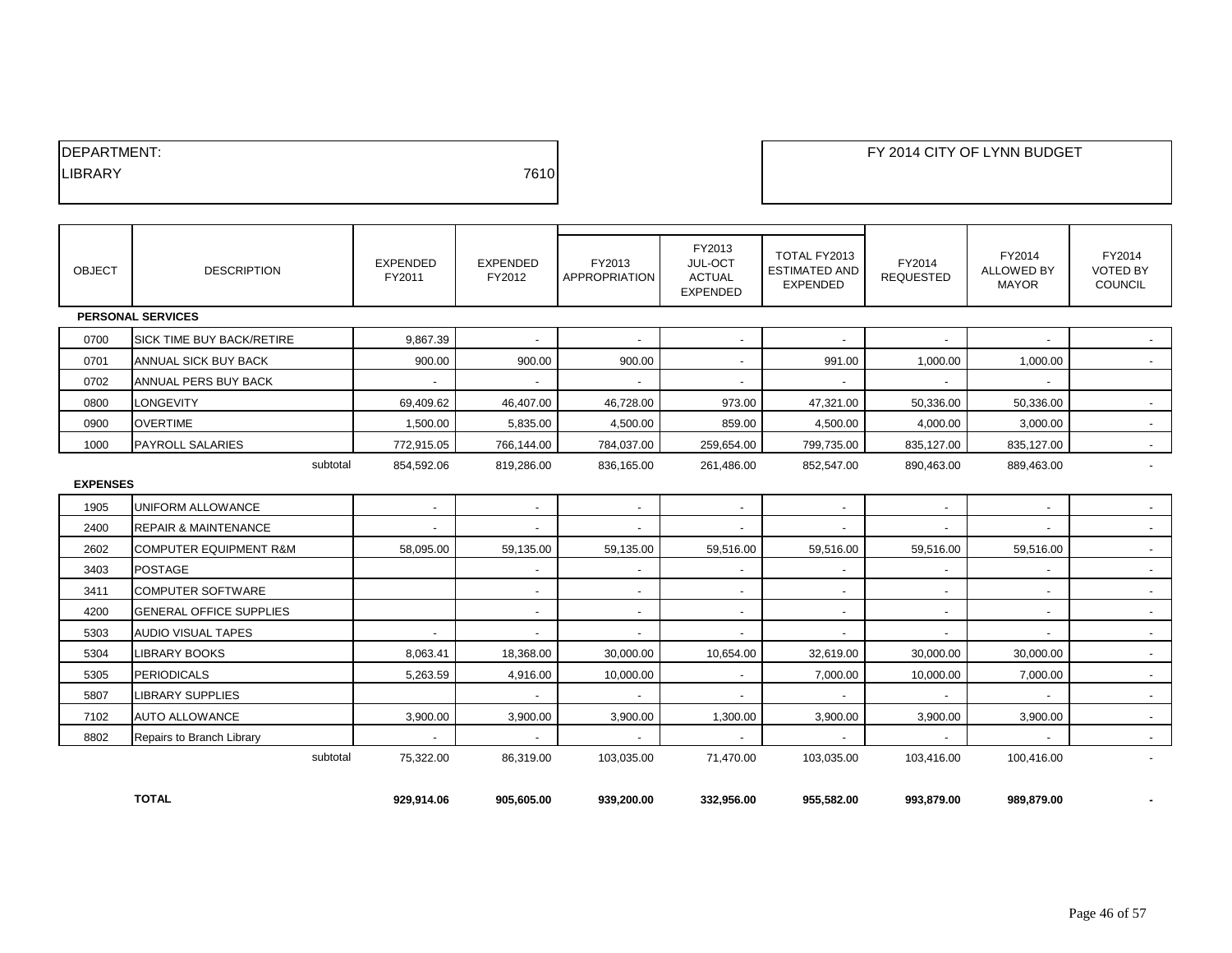| DEPARTMENT: | | FY 2014 CITY OF LYNN BUDGET |
|---|---|---|
| LIBRARY | 7610 | |

| OBJECT | DESCRIPTION | EXPENDED FY2011 | EXPENDED FY2012 | FY2013 APPROPRIATION | FY2013 JUL-OCT ACTUAL EXPENDED | TOTAL FY2013 ESTIMATED AND EXPENDED | FY2014 REQUESTED | FY2014 ALLOWED BY MAYOR | FY2014 VOTED BY COUNCIL |
|---|---|---|---|---|---|---|---|---|---|
| **PERSONAL SERVICES** | | | | | | | | | |
| 0700 | SICK TIME BUY BACK/RETIRE | 9,867.39 | - | - | - | - | - | - | - |
| 0701 | ANNUAL SICK BUY BACK | 900.00 | 900.00 | 900.00 | - | 991.00 | 1,000.00 | 1,000.00 | - |
| 0702 | ANNUAL PERS BUY BACK | - | - | - | - | - | - | - | |
| 0800 | LONGEVITY | 69,409.62 | 46,407.00 | 46,728.00 | 973.00 | 47,321.00 | 50,336.00 | 50,336.00 | - |
| 0900 | OVERTIME | 1,500.00 | 5,835.00 | 4,500.00 | 859.00 | 4,500.00 | 4,000.00 | 3,000.00 | - |
| 1000 | PAYROLL SALARIES | 772,915.05 | 766,144.00 | 784,037.00 | 259,654.00 | 799,735.00 | 835,127.00 | 835,127.00 | - |
| | subtotal | 854,592.06 | 819,286.00 | 836,165.00 | 261,486.00 | 852,547.00 | 890,463.00 | 889,463.00 | - |
| **EXPENSES** | | | | | | | | | |
| 1905 | UNIFORM ALLOWANCE | - | - | - | - | - | - | - | - |
| 2400 | REPAIR & MAINTENANCE | - | - | - | - | - | - | - | - |
| 2602 | COMPUTER EQUIPMENT R&M | 58,095.00 | 59,135.00 | 59,135.00 | 59,516.00 | 59,516.00 | 59,516.00 | 59,516.00 | - |
| 3403 | POSTAGE | | - | - | - | - | - | - | - |
| 3411 | COMPUTER SOFTWARE | | - | - | - | - | - | - | - |
| 4200 | GENERAL OFFICE SUPPLIES | | - | - | - | - | - | - | - |
| 5303 | AUDIO VISUAL TAPES | - | - | - | - | - | - | - | - |
| 5304 | LIBRARY BOOKS | 8,063.41 | 18,368.00 | 30,000.00 | 10,654.00 | 32,619.00 | 30,000.00 | 30,000.00 | - |
| 5305 | PERIODICALS | 5,263.59 | 4,916.00 | 10,000.00 | - | 7,000.00 | 10,000.00 | 7,000.00 | - |
| 5807 | LIBRARY SUPPLIES | | - | - | - | - | - | - | - |
| 7102 | AUTO ALLOWANCE | 3,900.00 | 3,900.00 | 3,900.00 | 1,300.00 | 3,900.00 | 3,900.00 | 3,900.00 | - |
| 8802 | Repairs to Branch Library | - | - | - | - | - | - | - | - |
| | subtotal | 75,322.00 | 86,319.00 | 103,035.00 | 71,470.00 | 103,035.00 | 103,416.00 | 100,416.00 | - |
| | **TOTAL** | **929,914.06** | **905,605.00** | **939,200.00** | **332,956.00** | **955,582.00** | **993,879.00** | **989,879.00** | **-** |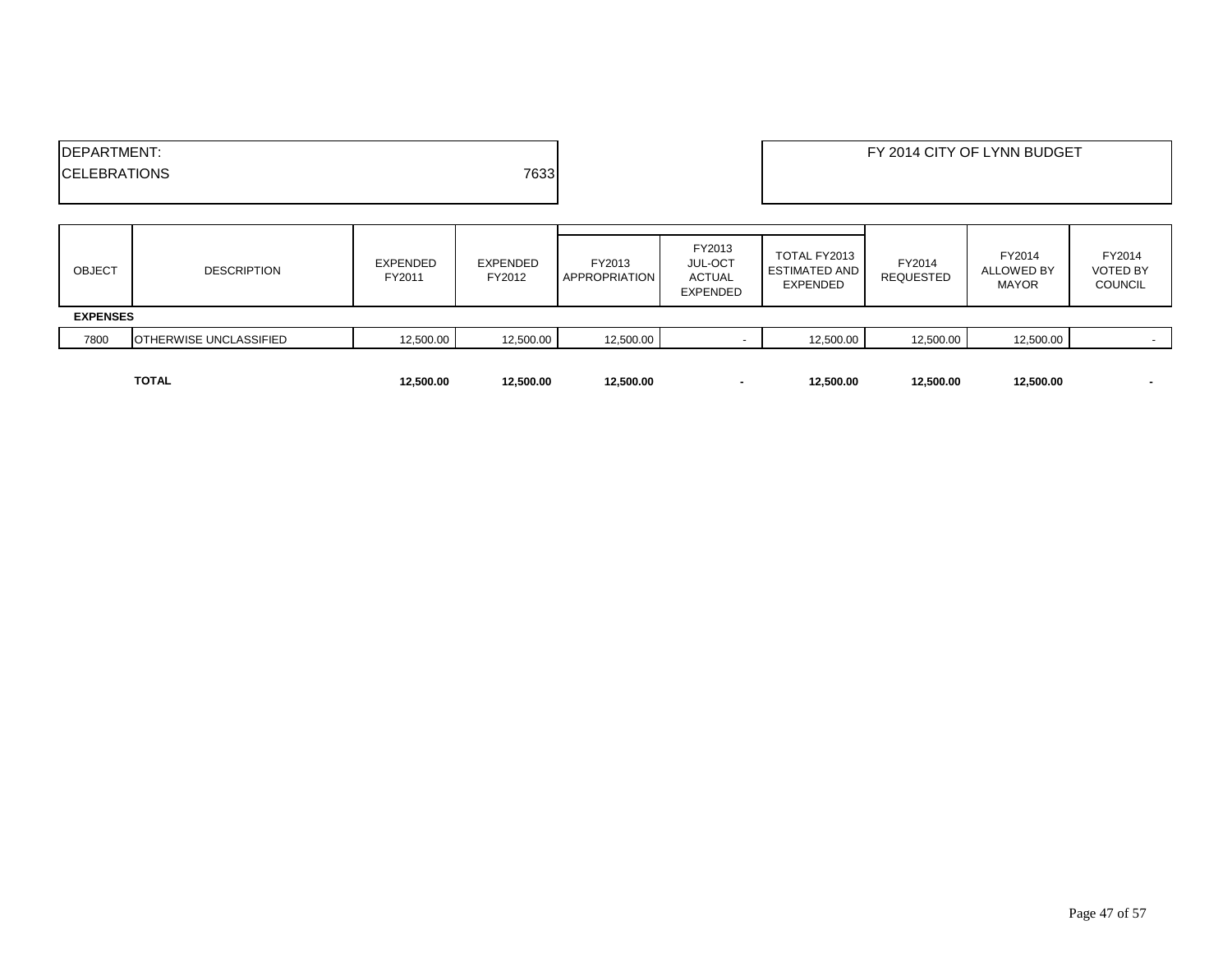DEPARTMENT:
CELEBRATIONS 7633

FY 2014 CITY OF LYNN BUDGET

| OBJECT | DESCRIPTION | EXPENDED FY2011 | EXPENDED FY2012 | FY2013 APPROPRIATION | FY2013 JUL-OCT ACTUAL EXPENDED | TOTAL FY2013 ESTIMATED AND EXPENDED | FY2014 REQUESTED | FY2014 ALLOWED BY MAYOR | FY2014 VOTED BY COUNCIL |
|---|---|---|---|---|---|---|---|---|---|
| **EXPENSES** | | | | | | | | | |
| 7800 | OTHERWISE UNCLASSIFIED | 12,500.00 | 12,500.00 | 12,500.00 | - | 12,500.00 | 12,500.00 | 12,500.00 | - |
| | **TOTAL** | **12,500.00** | **12,500.00** | **12,500.00** | **-** | **12,500.00** | **12,500.00** | **12,500.00** | **-** |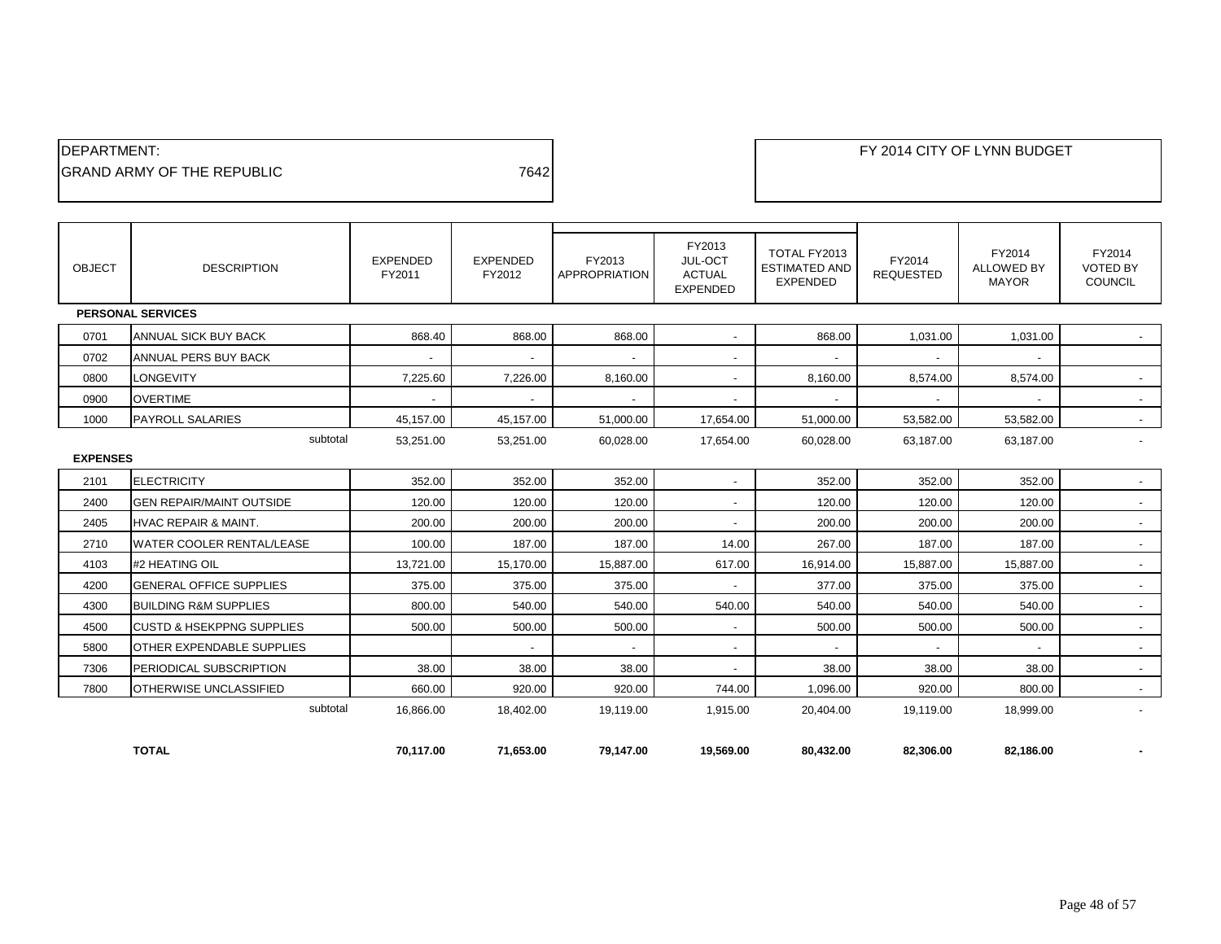DEPARTMENT:
GRAND ARMY OF THE REPUBLIC 7642

FY 2014 CITY OF LYNN BUDGET

| OBJECT | DESCRIPTION | EXPENDED FY2011 | EXPENDED FY2012 | FY2013 APPROPRIATION | FY2013 JUL-OCT ACTUAL EXPENDED | TOTAL FY2013 ESTIMATED AND EXPENDED | FY2014 REQUESTED | FY2014 ALLOWED BY MAYOR | FY2014 VOTED BY COUNCIL |
|---|---|---|---|---|---|---|---|---|---|
| **PERSONAL SERVICES** | | | | | | | | | |
| 0701 | ANNUAL SICK BUY BACK | 868.40 | 868.00 | 868.00 | - | 868.00 | 1,031.00 | 1,031.00 | - |
| 0702 | ANNUAL PERS BUY BACK | - | - | - | - | - | - | - | |
| 0800 | LONGEVITY | 7,225.60 | 7,226.00 | 8,160.00 | - | 8,160.00 | 8,574.00 | 8,574.00 | - |
| 0900 | OVERTIME | - | - | - | - | - | - | - | - |
| 1000 | PAYROLL SALARIES | 45,157.00 | 45,157.00 | 51,000.00 | 17,654.00 | 51,000.00 | 53,582.00 | 53,582.00 | - |
| | subtotal | 53,251.00 | 53,251.00 | 60,028.00 | 17,654.00 | 60,028.00 | 63,187.00 | 63,187.00 | - |
| **EXPENSES** | | | | | | | | | |
| 2101 | ELECTRICITY | 352.00 | 352.00 | 352.00 | - | 352.00 | 352.00 | 352.00 | - |
| 2400 | GEN REPAIR/MAINT OUTSIDE | 120.00 | 120.00 | 120.00 | - | 120.00 | 120.00 | 120.00 | - |
| 2405 | HVAC REPAIR & MAINT. | 200.00 | 200.00 | 200.00 | - | 200.00 | 200.00 | 200.00 | - |
| 2710 | WATER COOLER RENTAL/LEASE | 100.00 | 187.00 | 187.00 | 14.00 | 267.00 | 187.00 | 187.00 | - |
| 4103 | #2 HEATING OIL | 13,721.00 | 15,170.00 | 15,887.00 | 617.00 | 16,914.00 | 15,887.00 | 15,887.00 | - |
| 4200 | GENERAL OFFICE SUPPLIES | 375.00 | 375.00 | 375.00 | - | 377.00 | 375.00 | 375.00 | - |
| 4300 | BUILDING R&M SUPPLIES | 800.00 | 540.00 | 540.00 | 540.00 | 540.00 | 540.00 | 540.00 | - |
| 4500 | CUSTD & HSEKPPNG SUPPLIES | 500.00 | 500.00 | 500.00 | - | 500.00 | 500.00 | 500.00 | - |
| 5800 | OTHER EXPENDABLE SUPPLIES | | - | - | - | - | - | - | - |
| 7306 | PERIODICAL SUBSCRIPTION | 38.00 | 38.00 | 38.00 | - | 38.00 | 38.00 | 38.00 | - |
| 7800 | OTHERWISE UNCLASSIFIED | 660.00 | 920.00 | 920.00 | 744.00 | 1,096.00 | 920.00 | 800.00 | - |
| | subtotal | 16,866.00 | 18,402.00 | 19,119.00 | 1,915.00 | 20,404.00 | 19,119.00 | 18,999.00 | - |
| | **TOTAL** | **70,117.00** | **71,653.00** | **79,147.00** | **19,569.00** | **80,432.00** | **82,306.00** | **82,186.00** | **-** |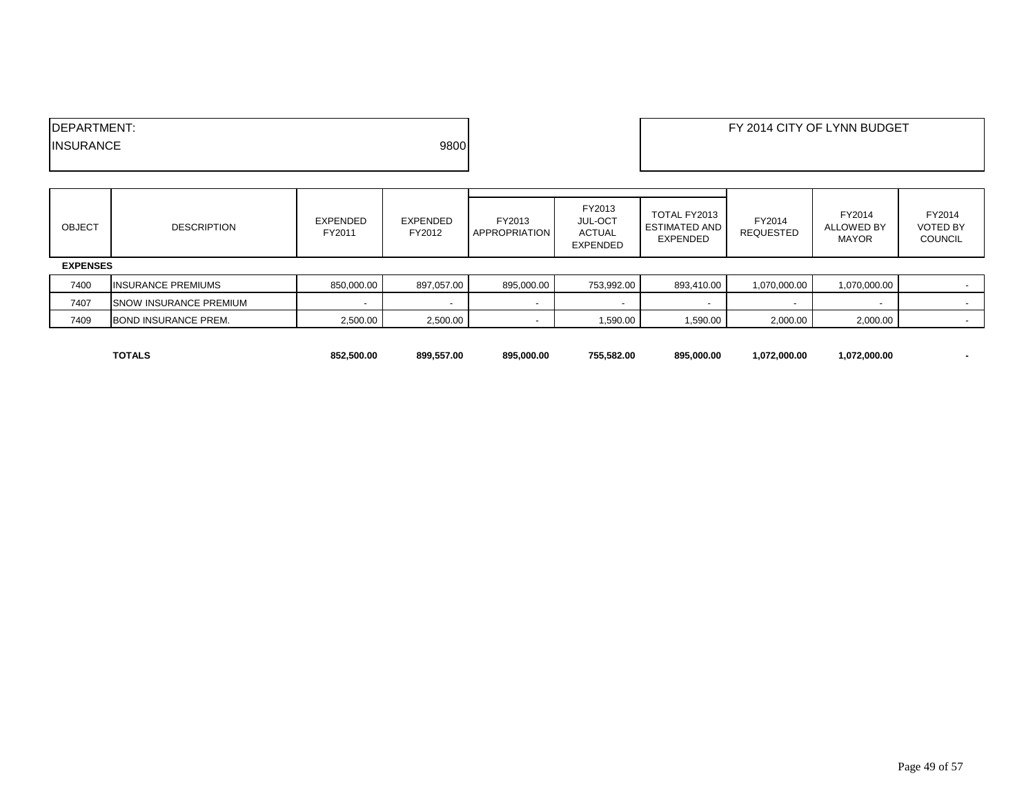DEPARTMENT:
INSURANCE 9800

FY 2014 CITY OF LYNN BUDGET

| OBJECT | DESCRIPTION | EXPENDED FY2011 | EXPENDED FY2012 | FY2013 APPROPRIATION | FY2013 JUL-OCT ACTUAL EXPENDED | TOTAL FY2013 ESTIMATED AND EXPENDED | FY2014 REQUESTED | FY2014 ALLOWED BY MAYOR | FY2014 VOTED BY COUNCIL |
|---|---|---|---|---|---|---|---|---|---|
| **EXPENSES** | | | | | | | | | |
| 7400 | INSURANCE PREMIUMS | 850,000.00 | 897,057.00 | 895,000.00 | 753,992.00 | 893,410.00 | 1,070,000.00 | 1,070,000.00 | - |
| 7407 | SNOW INSURANCE PREMIUM | - | - | - | - | - | - | - | - |
| 7409 | BOND INSURANCE PREM. | 2,500.00 | 2,500.00 | - | 1,590.00 | 1,590.00 | 2,000.00 | 2,000.00 | - |
| | **TOTALS** | **852,500.00** | **899,557.00** | **895,000.00** | **755,582.00** | **895,000.00** | **1,072,000.00** | **1,072,000.00** | **-** |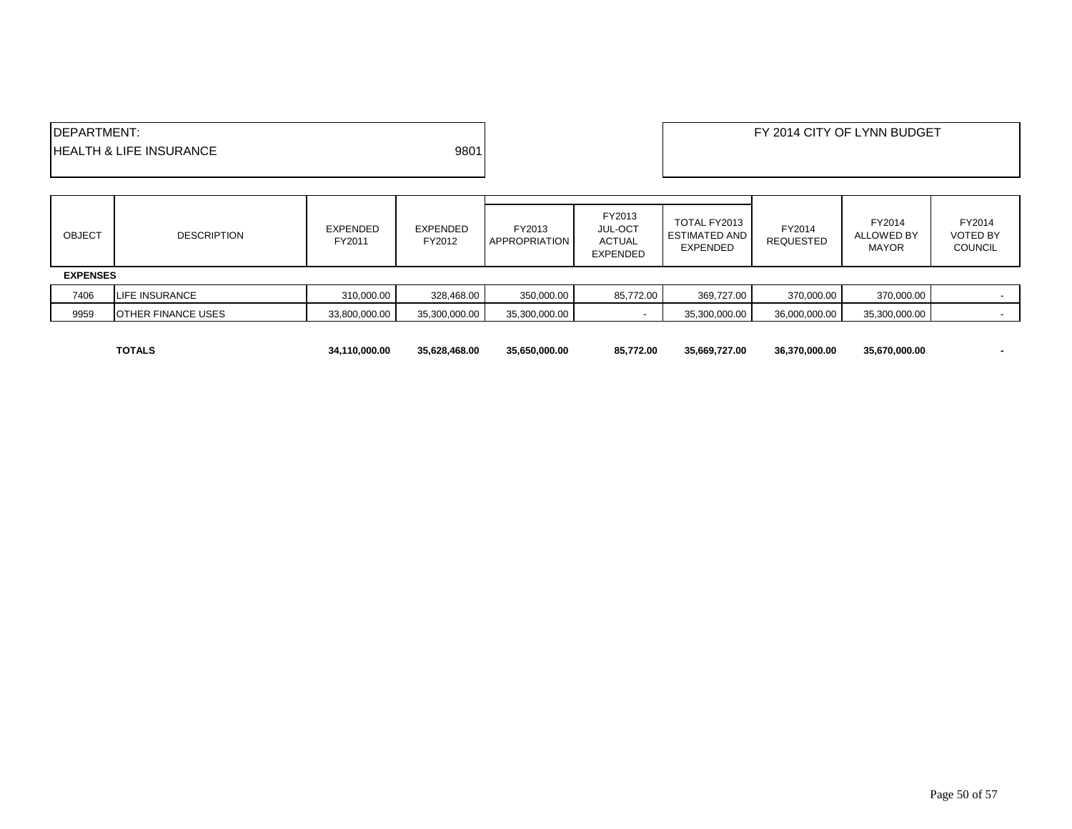| DEPARTMENT: | |
|---|---|
| HEALTH & LIFE INSURANCE | 9801 |

FY 2014 CITY OF LYNN BUDGET

| OBJECT | DESCRIPTION | EXPENDED FY2011 | EXPENDED FY2012 | FY2013 APPROPRIATION | FY2013 JUL-OCT ACTUAL EXPENDED | TOTAL FY2013 ESTIMATED AND EXPENDED | FY2014 REQUESTED | FY2014 ALLOWED BY MAYOR | FY2014 VOTED BY COUNCIL |
|---|---|---|---|---|---|---|---|---|---|
| **EXPENSES** | | | | | | | | | |
| 7406 | LIFE INSURANCE | 310,000.00 | 328,468.00 | 350,000.00 | 85,772.00 | 369,727.00 | 370,000.00 | 370,000.00 | - |
| 9959 | OTHER FINANCE USES | 33,800,000.00 | 35,300,000.00 | 35,300,000.00 | - | 35,300,000.00 | 36,000,000.00 | 35,300,000.00 | - |
| | **TOTALS** | **34,110,000.00** | **35,628,468.00** | **35,650,000.00** | **85,772.00** | **35,669,727.00** | **36,370,000.00** | **35,670,000.00** | **-** |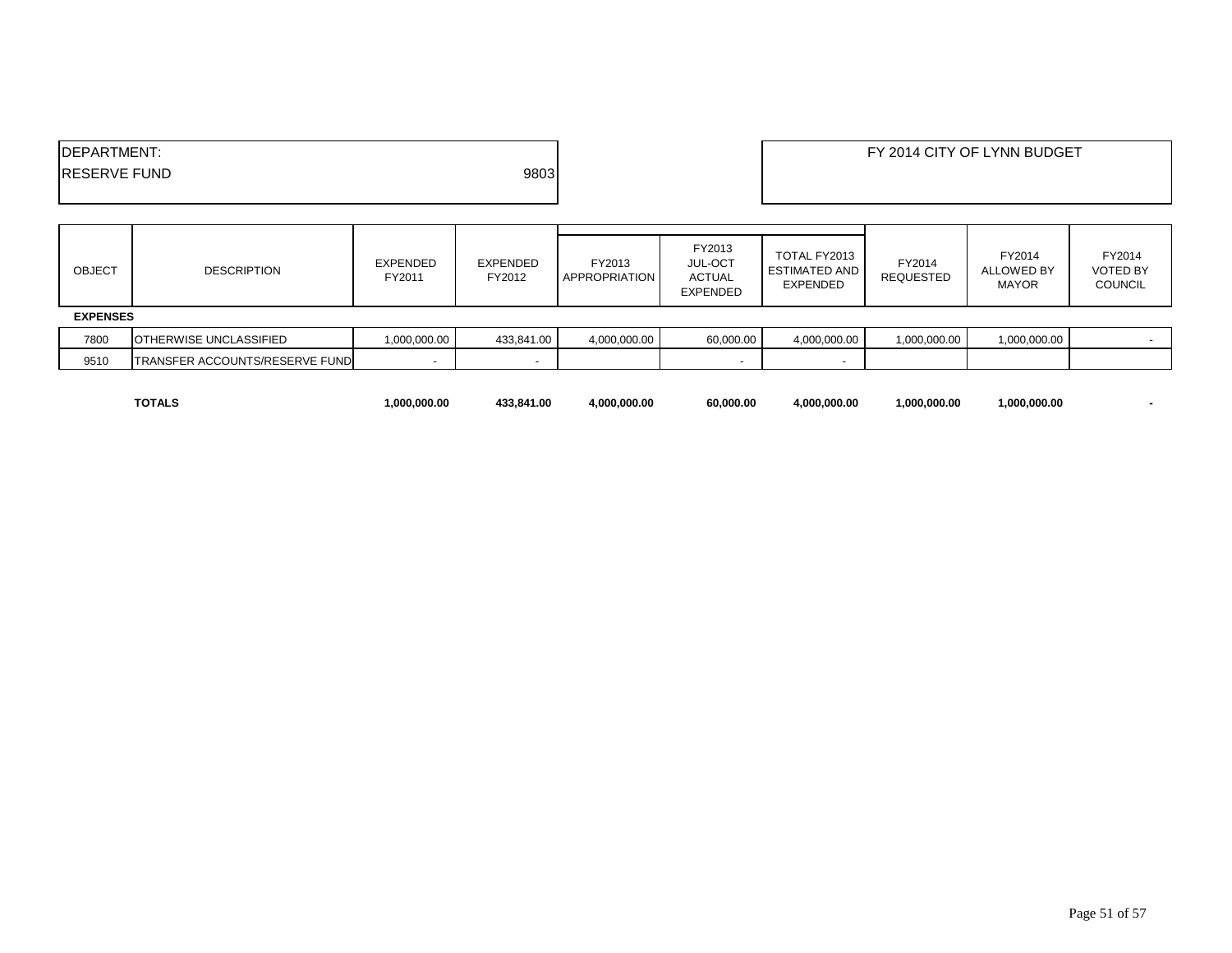| DEPARTMENT: | | FY 2014 CITY OF LYNN BUDGET |
|---|---|---|
| RESERVE FUND | 9803 | |

| OBJECT | DESCRIPTION | EXPENDED FY2011 | EXPENDED FY2012 | FY2013 APPROPRIATION | FY2013 JUL-OCT ACTUAL EXPENDED | TOTAL FY2013 ESTIMATED AND EXPENDED | FY2014 REQUESTED | FY2014 ALLOWED BY MAYOR | FY2014 VOTED BY COUNCIL |
|---|---|---|---|---|---|---|---|---|---|
| **EXPENSES** | | | | | | | | | |
| 7800 | OTHERWISE UNCLASSIFIED | 1,000,000.00 | 433,841.00 | 4,000,000.00 | 60,000.00 | 4,000,000.00 | 1,000,000.00 | 1,000,000.00 | - |
| 9510 | TRANSFER ACCOUNTS/RESERVE FUND | - | - | | - | - | | | |
| | **TOTALS** | **1,000,000.00** | **433,841.00** | **4,000,000.00** | **60,000.00** | **4,000,000.00** | **1,000,000.00** | **1,000,000.00** | **-** |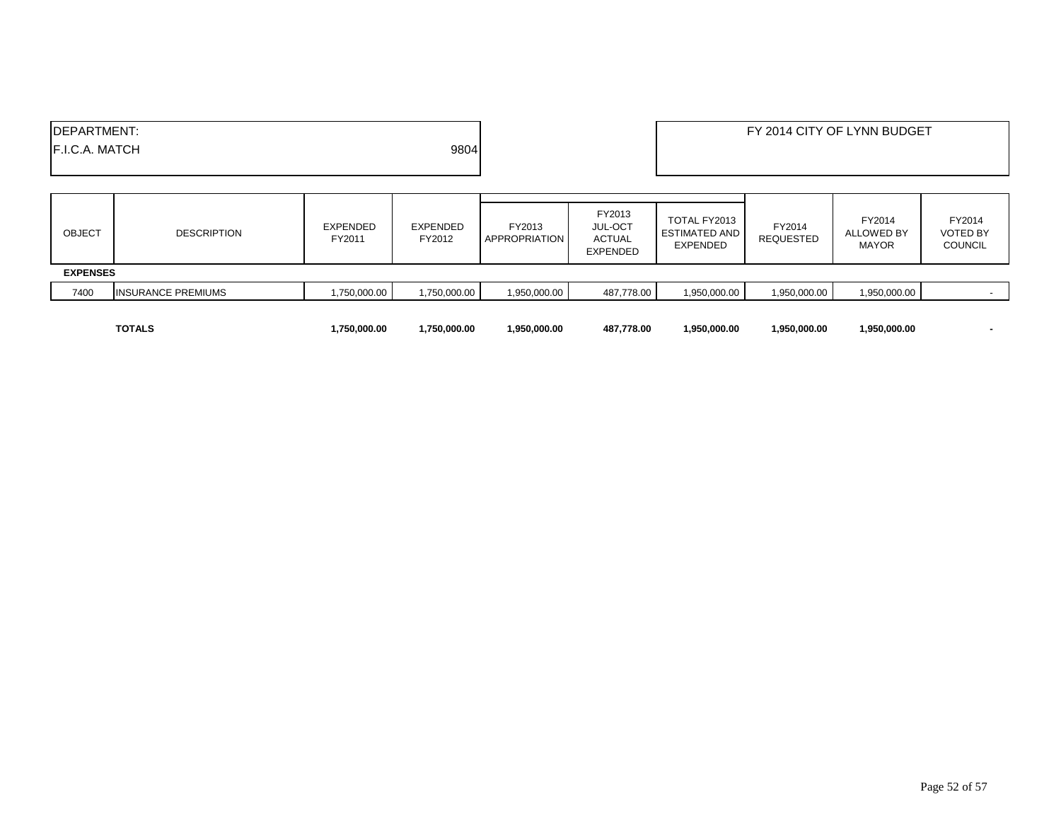| DEPARTMENT: | |
| --- | --- |
| F.I.C.A. MATCH | 9804 |

FY 2014 CITY OF LYNN BUDGET

| OBJECT | DESCRIPTION | EXPENDED FY2011 | EXPENDED FY2012 | FY2013 APPROPRIATION | FY2013 JUL-OCT ACTUAL EXPENDED | TOTAL FY2013 ESTIMATED AND EXPENDED | FY2014 REQUESTED | FY2014 ALLOWED BY MAYOR | FY2014 VOTED BY COUNCIL |
| --- | --- | --- | --- | --- | --- | --- | --- | --- | --- |
| **EXPENSES** | | | | | | | | | |
| 7400 | INSURANCE PREMIUMS | 1,750,000.00 | 1,750,000.00 | 1,950,000.00 | 487,778.00 | 1,950,000.00 | 1,950,000.00 | 1,950,000.00 | - |
| | **TOTALS** | **1,750,000.00** | **1,750,000.00** | **1,950,000.00** | **487,778.00** | **1,950,000.00** | **1,950,000.00** | **1,950,000.00** | **-** |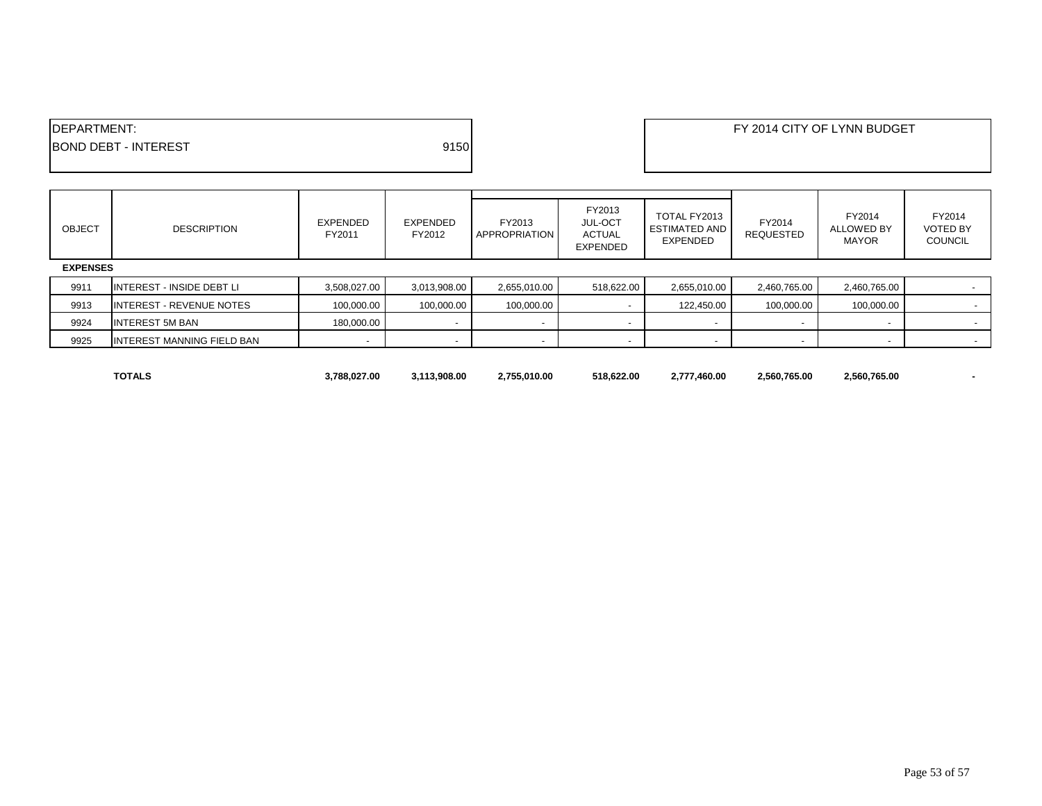DEPARTMENT:
BOND DEBT - INTEREST 9150

FY 2014 CITY OF LYNN BUDGET

| OBJECT | DESCRIPTION | EXPENDED FY2011 | EXPENDED FY2012 | FY2013 APPROPRIATION | FY2013 JUL-OCT ACTUAL EXPENDED | TOTAL FY2013 ESTIMATED AND EXPENDED | FY2014 REQUESTED | FY2014 ALLOWED BY MAYOR | FY2014 VOTED BY COUNCIL |
|---|---|---|---|---|---|---|---|---|---|
| **EXPENSES** | | | | | | | | | |
| 9911 | INTEREST - INSIDE DEBT LI | 3,508,027.00 | 3,013,908.00 | 2,655,010.00 | 518,622.00 | 2,655,010.00 | 2,460,765.00 | 2,460,765.00 | - |
| 9913 | INTEREST - REVENUE NOTES | 100,000.00 | 100,000.00 | 100,000.00 | - | 122,450.00 | 100,000.00 | 100,000.00 | - |
| 9924 | INTEREST 5M BAN | 180,000.00 | - | - | - | - | - | - | - |
| 9925 | INTEREST MANNING FIELD BAN | - | - | - | - | - | - | - | - |
| | **TOTALS** | **3,788,027.00** | **3,113,908.00** | **2,755,010.00** | **518,622.00** | **2,777,460.00** | **2,560,765.00** | **2,560,765.00** | **-** |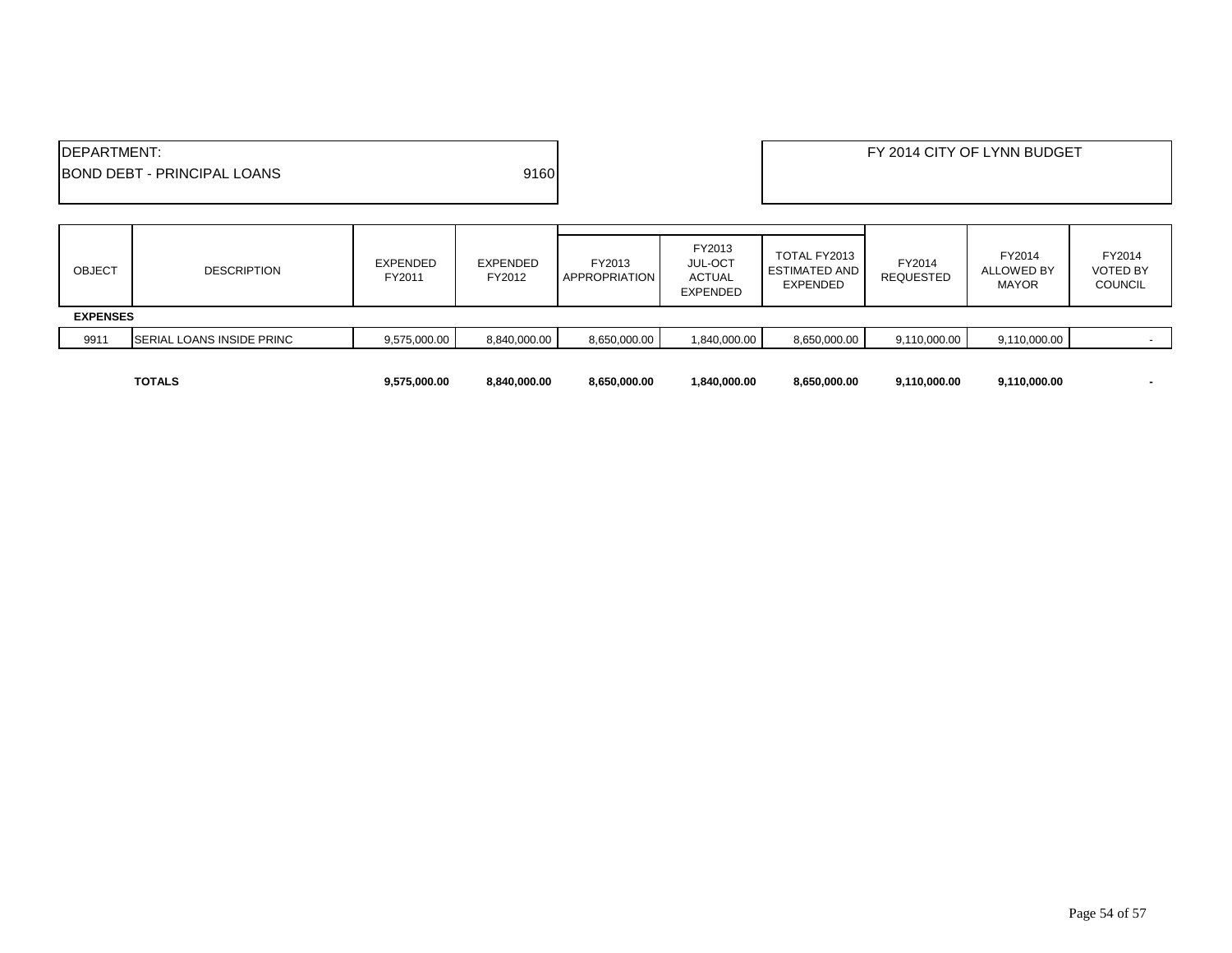DEPARTMENT:
BOND DEBT - PRINCIPAL LOANS 9160

FY 2014 CITY OF LYNN BUDGET

| OBJECT | DESCRIPTION | EXPENDED FY2011 | EXPENDED FY2012 | FY2013 APPROPRIATION | FY2013 JUL-OCT ACTUAL EXPENDED | TOTAL FY2013 ESTIMATED AND EXPENDED | FY2014 REQUESTED | FY2014 ALLOWED BY MAYOR | FY2014 VOTED BY COUNCIL |
|---|---|---|---|---|---|---|---|---|---|
| **EXPENSES** | | | | | | | | | |
| 9911 | SERIAL LOANS INSIDE PRINC | 9,575,000.00 | 8,840,000.00 | 8,650,000.00 | 1,840,000.00 | 8,650,000.00 | 9,110,000.00 | 9,110,000.00 | - |
| | **TOTALS** | **9,575,000.00** | **8,840,000.00** | **8,650,000.00** | **1,840,000.00** | **8,650,000.00** | **9,110,000.00** | **9,110,000.00** | **-** |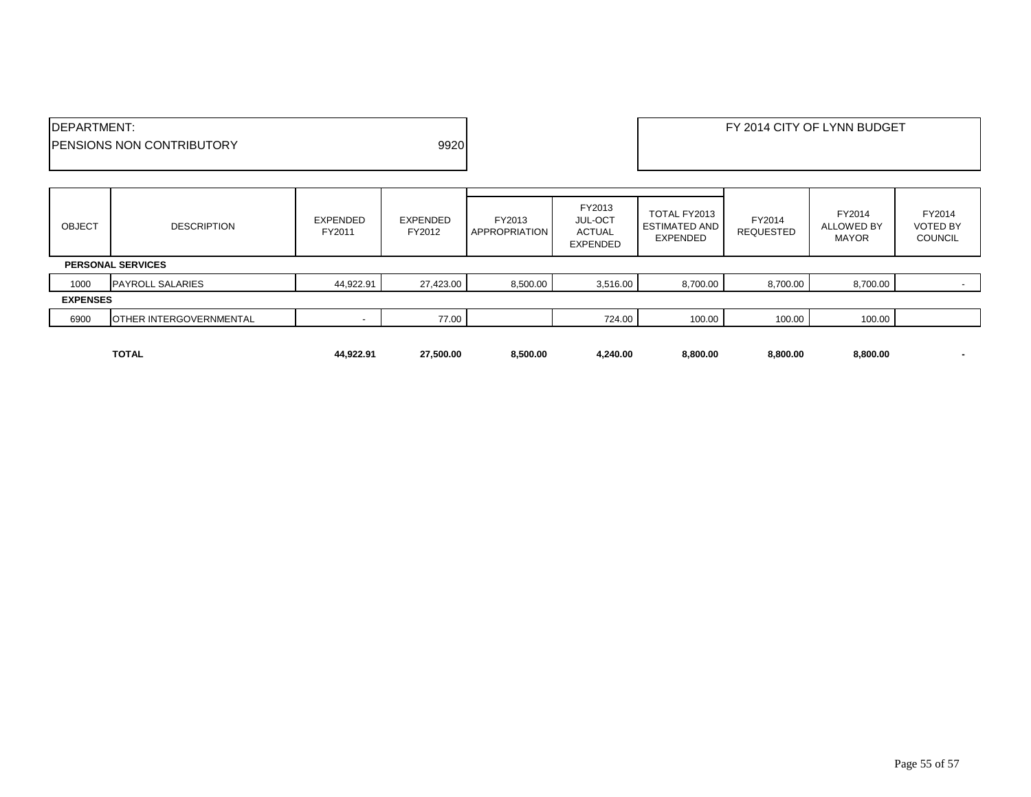DEPARTMENT:
PENSIONS NON CONTRIBUTORY 9920

FY 2014 CITY OF LYNN BUDGET

| OBJECT | DESCRIPTION | EXPENDED FY2011 | EXPENDED FY2012 | FY2013 APPROPRIATION | FY2013 JUL-OCT ACTUAL EXPENDED | TOTAL FY2013 ESTIMATED AND EXPENDED | FY2014 REQUESTED | FY2014 ALLOWED BY MAYOR | FY2014 VOTED BY COUNCIL |
|---|---|---|---|---|---|---|---|---|---|
| **PERSONAL SERVICES** | | | | | | | | | |
| 1000 | PAYROLL SALARIES | 44,922.91 | 27,423.00 | 8,500.00 | 3,516.00 | 8,700.00 | 8,700.00 | 8,700.00 | - |
| **EXPENSES** | | | | | | | | | |
| 6900 | OTHER INTERGOVERNMENTAL | - | 77.00 | | 724.00 | 100.00 | 100.00 | 100.00 | |
| | **TOTAL** | **44,922.91** | **27,500.00** | **8,500.00** | **4,240.00** | **8,800.00** | **8,800.00** | **8,800.00** | **-** |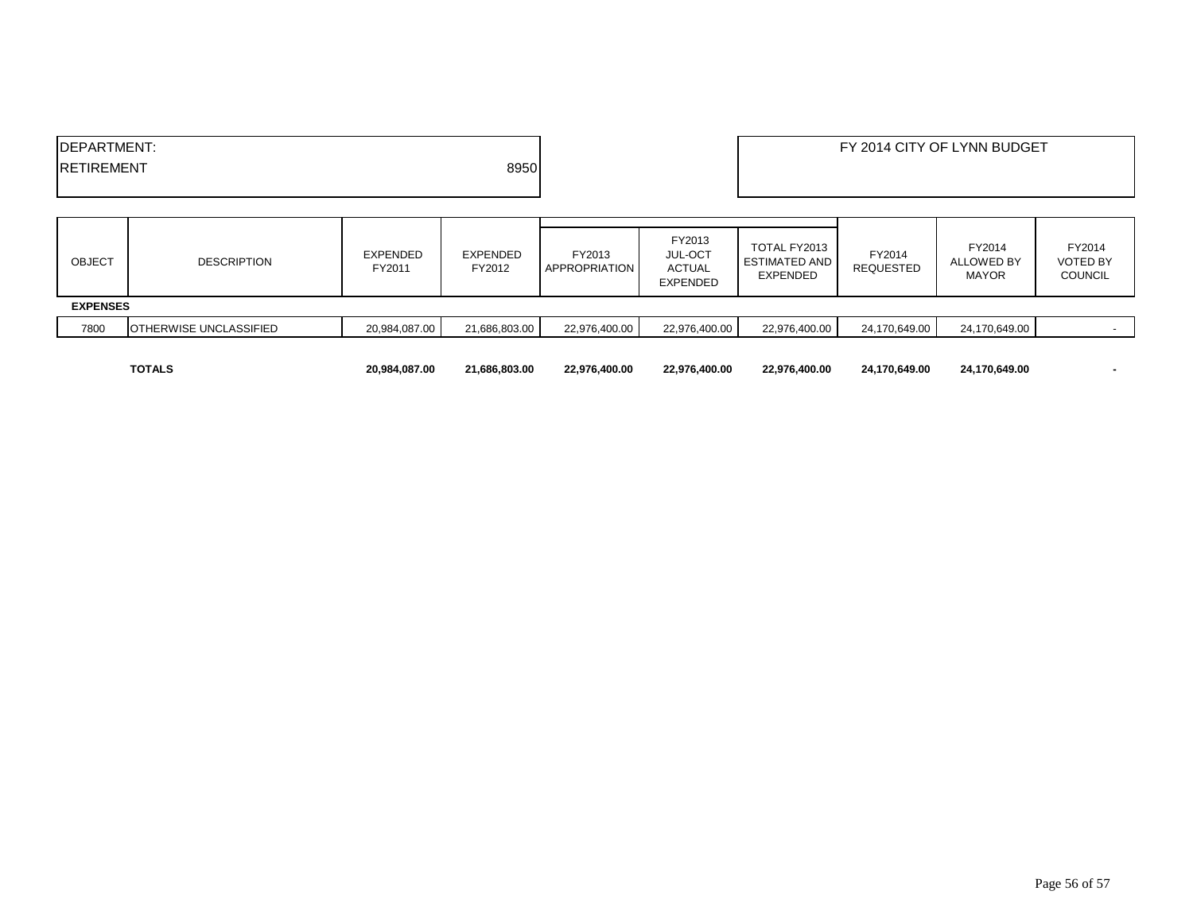| DEPARTMENT: | | FY 2014 CITY OF LYNN BUDGET |
|---|---|---|
| RETIREMENT | 8950 | |

| OBJECT | DESCRIPTION | EXPENDED FY2011 | EXPENDED FY2012 | FY2013 APPROPRIATION | FY2013 JUL-OCT ACTUAL EXPENDED | TOTAL FY2013 ESTIMATED AND EXPENDED | FY2014 REQUESTED | FY2014 ALLOWED BY MAYOR | FY2014 VOTED BY COUNCIL |
|---|---|---|---|---|---|---|---|---|---|
| **EXPENSES** | | | | | | | | | |
| 7800 | OTHERWISE UNCLASSIFIED | 20,984,087.00 | 21,686,803.00 | 22,976,400.00 | 22,976,400.00 | 22,976,400.00 | 24,170,649.00 | 24,170,649.00 | - |
| | **TOTALS** | **20,984,087.00** | **21,686,803.00** | **22,976,400.00** | **22,976,400.00** | **22,976,400.00** | **24,170,649.00** | **24,170,649.00** | **-** |